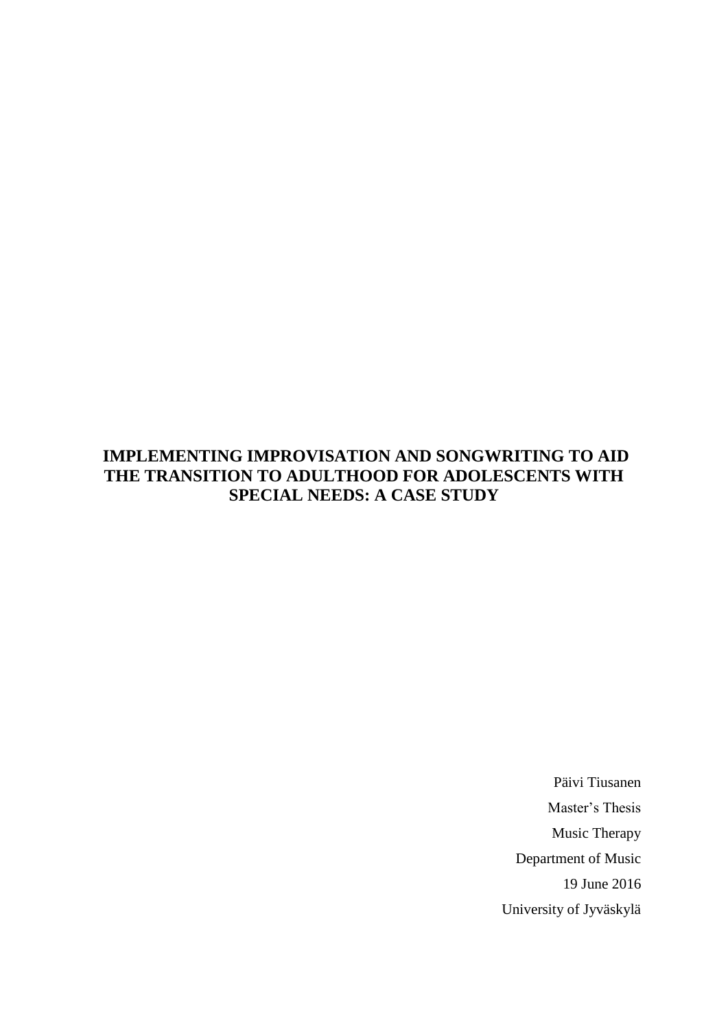# IMPLEMENTING IMPROVISATION AND SONGWRITING TO AID THE TRANSITION TO ADULTHOOD FOR ADOLESCENTS WITH SPECIAL NEEDS: A CASE STUDY

Päivi Tiusanen

Master's Thesis

Music Therapy

Department of Music

19 June 2016

University of Jyväskylä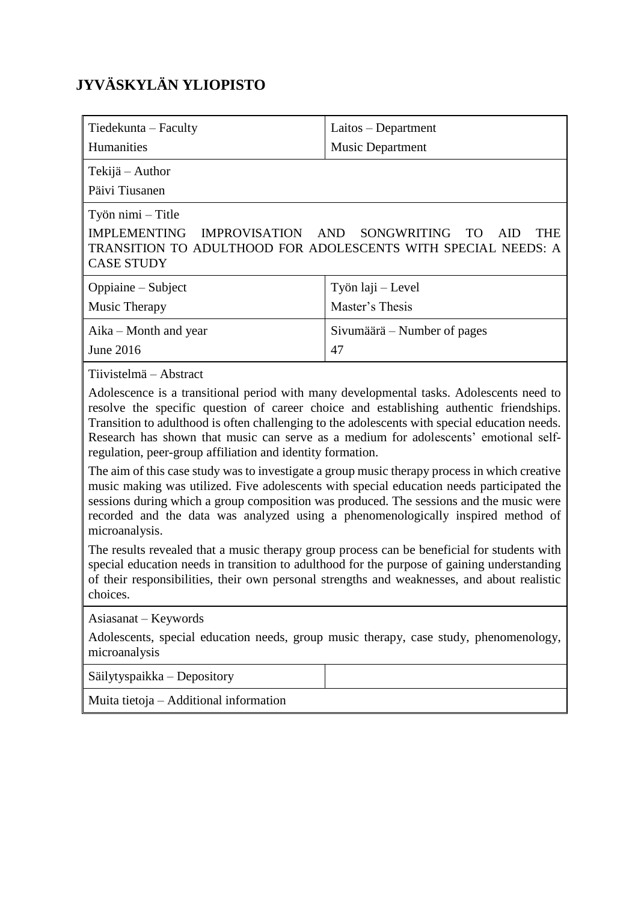**JYVÄSKYLÄN YLIOPISTO**

| Tiedekunta – Faculty<br>Humanities | Laitos – Department<br>Music Department |
|---|---|
| Tekijä – Author<br>Päivi Tiusanen | |
| Työn nimi – Title<br>IMPLEMENTING IMPROVISATION AND SONGWRITING TO AID THE TRANSITION TO ADULTHOOD FOR ADOLESCENTS WITH SPECIAL NEEDS: A CASE STUDY | |
| Oppiaine – Subject<br>Music Therapy | Työn laji – Level<br>Master's Thesis |
| Aika – Month and year<br>June 2016 | Sivumäärä – Number of pages<br>47 |

Tiivistelmä – Abstract

Adolescence is a transitional period with many developmental tasks. Adolescents need to resolve the specific question of career choice and establishing authentic friendships. Transition to adulthood is often challenging to the adolescents with special education needs. Research has shown that music can serve as a medium for adolescents' emotional self-regulation, peer-group affiliation and identity formation.

The aim of this case study was to investigate a group music therapy process in which creative music making was utilized. Five adolescents with special education needs participated the sessions during which a group composition was produced. The sessions and the music were recorded and the data was analyzed using a phenomenologically inspired method of microanalysis.

The results revealed that a music therapy group process can be beneficial for students with special education needs in transition to adulthood for the purpose of gaining understanding of their responsibilities, their own personal strengths and weaknesses, and about realistic choices.

Asiasanat – Keywords

Adolescents, special education needs, group music therapy, case study, phenomenology, microanalysis

| Säilytyspaikka – Depository | |
|---|---|
| Muita tietoja – Additional information | |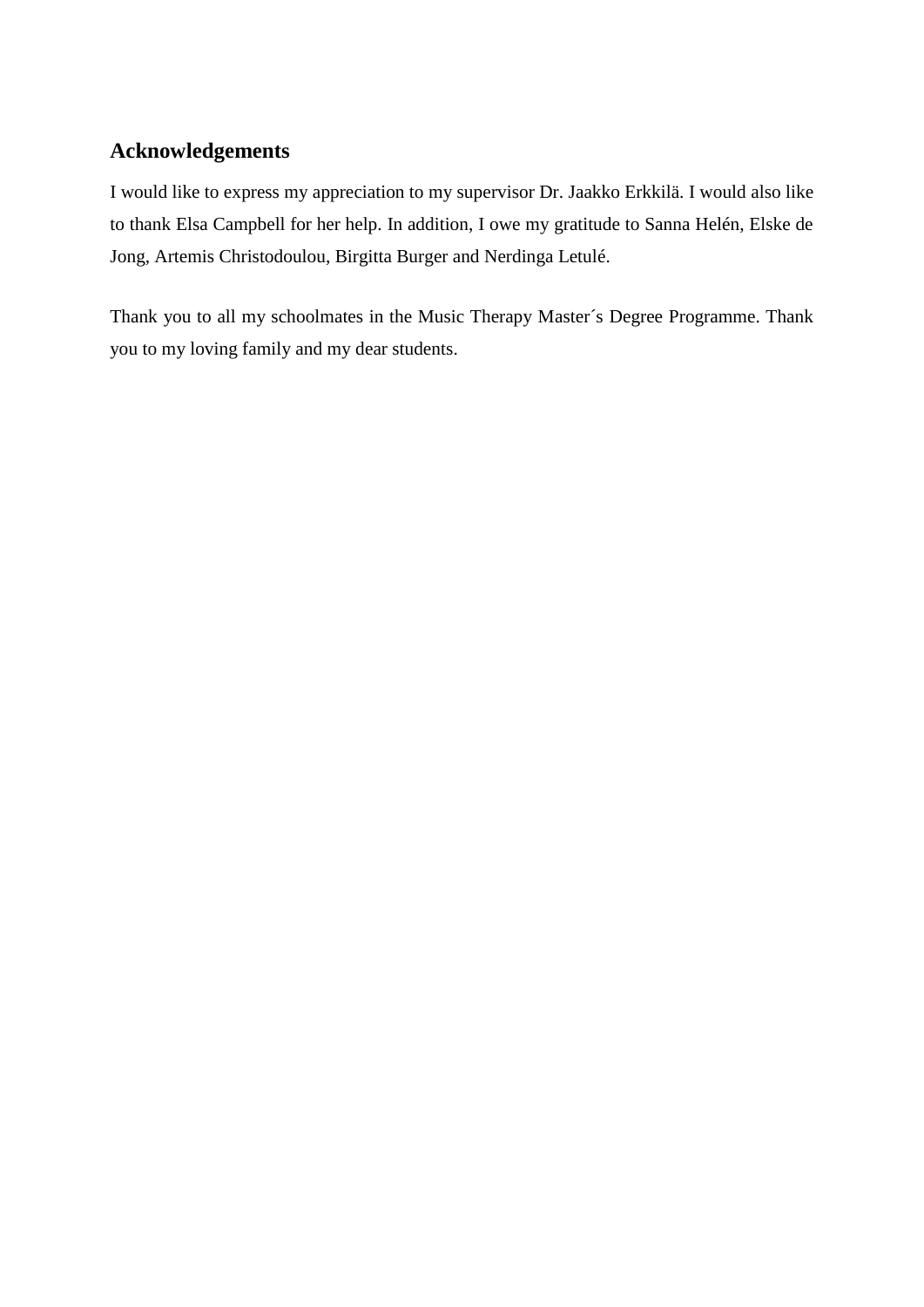## Acknowledgements

I would like to express my appreciation to my supervisor Dr. Jaakko Erkkilä. I would also like to thank Elsa Campbell for her help. In addition, I owe my gratitude to Sanna Helén, Elske de Jong, Artemis Christodoulou, Birgitta Burger and Nerdinga Letulé.

Thank you to all my schoolmates in the Music Therapy Master´s Degree Programme. Thank you to my loving family and my dear students.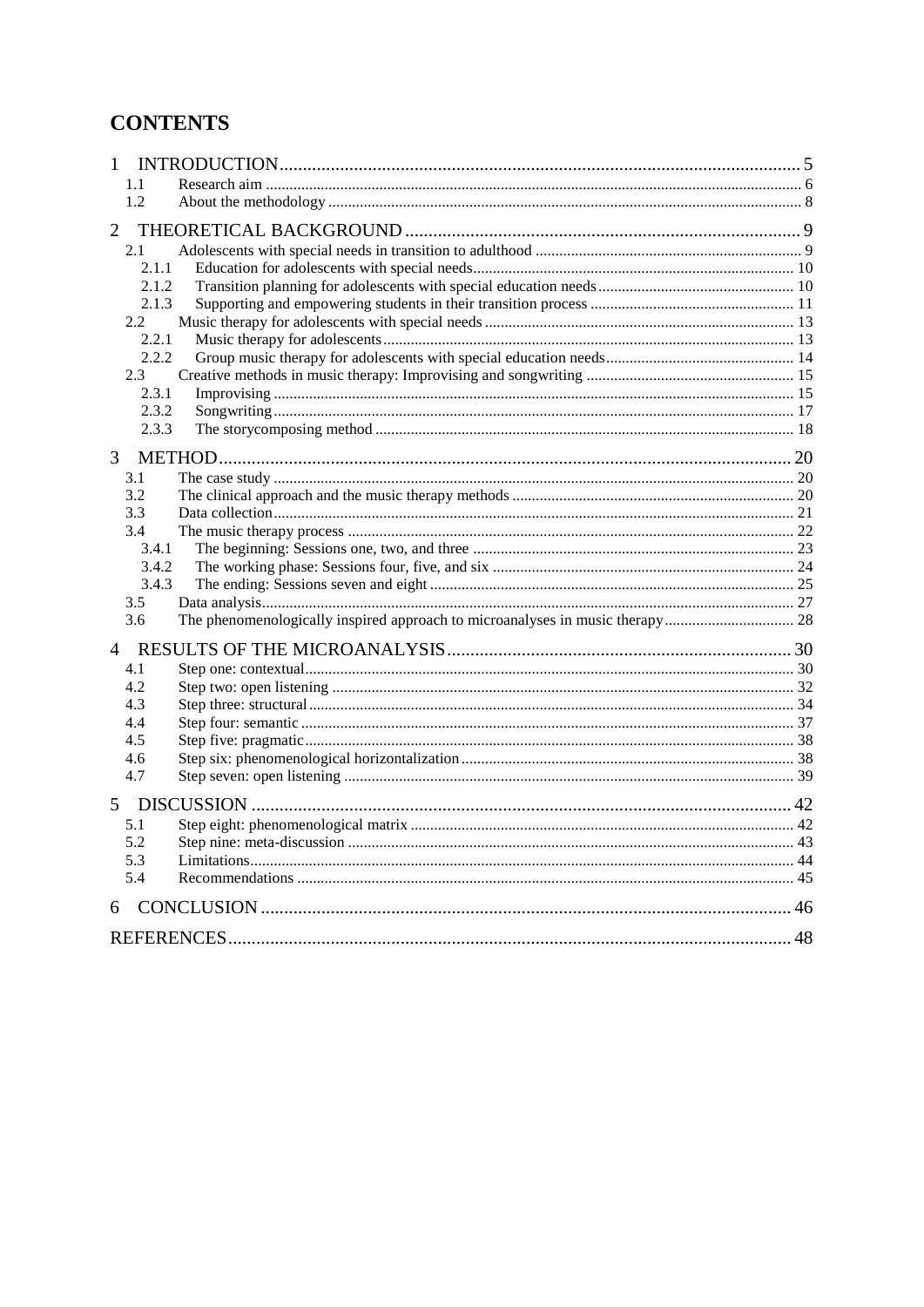# CONTENTS

1 INTRODUCTION ..... 5
  1.1 Research aim ..... 6
  1.2 About the methodology ..... 8

2 THEORETICAL BACKGROUND ..... 9
  2.1 Adolescents with special needs in transition to adulthood ..... 9
    2.1.1 Education for adolescents with special needs ..... 10
    2.1.2 Transition planning for adolescents with special education needs ..... 10
    2.1.3 Supporting and empowering students in their transition process ..... 11
  2.2 Music therapy for adolescents with special needs ..... 13
    2.2.1 Music therapy for adolescents ..... 13
    2.2.2 Group music therapy for adolescents with special education needs ..... 14
  2.3 Creative methods in music therapy: Improvising and songwriting ..... 15
    2.3.1 Improvising ..... 15
    2.3.2 Songwriting ..... 17
    2.3.3 The storycomposing method ..... 18

3 METHOD ..... 20
  3.1 The case study ..... 20
  3.2 The clinical approach and the music therapy methods ..... 20
  3.3 Data collection ..... 21
  3.4 The music therapy process ..... 22
    3.4.1 The beginning: Sessions one, two, and three ..... 23
    3.4.2 The working phase: Sessions four, five, and six ..... 24
    3.4.3 The ending: Sessions seven and eight ..... 25
  3.5 Data analysis ..... 27
  3.6 The phenomenologically inspired approach to microanalyses in music therapy ..... 28

4 RESULTS OF THE MICROANALYSIS ..... 30
  4.1 Step one: contextual ..... 30
  4.2 Step two: open listening ..... 32
  4.3 Step three: structural ..... 34
  4.4 Step four: semantic ..... 37
  4.5 Step five: pragmatic ..... 38
  4.6 Step six: phenomenological horizontalization ..... 38
  4.7 Step seven: open listening ..... 39

5 DISCUSSION ..... 42
  5.1 Step eight: phenomenological matrix ..... 42
  5.2 Step nine: meta-discussion ..... 43
  5.3 Limitations ..... 44
  5.4 Recommendations ..... 45

6 CONCLUSION ..... 46

REFERENCES ..... 48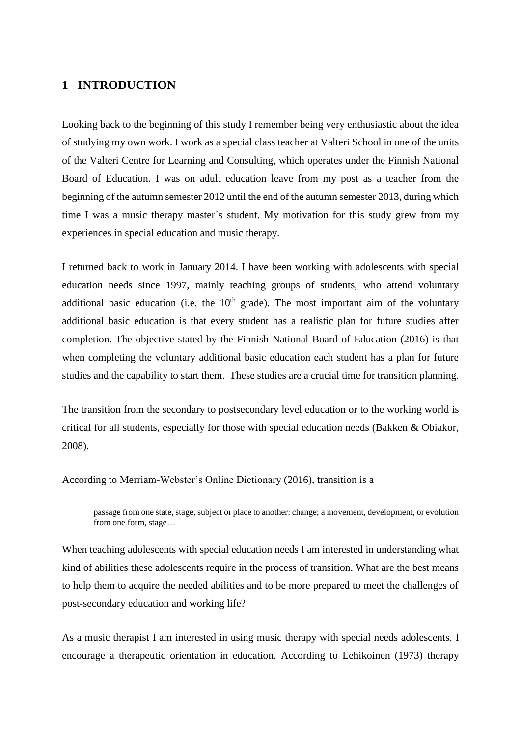# 1 INTRODUCTION

Looking back to the beginning of this study I remember being very enthusiastic about the idea of studying my own work. I work as a special class teacher at Valteri School in one of the units of the Valteri Centre for Learning and Consulting, which operates under the Finnish National Board of Education. I was on adult education leave from my post as a teacher from the beginning of the autumn semester 2012 until the end of the autumn semester 2013, during which time I was a music therapy master´s student. My motivation for this study grew from my experiences in special education and music therapy.

I returned back to work in January 2014. I have been working with adolescents with special education needs since 1997, mainly teaching groups of students, who attend voluntary additional basic education (i.e. the 10th grade). The most important aim of the voluntary additional basic education is that every student has a realistic plan for future studies after completion. The objective stated by the Finnish National Board of Education (2016) is that when completing the voluntary additional basic education each student has a plan for future studies and the capability to start them. These studies are a crucial time for transition planning.

The transition from the secondary to postsecondary level education or to the working world is critical for all students, especially for those with special education needs (Bakken & Obiakor, 2008).

According to Merriam-Webster's Online Dictionary (2016), transition is a

> passage from one state, stage, subject or place to another: change; a movement, development, or evolution from one form, stage…

When teaching adolescents with special education needs I am interested in understanding what kind of abilities these adolescents require in the process of transition. What are the best means to help them to acquire the needed abilities and to be more prepared to meet the challenges of post-secondary education and working life?

As a music therapist I am interested in using music therapy with special needs adolescents. I encourage a therapeutic orientation in education. According to Lehikoinen (1973) therapy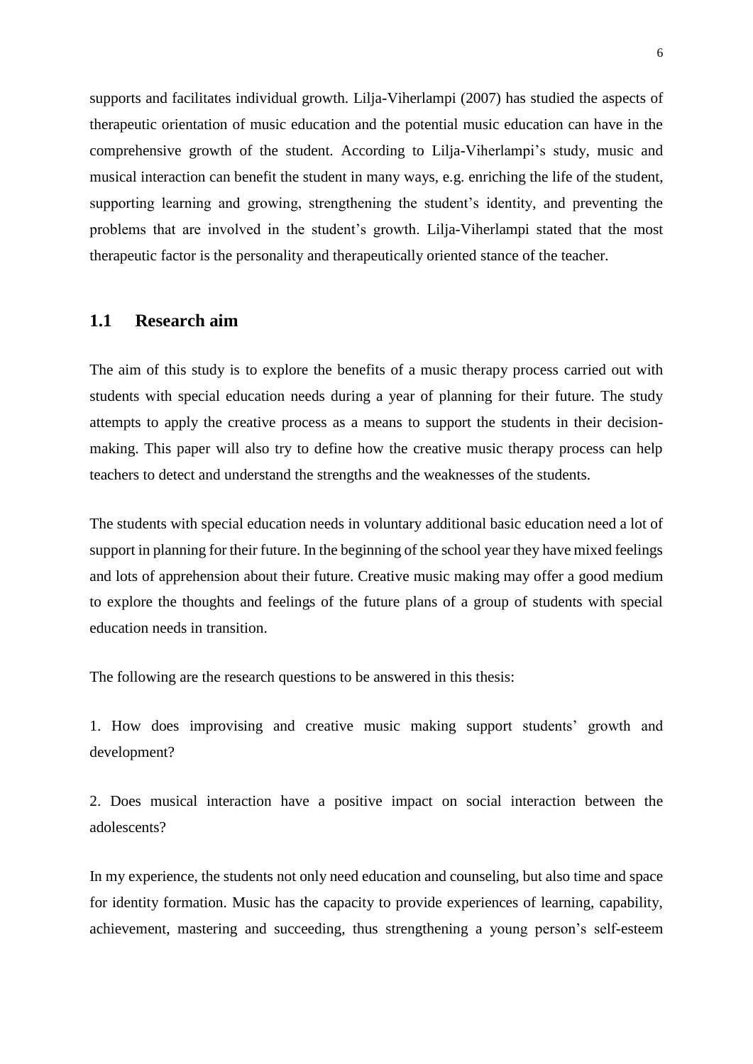supports and facilitates individual growth. Lilja-Viherlampi (2007) has studied the aspects of therapeutic orientation of music education and the potential music education can have in the comprehensive growth of the student. According to Lilja-Viherlampi's study, music and musical interaction can benefit the student in many ways, e.g. enriching the life of the student, supporting learning and growing, strengthening the student's identity, and preventing the problems that are involved in the student's growth. Lilja-Viherlampi stated that the most therapeutic factor is the personality and therapeutically oriented stance of the teacher.

## 1.1 Research aim

The aim of this study is to explore the benefits of a music therapy process carried out with students with special education needs during a year of planning for their future. The study attempts to apply the creative process as a means to support the students in their decision-making. This paper will also try to define how the creative music therapy process can help teachers to detect and understand the strengths and the weaknesses of the students.

The students with special education needs in voluntary additional basic education need a lot of support in planning for their future. In the beginning of the school year they have mixed feelings and lots of apprehension about their future. Creative music making may offer a good medium to explore the thoughts and feelings of the future plans of a group of students with special education needs in transition.

The following are the research questions to be answered in this thesis:

1. How does improvising and creative music making support students' growth and development?

2. Does musical interaction have a positive impact on social interaction between the adolescents?

In my experience, the students not only need education and counseling, but also time and space for identity formation. Music has the capacity to provide experiences of learning, capability, achievement, mastering and succeeding, thus strengthening a young person's self-esteem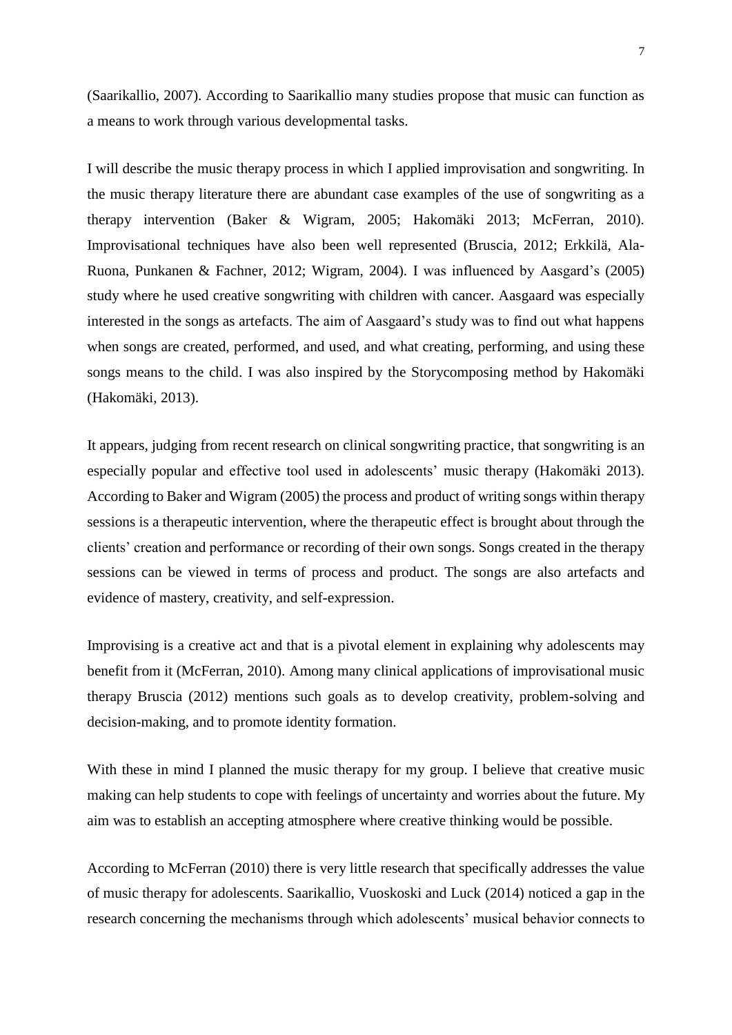(Saarikallio, 2007). According to Saarikallio many studies propose that music can function as a means to work through various developmental tasks.

I will describe the music therapy process in which I applied improvisation and songwriting. In the music therapy literature there are abundant case examples of the use of songwriting as a therapy intervention (Baker & Wigram, 2005; Hakomäki 2013; McFerran, 2010). Improvisational techniques have also been well represented (Bruscia, 2012; Erkkilä, Ala-Ruona, Punkanen & Fachner, 2012; Wigram, 2004). I was influenced by Aasgard's (2005) study where he used creative songwriting with children with cancer. Aasgaard was especially interested in the songs as artefacts. The aim of Aasgaard's study was to find out what happens when songs are created, performed, and used, and what creating, performing, and using these songs means to the child. I was also inspired by the Storycomposing method by Hakomäki (Hakomäki, 2013).

It appears, judging from recent research on clinical songwriting practice, that songwriting is an especially popular and effective tool used in adolescents' music therapy (Hakomäki 2013). According to Baker and Wigram (2005) the process and product of writing songs within therapy sessions is a therapeutic intervention, where the therapeutic effect is brought about through the clients' creation and performance or recording of their own songs. Songs created in the therapy sessions can be viewed in terms of process and product. The songs are also artefacts and evidence of mastery, creativity, and self-expression.

Improvising is a creative act and that is a pivotal element in explaining why adolescents may benefit from it (McFerran, 2010). Among many clinical applications of improvisational music therapy Bruscia (2012) mentions such goals as to develop creativity, problem-solving and decision-making, and to promote identity formation.

With these in mind I planned the music therapy for my group. I believe that creative music making can help students to cope with feelings of uncertainty and worries about the future. My aim was to establish an accepting atmosphere where creative thinking would be possible.

According to McFerran (2010) there is very little research that specifically addresses the value of music therapy for adolescents. Saarikallio, Vuoskoski and Luck (2014) noticed a gap in the research concerning the mechanisms through which adolescents' musical behavior connects to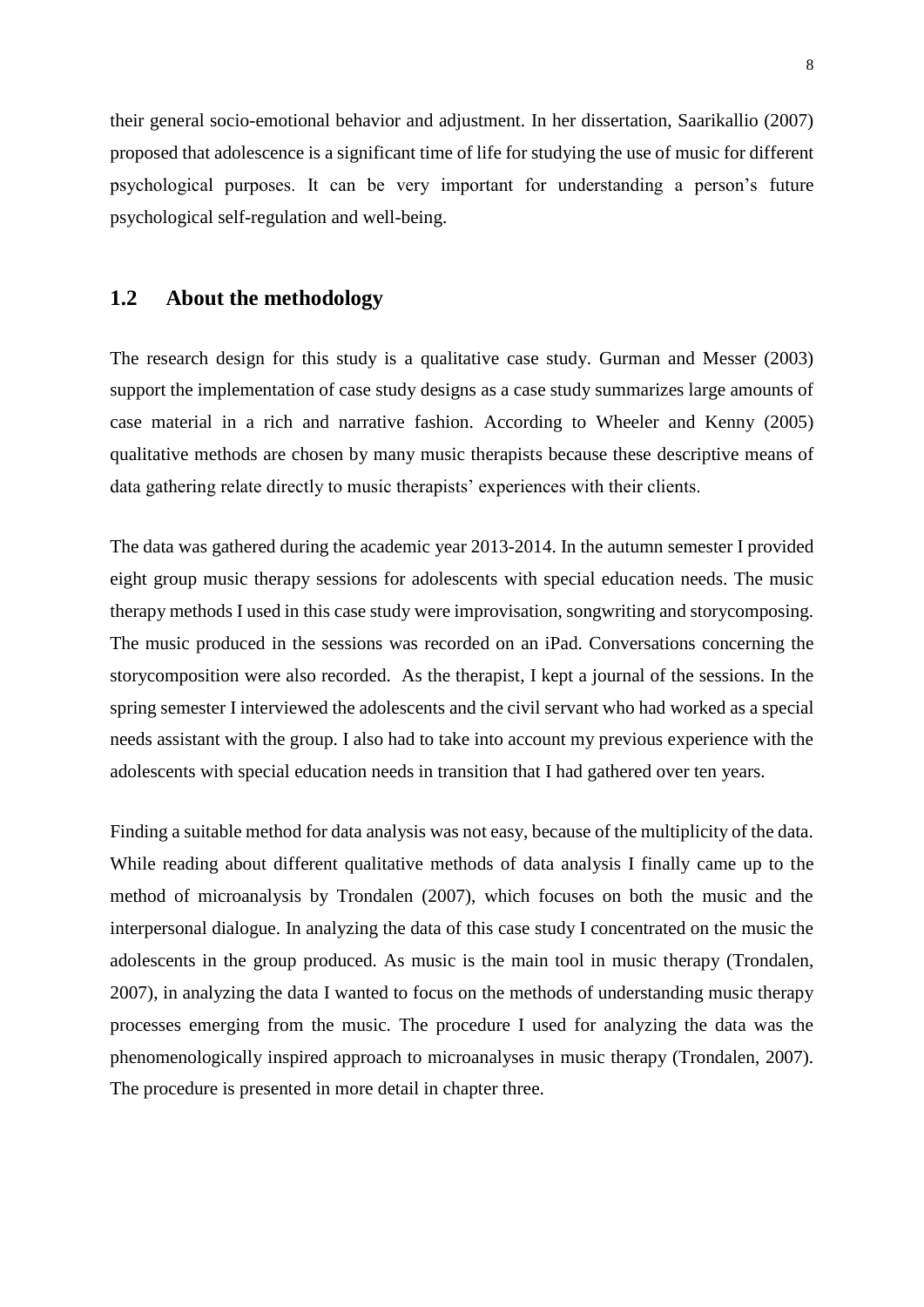their general socio-emotional behavior and adjustment. In her dissertation, Saarikallio (2007) proposed that adolescence is a significant time of life for studying the use of music for different psychological purposes. It can be very important for understanding a person's future psychological self-regulation and well-being.

## 1.2 About the methodology

The research design for this study is a qualitative case study. Gurman and Messer (2003) support the implementation of case study designs as a case study summarizes large amounts of case material in a rich and narrative fashion. According to Wheeler and Kenny (2005) qualitative methods are chosen by many music therapists because these descriptive means of data gathering relate directly to music therapists' experiences with their clients.

The data was gathered during the academic year 2013-2014. In the autumn semester I provided eight group music therapy sessions for adolescents with special education needs. The music therapy methods I used in this case study were improvisation, songwriting and storycomposing. The music produced in the sessions was recorded on an iPad. Conversations concerning the storycomposition were also recorded. As the therapist, I kept a journal of the sessions. In the spring semester I interviewed the adolescents and the civil servant who had worked as a special needs assistant with the group. I also had to take into account my previous experience with the adolescents with special education needs in transition that I had gathered over ten years.

Finding a suitable method for data analysis was not easy, because of the multiplicity of the data. While reading about different qualitative methods of data analysis I finally came up to the method of microanalysis by Trondalen (2007), which focuses on both the music and the interpersonal dialogue. In analyzing the data of this case study I concentrated on the music the adolescents in the group produced. As music is the main tool in music therapy (Trondalen, 2007), in analyzing the data I wanted to focus on the methods of understanding music therapy processes emerging from the music. The procedure I used for analyzing the data was the phenomenologically inspired approach to microanalyses in music therapy (Trondalen, 2007). The procedure is presented in more detail in chapter three.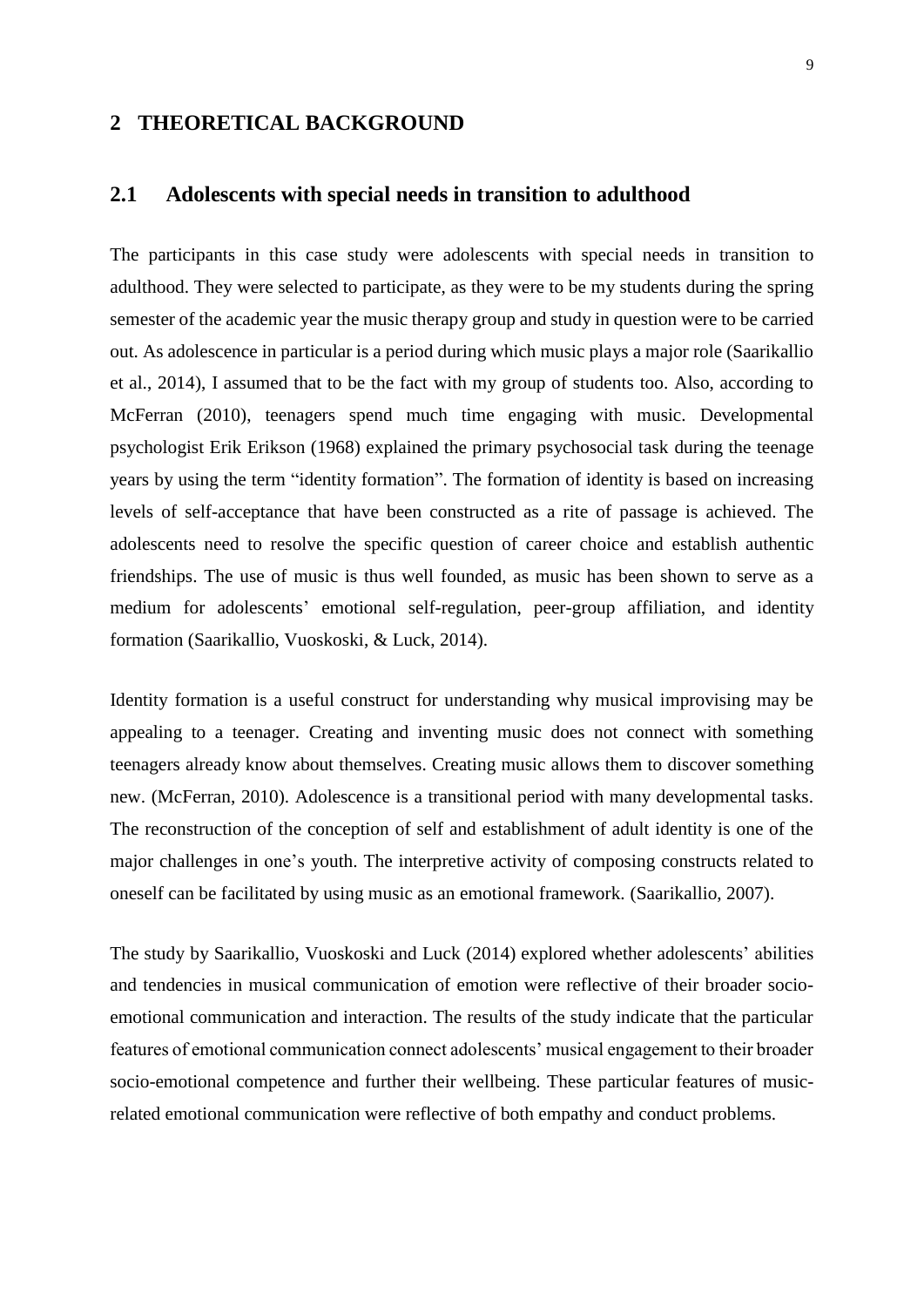# 2 THEORETICAL BACKGROUND

## 2.1 Adolescents with special needs in transition to adulthood

The participants in this case study were adolescents with special needs in transition to adulthood. They were selected to participate, as they were to be my students during the spring semester of the academic year the music therapy group and study in question were to be carried out. As adolescence in particular is a period during which music plays a major role (Saarikallio et al., 2014), I assumed that to be the fact with my group of students too. Also, according to McFerran (2010), teenagers spend much time engaging with music. Developmental psychologist Erik Erikson (1968) explained the primary psychosocial task during the teenage years by using the term "identity formation". The formation of identity is based on increasing levels of self-acceptance that have been constructed as a rite of passage is achieved. The adolescents need to resolve the specific question of career choice and establish authentic friendships. The use of music is thus well founded, as music has been shown to serve as a medium for adolescents' emotional self-regulation, peer-group affiliation, and identity formation (Saarikallio, Vuoskoski, & Luck, 2014).

Identity formation is a useful construct for understanding why musical improvising may be appealing to a teenager. Creating and inventing music does not connect with something teenagers already know about themselves. Creating music allows them to discover something new. (McFerran, 2010). Adolescence is a transitional period with many developmental tasks. The reconstruction of the conception of self and establishment of adult identity is one of the major challenges in one's youth. The interpretive activity of composing constructs related to oneself can be facilitated by using music as an emotional framework. (Saarikallio, 2007).

The study by Saarikallio, Vuoskoski and Luck (2014) explored whether adolescents' abilities and tendencies in musical communication of emotion were reflective of their broader socio-emotional communication and interaction. The results of the study indicate that the particular features of emotional communication connect adolescents' musical engagement to their broader socio-emotional competence and further their wellbeing. These particular features of music-related emotional communication were reflective of both empathy and conduct problems.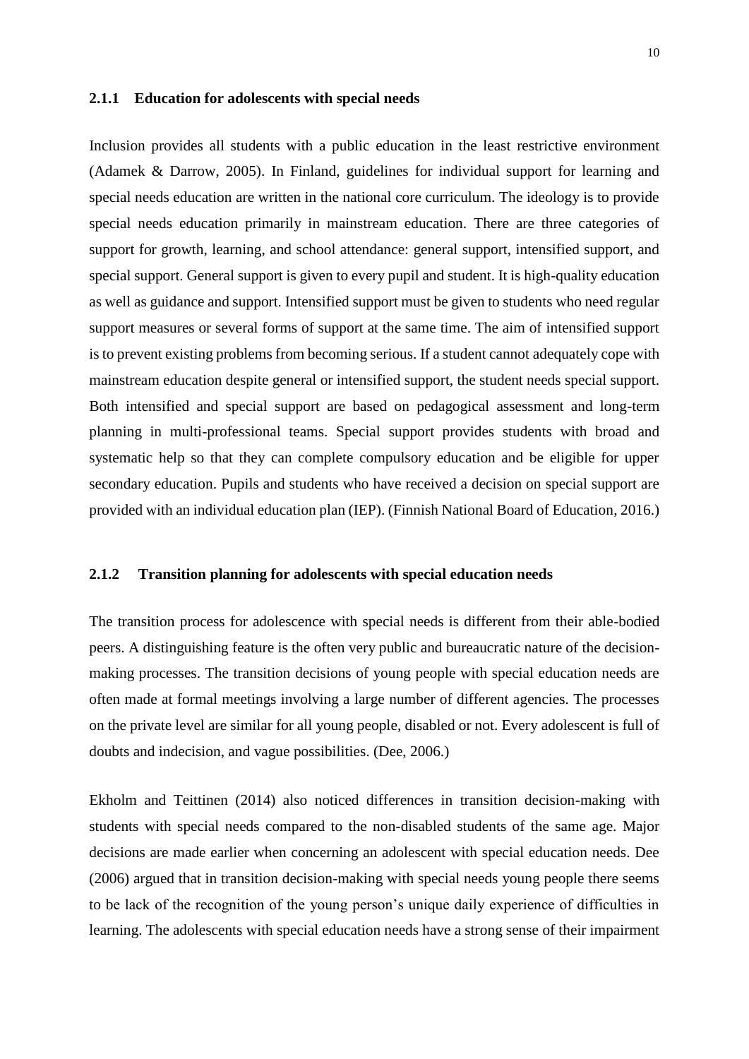### 2.1.1 Education for adolescents with special needs

Inclusion provides all students with a public education in the least restrictive environment (Adamek & Darrow, 2005). In Finland, guidelines for individual support for learning and special needs education are written in the national core curriculum. The ideology is to provide special needs education primarily in mainstream education. There are three categories of support for growth, learning, and school attendance: general support, intensified support, and special support. General support is given to every pupil and student. It is high-quality education as well as guidance and support. Intensified support must be given to students who need regular support measures or several forms of support at the same time. The aim of intensified support is to prevent existing problems from becoming serious. If a student cannot adequately cope with mainstream education despite general or intensified support, the student needs special support. Both intensified and special support are based on pedagogical assessment and long-term planning in multi-professional teams. Special support provides students with broad and systematic help so that they can complete compulsory education and be eligible for upper secondary education. Pupils and students who have received a decision on special support are provided with an individual education plan (IEP). (Finnish National Board of Education, 2016.)

### 2.1.2 Transition planning for adolescents with special education needs

The transition process for adolescence with special needs is different from their able-bodied peers. A distinguishing feature is the often very public and bureaucratic nature of the decision-making processes. The transition decisions of young people with special education needs are often made at formal meetings involving a large number of different agencies. The processes on the private level are similar for all young people, disabled or not. Every adolescent is full of doubts and indecision, and vague possibilities. (Dee, 2006.)

Ekholm and Teittinen (2014) also noticed differences in transition decision-making with students with special needs compared to the non-disabled students of the same age. Major decisions are made earlier when concerning an adolescent with special education needs. Dee (2006) argued that in transition decision-making with special needs young people there seems to be lack of the recognition of the young person's unique daily experience of difficulties in learning. The adolescents with special education needs have a strong sense of their impairment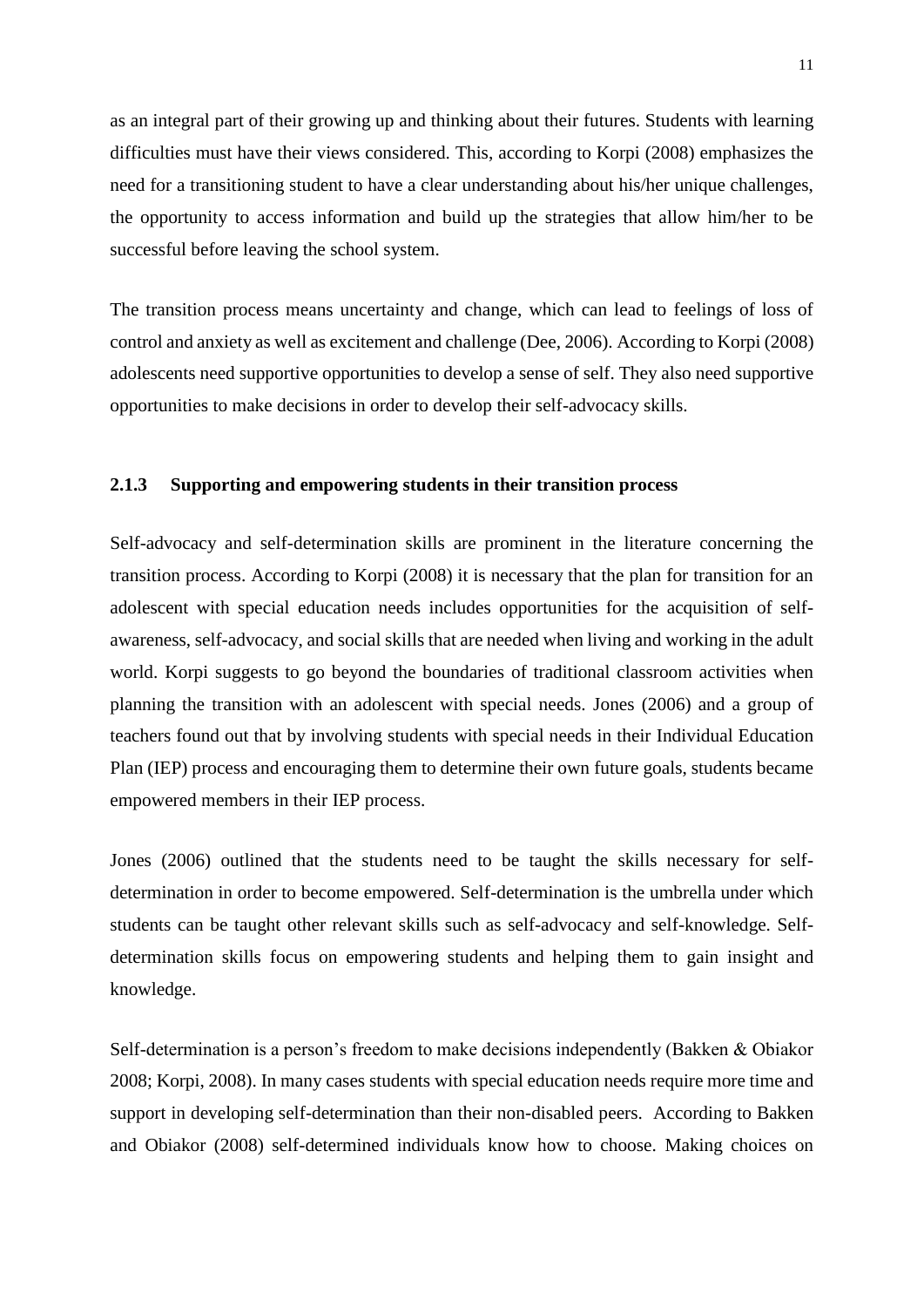as an integral part of their growing up and thinking about their futures. Students with learning difficulties must have their views considered. This, according to Korpi (2008) emphasizes the need for a transitioning student to have a clear understanding about his/her unique challenges, the opportunity to access information and build up the strategies that allow him/her to be successful before leaving the school system.

The transition process means uncertainty and change, which can lead to feelings of loss of control and anxiety as well as excitement and challenge (Dee, 2006). According to Korpi (2008) adolescents need supportive opportunities to develop a sense of self. They also need supportive opportunities to make decisions in order to develop their self-advocacy skills.

### 2.1.3 Supporting and empowering students in their transition process

Self-advocacy and self-determination skills are prominent in the literature concerning the transition process. According to Korpi (2008) it is necessary that the plan for transition for an adolescent with special education needs includes opportunities for the acquisition of self-awareness, self-advocacy, and social skills that are needed when living and working in the adult world. Korpi suggests to go beyond the boundaries of traditional classroom activities when planning the transition with an adolescent with special needs. Jones (2006) and a group of teachers found out that by involving students with special needs in their Individual Education Plan (IEP) process and encouraging them to determine their own future goals, students became empowered members in their IEP process.

Jones (2006) outlined that the students need to be taught the skills necessary for self-determination in order to become empowered. Self-determination is the umbrella under which students can be taught other relevant skills such as self-advocacy and self-knowledge. Self-determination skills focus on empowering students and helping them to gain insight and knowledge.

Self-determination is a person's freedom to make decisions independently (Bakken & Obiakor 2008; Korpi, 2008). In many cases students with special education needs require more time and support in developing self-determination than their non-disabled peers. According to Bakken and Obiakor (2008) self-determined individuals know how to choose. Making choices on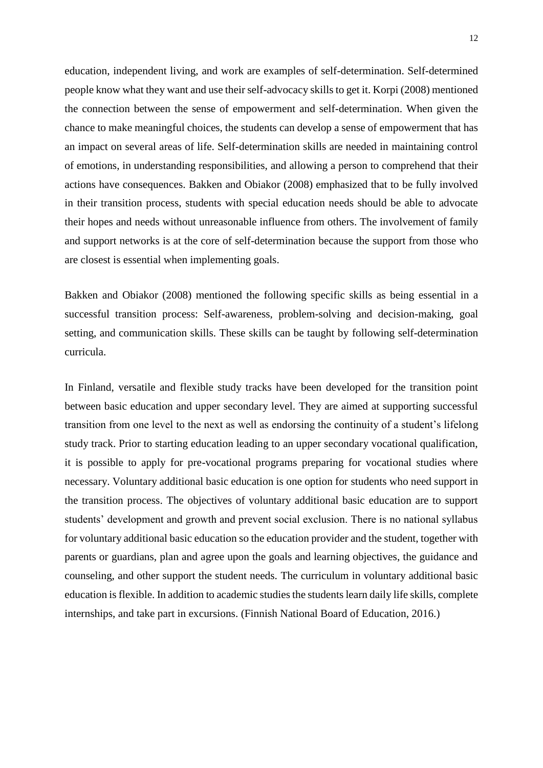education, independent living, and work are examples of self-determination. Self-determined people know what they want and use their self-advocacy skills to get it. Korpi (2008) mentioned the connection between the sense of empowerment and self-determination. When given the chance to make meaningful choices, the students can develop a sense of empowerment that has an impact on several areas of life. Self-determination skills are needed in maintaining control of emotions, in understanding responsibilities, and allowing a person to comprehend that their actions have consequences. Bakken and Obiakor (2008) emphasized that to be fully involved in their transition process, students with special education needs should be able to advocate their hopes and needs without unreasonable influence from others. The involvement of family and support networks is at the core of self-determination because the support from those who are closest is essential when implementing goals.

Bakken and Obiakor (2008) mentioned the following specific skills as being essential in a successful transition process: Self-awareness, problem-solving and decision-making, goal setting, and communication skills. These skills can be taught by following self-determination curricula.

In Finland, versatile and flexible study tracks have been developed for the transition point between basic education and upper secondary level. They are aimed at supporting successful transition from one level to the next as well as endorsing the continuity of a student's lifelong study track. Prior to starting education leading to an upper secondary vocational qualification, it is possible to apply for pre-vocational programs preparing for vocational studies where necessary. Voluntary additional basic education is one option for students who need support in the transition process. The objectives of voluntary additional basic education are to support students' development and growth and prevent social exclusion. There is no national syllabus for voluntary additional basic education so the education provider and the student, together with parents or guardians, plan and agree upon the goals and learning objectives, the guidance and counseling, and other support the student needs. The curriculum in voluntary additional basic education is flexible. In addition to academic studies the students learn daily life skills, complete internships, and take part in excursions. (Finnish National Board of Education, 2016.)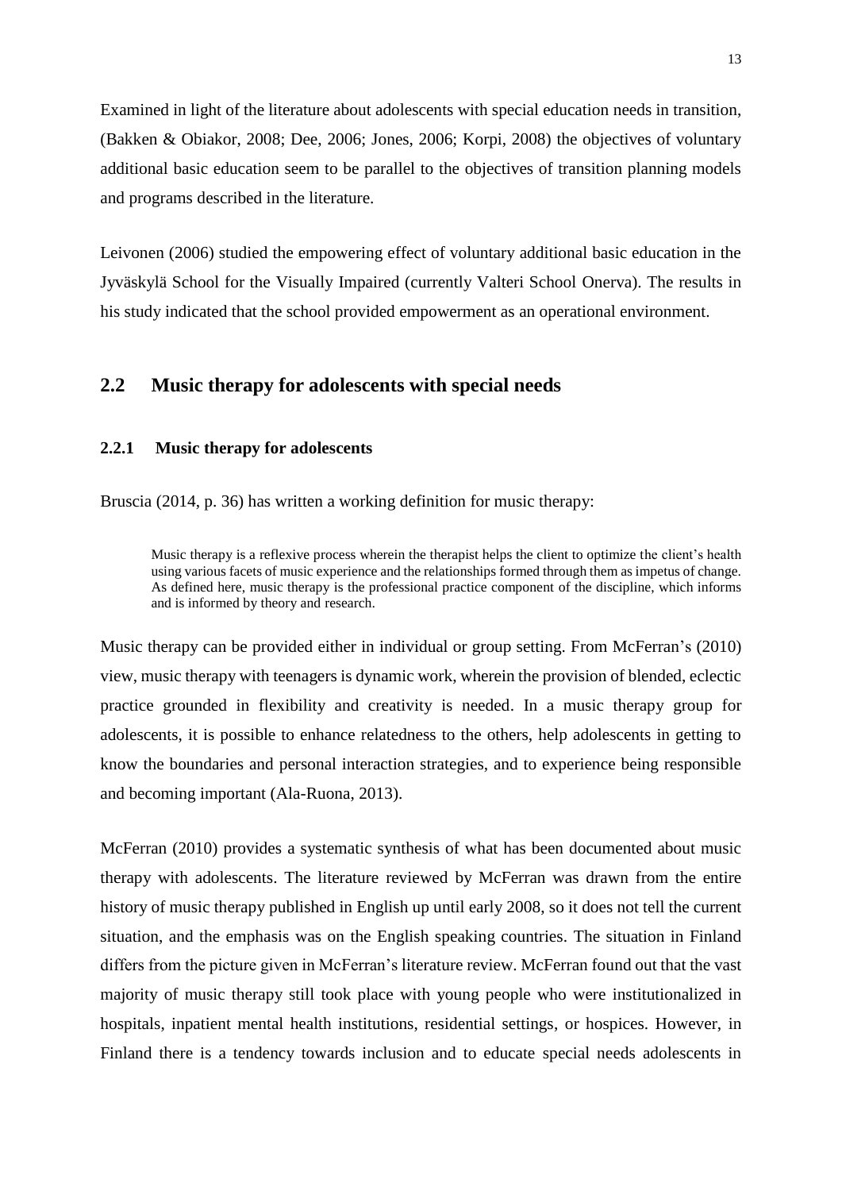Examined in light of the literature about adolescents with special education needs in transition, (Bakken & Obiakor, 2008; Dee, 2006; Jones, 2006; Korpi, 2008) the objectives of voluntary additional basic education seem to be parallel to the objectives of transition planning models and programs described in the literature.

Leivonen (2006) studied the empowering effect of voluntary additional basic education in the Jyväskylä School for the Visually Impaired (currently Valteri School Onerva). The results in his study indicated that the school provided empowerment as an operational environment.

## 2.2 Music therapy for adolescents with special needs

### 2.2.1 Music therapy for adolescents

Bruscia (2014, p. 36) has written a working definition for music therapy:

> Music therapy is a reflexive process wherein the therapist helps the client to optimize the client's health using various facets of music experience and the relationships formed through them as impetus of change. As defined here, music therapy is the professional practice component of the discipline, which informs and is informed by theory and research.

Music therapy can be provided either in individual or group setting. From McFerran's (2010) view, music therapy with teenagers is dynamic work, wherein the provision of blended, eclectic practice grounded in flexibility and creativity is needed. In a music therapy group for adolescents, it is possible to enhance relatedness to the others, help adolescents in getting to know the boundaries and personal interaction strategies, and to experience being responsible and becoming important (Ala-Ruona, 2013).

McFerran (2010) provides a systematic synthesis of what has been documented about music therapy with adolescents. The literature reviewed by McFerran was drawn from the entire history of music therapy published in English up until early 2008, so it does not tell the current situation, and the emphasis was on the English speaking countries. The situation in Finland differs from the picture given in McFerran's literature review. McFerran found out that the vast majority of music therapy still took place with young people who were institutionalized in hospitals, inpatient mental health institutions, residential settings, or hospices. However, in Finland there is a tendency towards inclusion and to educate special needs adolescents in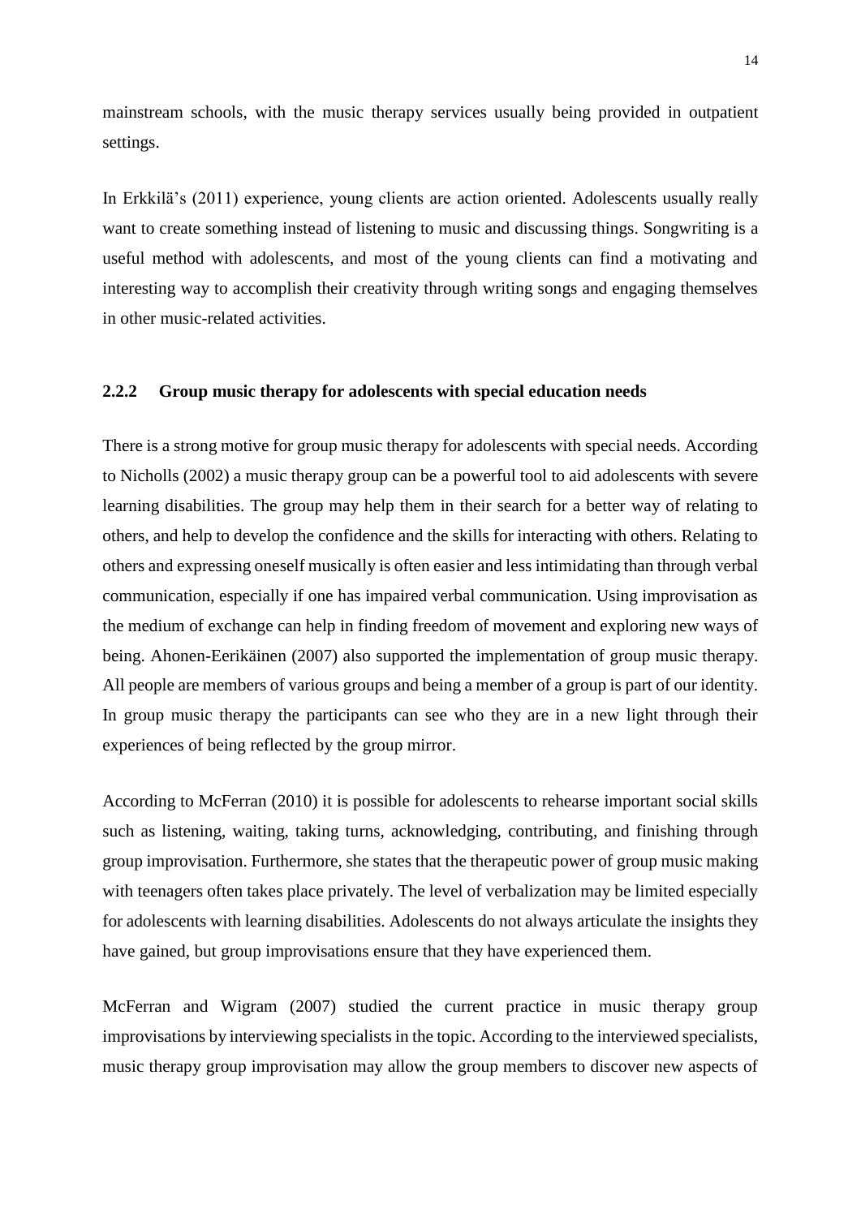mainstream schools, with the music therapy services usually being provided in outpatient settings.

In Erkkilä's (2011) experience, young clients are action oriented. Adolescents usually really want to create something instead of listening to music and discussing things. Songwriting is a useful method with adolescents, and most of the young clients can find a motivating and interesting way to accomplish their creativity through writing songs and engaging themselves in other music-related activities.

### 2.2.2 Group music therapy for adolescents with special education needs

There is a strong motive for group music therapy for adolescents with special needs. According to Nicholls (2002) a music therapy group can be a powerful tool to aid adolescents with severe learning disabilities. The group may help them in their search for a better way of relating to others, and help to develop the confidence and the skills for interacting with others. Relating to others and expressing oneself musically is often easier and less intimidating than through verbal communication, especially if one has impaired verbal communication. Using improvisation as the medium of exchange can help in finding freedom of movement and exploring new ways of being. Ahonen-Eerikäinen (2007) also supported the implementation of group music therapy. All people are members of various groups and being a member of a group is part of our identity. In group music therapy the participants can see who they are in a new light through their experiences of being reflected by the group mirror.

According to McFerran (2010) it is possible for adolescents to rehearse important social skills such as listening, waiting, taking turns, acknowledging, contributing, and finishing through group improvisation. Furthermore, she states that the therapeutic power of group music making with teenagers often takes place privately. The level of verbalization may be limited especially for adolescents with learning disabilities. Adolescents do not always articulate the insights they have gained, but group improvisations ensure that they have experienced them.

McFerran and Wigram (2007) studied the current practice in music therapy group improvisations by interviewing specialists in the topic. According to the interviewed specialists, music therapy group improvisation may allow the group members to discover new aspects of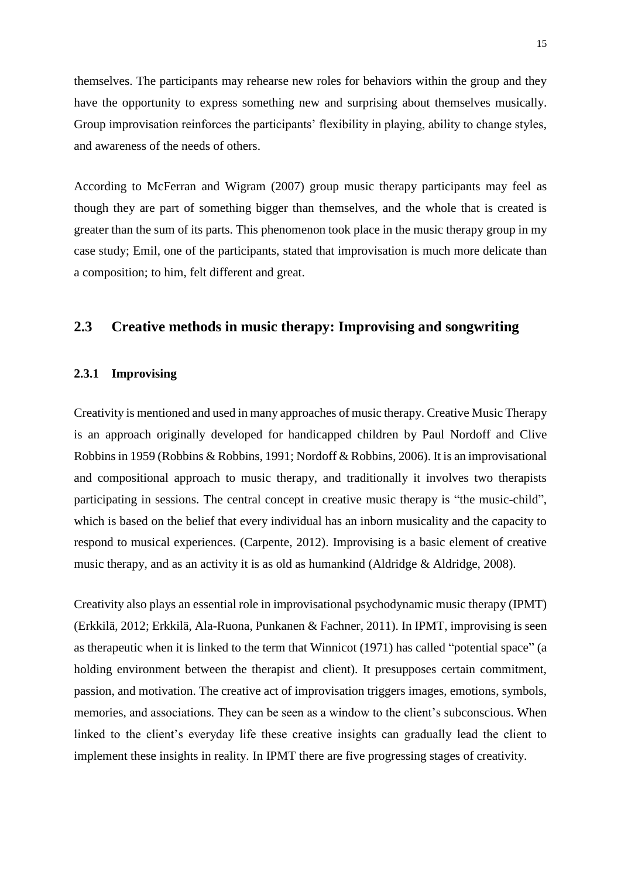themselves. The participants may rehearse new roles for behaviors within the group and they have the opportunity to express something new and surprising about themselves musically. Group improvisation reinforces the participants' flexibility in playing, ability to change styles, and awareness of the needs of others.

According to McFerran and Wigram (2007) group music therapy participants may feel as though they are part of something bigger than themselves, and the whole that is created is greater than the sum of its parts. This phenomenon took place in the music therapy group in my case study; Emil, one of the participants, stated that improvisation is much more delicate than a composition; to him, felt different and great.

## 2.3 Creative methods in music therapy: Improvising and songwriting

### 2.3.1 Improvising

Creativity is mentioned and used in many approaches of music therapy. Creative Music Therapy is an approach originally developed for handicapped children by Paul Nordoff and Clive Robbins in 1959 (Robbins & Robbins, 1991; Nordoff & Robbins, 2006). It is an improvisational and compositional approach to music therapy, and traditionally it involves two therapists participating in sessions. The central concept in creative music therapy is "the music-child", which is based on the belief that every individual has an inborn musicality and the capacity to respond to musical experiences. (Carpente, 2012). Improvising is a basic element of creative music therapy, and as an activity it is as old as humankind (Aldridge & Aldridge, 2008).

Creativity also plays an essential role in improvisational psychodynamic music therapy (IPMT) (Erkkilä, 2012; Erkkilä, Ala-Ruona, Punkanen & Fachner, 2011). In IPMT, improvising is seen as therapeutic when it is linked to the term that Winnicot (1971) has called "potential space" (a holding environment between the therapist and client). It presupposes certain commitment, passion, and motivation. The creative act of improvisation triggers images, emotions, symbols, memories, and associations. They can be seen as a window to the client's subconscious. When linked to the client's everyday life these creative insights can gradually lead the client to implement these insights in reality. In IPMT there are five progressing stages of creativity.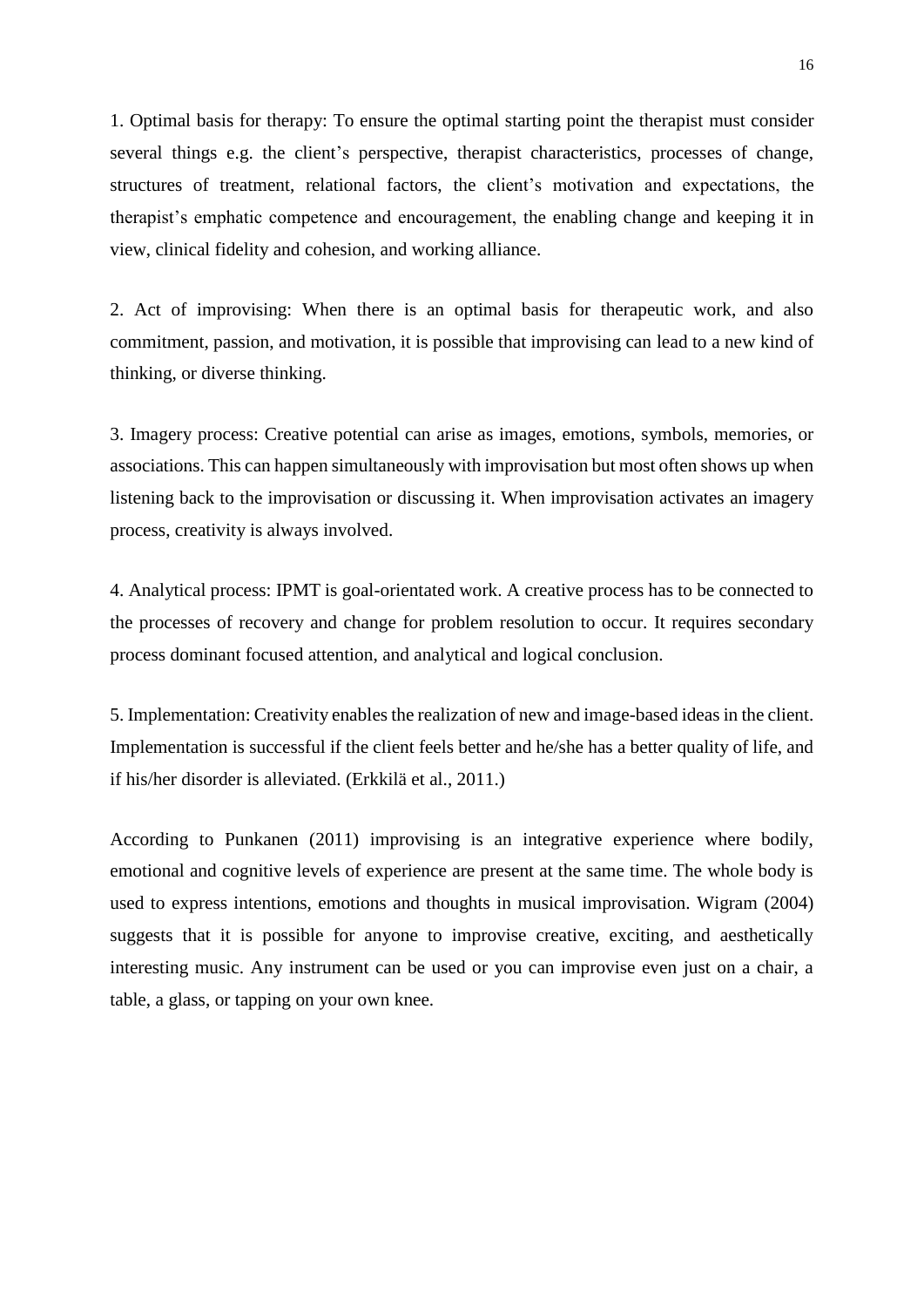1. Optimal basis for therapy: To ensure the optimal starting point the therapist must consider several things e.g. the client's perspective, therapist characteristics, processes of change, structures of treatment, relational factors, the client's motivation and expectations, the therapist's emphatic competence and encouragement, the enabling change and keeping it in view, clinical fidelity and cohesion, and working alliance.

2. Act of improvising: When there is an optimal basis for therapeutic work, and also commitment, passion, and motivation, it is possible that improvising can lead to a new kind of thinking, or diverse thinking.

3. Imagery process: Creative potential can arise as images, emotions, symbols, memories, or associations. This can happen simultaneously with improvisation but most often shows up when listening back to the improvisation or discussing it. When improvisation activates an imagery process, creativity is always involved.

4. Analytical process: IPMT is goal-orientated work. A creative process has to be connected to the processes of recovery and change for problem resolution to occur. It requires secondary process dominant focused attention, and analytical and logical conclusion.

5. Implementation: Creativity enables the realization of new and image-based ideas in the client. Implementation is successful if the client feels better and he/she has a better quality of life, and if his/her disorder is alleviated. (Erkkilä et al., 2011.)

According to Punkanen (2011) improvising is an integrative experience where bodily, emotional and cognitive levels of experience are present at the same time. The whole body is used to express intentions, emotions and thoughts in musical improvisation. Wigram (2004) suggests that it is possible for anyone to improvise creative, exciting, and aesthetically interesting music. Any instrument can be used or you can improvise even just on a chair, a table, a glass, or tapping on your own knee.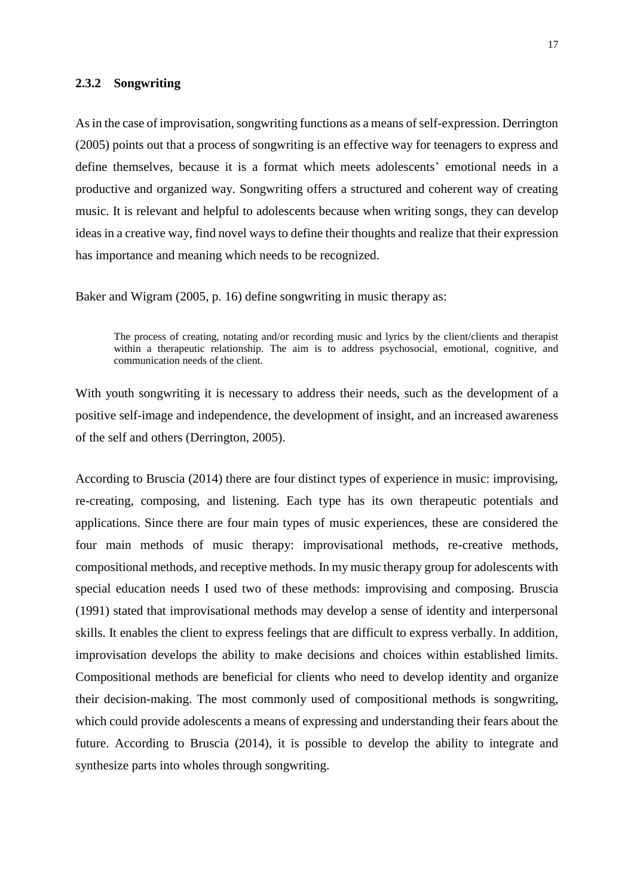### 2.3.2 Songwriting

As in the case of improvisation, songwriting functions as a means of self-expression. Derrington (2005) points out that a process of songwriting is an effective way for teenagers to express and define themselves, because it is a format which meets adolescents' emotional needs in a productive and organized way. Songwriting offers a structured and coherent way of creating music. It is relevant and helpful to adolescents because when writing songs, they can develop ideas in a creative way, find novel ways to define their thoughts and realize that their expression has importance and meaning which needs to be recognized.

Baker and Wigram (2005, p. 16) define songwriting in music therapy as:

> The process of creating, notating and/or recording music and lyrics by the client/clients and therapist within a therapeutic relationship. The aim is to address psychosocial, emotional, cognitive, and communication needs of the client.

With youth songwriting it is necessary to address their needs, such as the development of a positive self-image and independence, the development of insight, and an increased awareness of the self and others (Derrington, 2005).

According to Bruscia (2014) there are four distinct types of experience in music: improvising, re-creating, composing, and listening. Each type has its own therapeutic potentials and applications. Since there are four main types of music experiences, these are considered the four main methods of music therapy: improvisational methods, re-creative methods, compositional methods, and receptive methods. In my music therapy group for adolescents with special education needs I used two of these methods: improvising and composing. Bruscia (1991) stated that improvisational methods may develop a sense of identity and interpersonal skills. It enables the client to express feelings that are difficult to express verbally. In addition, improvisation develops the ability to make decisions and choices within established limits. Compositional methods are beneficial for clients who need to develop identity and organize their decision-making. The most commonly used of compositional methods is songwriting, which could provide adolescents a means of expressing and understanding their fears about the future. According to Bruscia (2014), it is possible to develop the ability to integrate and synthesize parts into wholes through songwriting.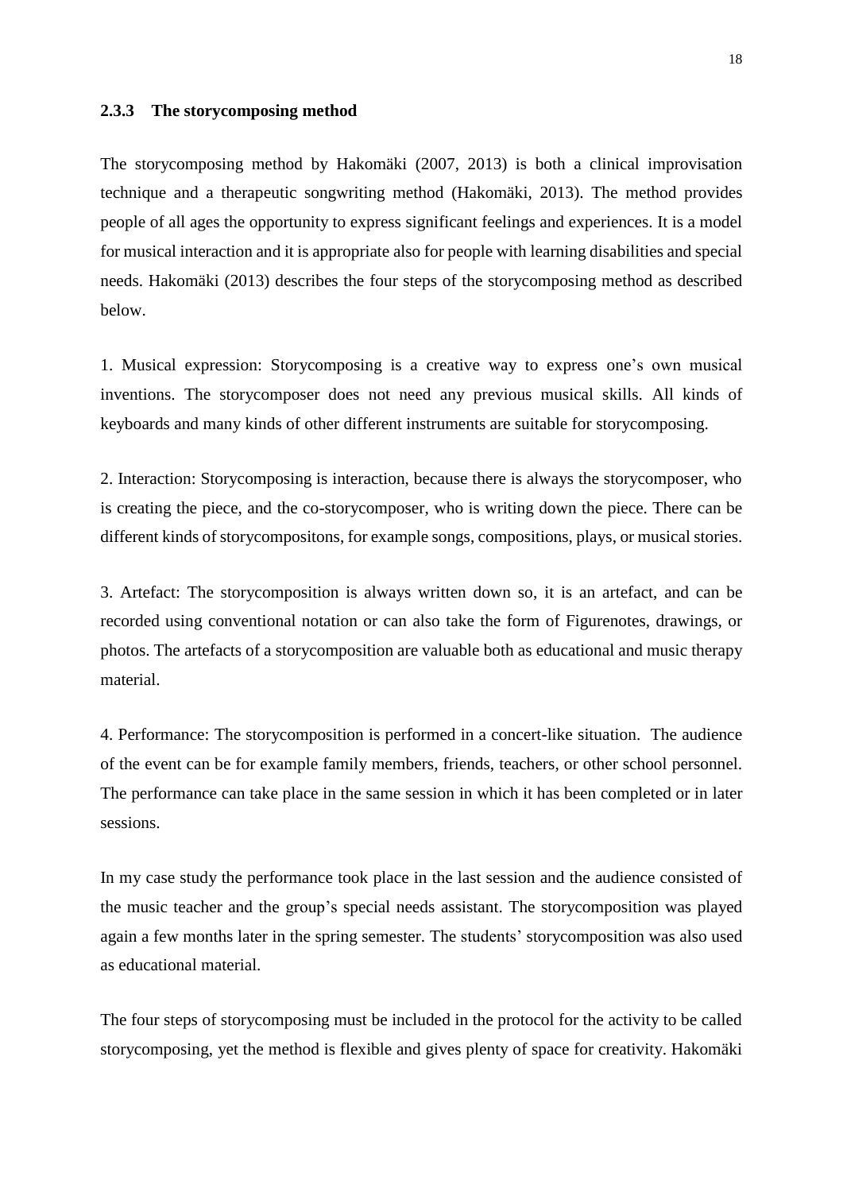### 2.3.3 The storycomposing method

The storycomposing method by Hakomäki (2007, 2013) is both a clinical improvisation technique and a therapeutic songwriting method (Hakomäki, 2013). The method provides people of all ages the opportunity to express significant feelings and experiences. It is a model for musical interaction and it is appropriate also for people with learning disabilities and special needs. Hakomäki (2013) describes the four steps of the storycomposing method as described below.

1. Musical expression: Storycomposing is a creative way to express one's own musical inventions. The storycomposer does not need any previous musical skills. All kinds of keyboards and many kinds of other different instruments are suitable for storycomposing.

2. Interaction: Storycomposing is interaction, because there is always the storycomposer, who is creating the piece, and the co-storycomposer, who is writing down the piece. There can be different kinds of storycompositons, for example songs, compositions, plays, or musical stories.

3. Artefact: The storycomposition is always written down so, it is an artefact, and can be recorded using conventional notation or can also take the form of Figurenotes, drawings, or photos. The artefacts of a storycomposition are valuable both as educational and music therapy material.

4. Performance: The storycomposition is performed in a concert-like situation. The audience of the event can be for example family members, friends, teachers, or other school personnel. The performance can take place in the same session in which it has been completed or in later sessions.

In my case study the performance took place in the last session and the audience consisted of the music teacher and the group's special needs assistant. The storycomposition was played again a few months later in the spring semester. The students' storycomposition was also used as educational material.

The four steps of storycomposing must be included in the protocol for the activity to be called storycomposing, yet the method is flexible and gives plenty of space for creativity. Hakomäki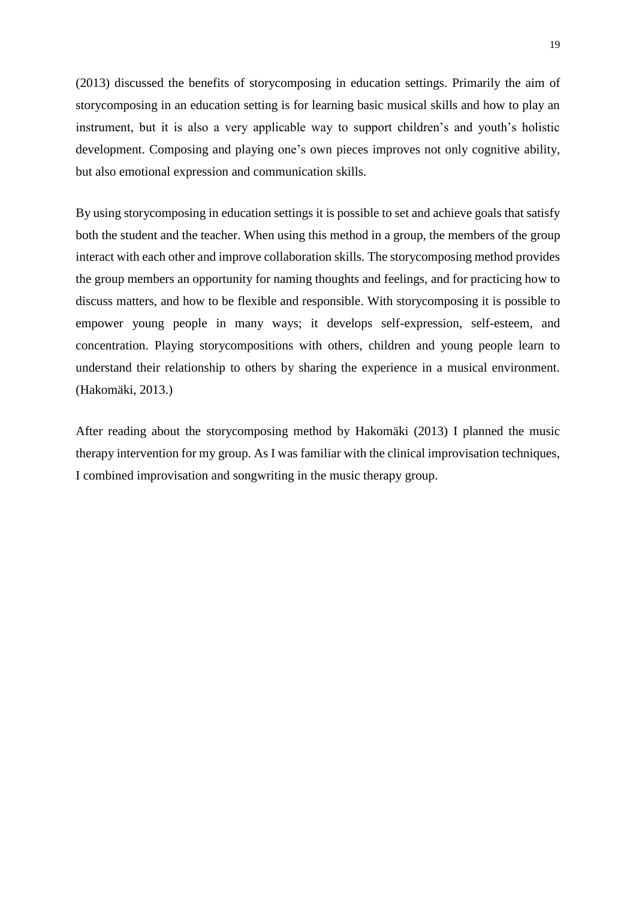(2013) discussed the benefits of storycomposing in education settings. Primarily the aim of storycomposing in an education setting is for learning basic musical skills and how to play an instrument, but it is also a very applicable way to support children's and youth's holistic development. Composing and playing one's own pieces improves not only cognitive ability, but also emotional expression and communication skills.

By using storycomposing in education settings it is possible to set and achieve goals that satisfy both the student and the teacher. When using this method in a group, the members of the group interact with each other and improve collaboration skills. The storycomposing method provides the group members an opportunity for naming thoughts and feelings, and for practicing how to discuss matters, and how to be flexible and responsible. With storycomposing it is possible to empower young people in many ways; it develops self-expression, self-esteem, and concentration. Playing storycompositions with others, children and young people learn to understand their relationship to others by sharing the experience in a musical environment. (Hakomäki, 2013.)

After reading about the storycomposing method by Hakomäki (2013) I planned the music therapy intervention for my group. As I was familiar with the clinical improvisation techniques, I combined improvisation and songwriting in the music therapy group.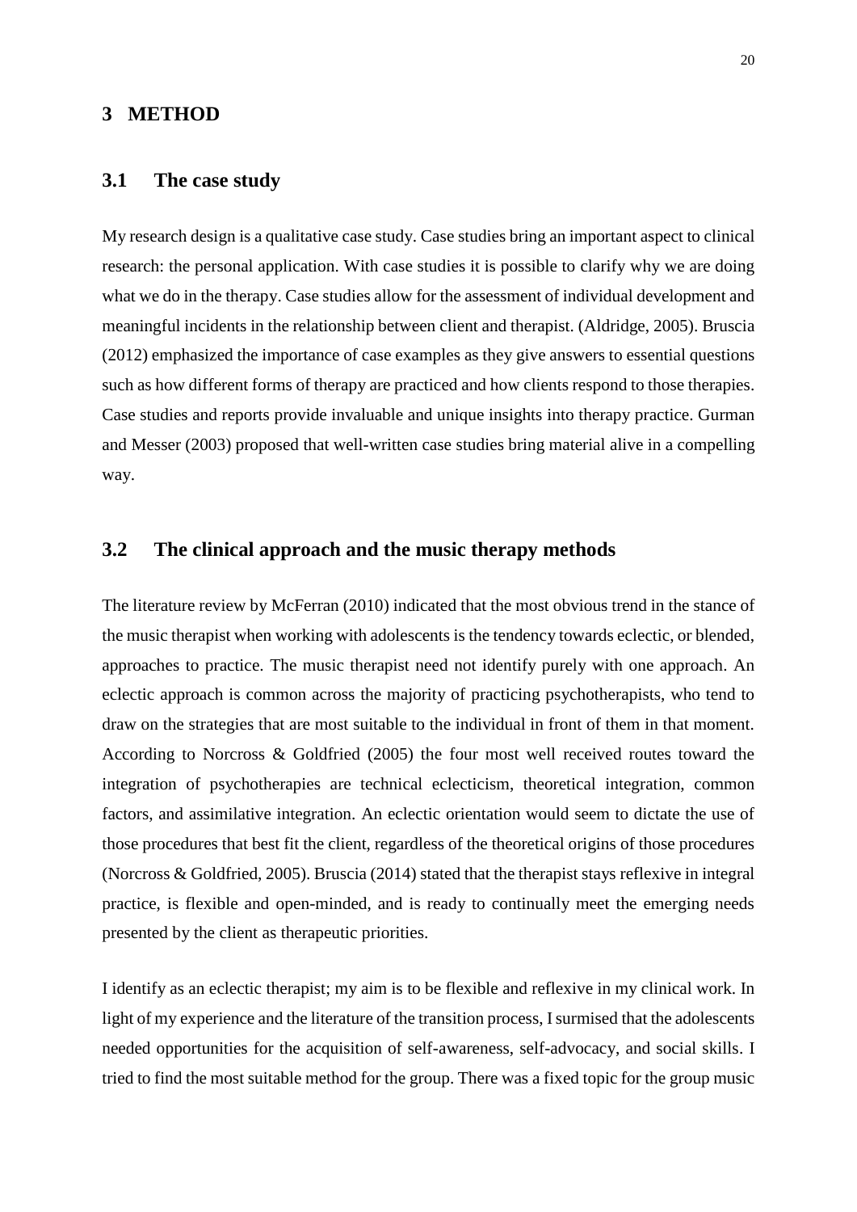# 3 METHOD

## 3.1 The case study

My research design is a qualitative case study. Case studies bring an important aspect to clinical research: the personal application. With case studies it is possible to clarify why we are doing what we do in the therapy. Case studies allow for the assessment of individual development and meaningful incidents in the relationship between client and therapist. (Aldridge, 2005). Bruscia (2012) emphasized the importance of case examples as they give answers to essential questions such as how different forms of therapy are practiced and how clients respond to those therapies. Case studies and reports provide invaluable and unique insights into therapy practice. Gurman and Messer (2003) proposed that well-written case studies bring material alive in a compelling way.

## 3.2 The clinical approach and the music therapy methods

The literature review by McFerran (2010) indicated that the most obvious trend in the stance of the music therapist when working with adolescents is the tendency towards eclectic, or blended, approaches to practice. The music therapist need not identify purely with one approach. An eclectic approach is common across the majority of practicing psychotherapists, who tend to draw on the strategies that are most suitable to the individual in front of them in that moment. According to Norcross & Goldfried (2005) the four most well received routes toward the integration of psychotherapies are technical eclecticism, theoretical integration, common factors, and assimilative integration. An eclectic orientation would seem to dictate the use of those procedures that best fit the client, regardless of the theoretical origins of those procedures (Norcross & Goldfried, 2005). Bruscia (2014) stated that the therapist stays reflexive in integral practice, is flexible and open-minded, and is ready to continually meet the emerging needs presented by the client as therapeutic priorities.

I identify as an eclectic therapist; my aim is to be flexible and reflexive in my clinical work. In light of my experience and the literature of the transition process, I surmised that the adolescents needed opportunities for the acquisition of self-awareness, self-advocacy, and social skills. I tried to find the most suitable method for the group. There was a fixed topic for the group music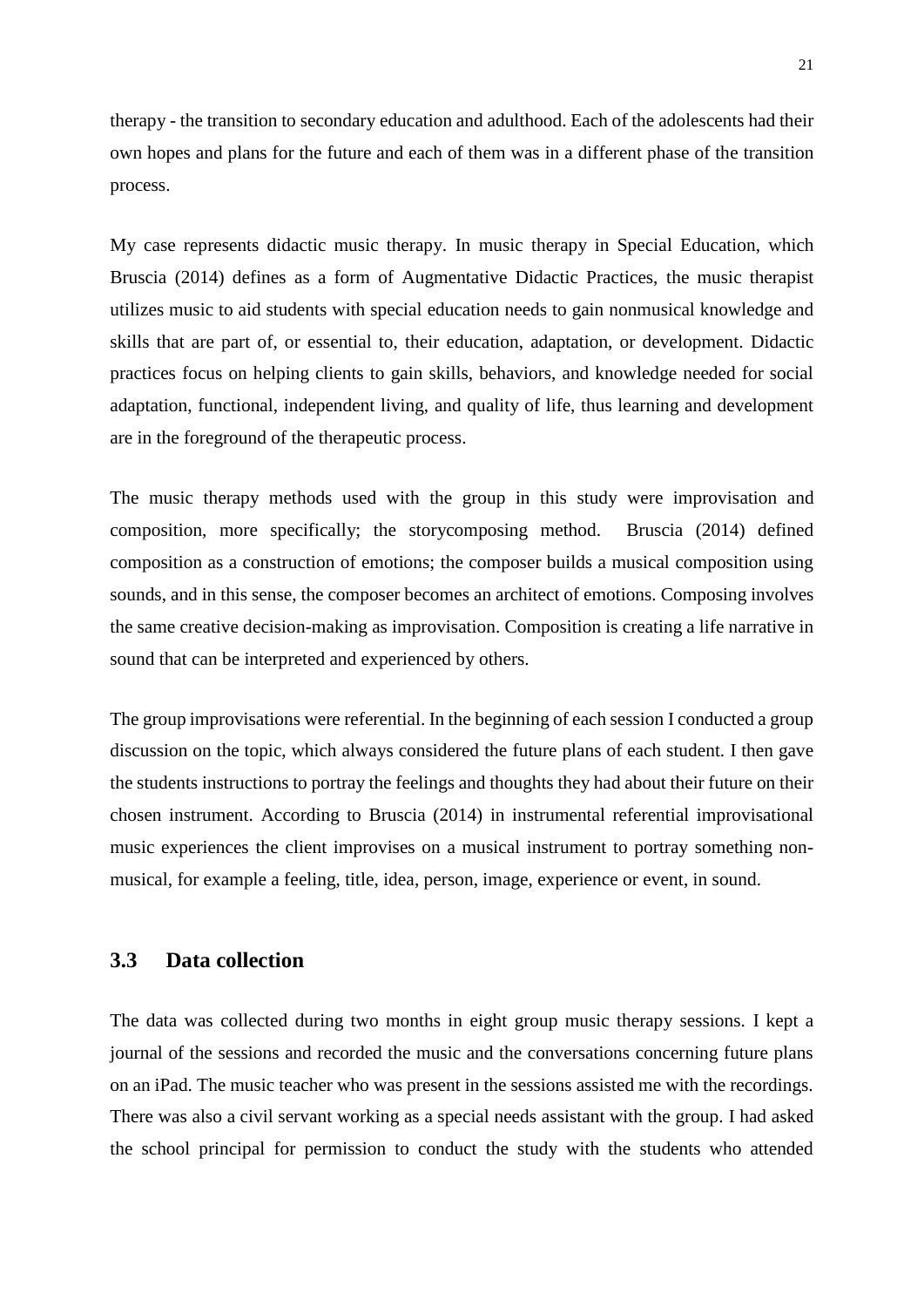therapy - the transition to secondary education and adulthood. Each of the adolescents had their own hopes and plans for the future and each of them was in a different phase of the transition process.

My case represents didactic music therapy. In music therapy in Special Education, which Bruscia (2014) defines as a form of Augmentative Didactic Practices, the music therapist utilizes music to aid students with special education needs to gain nonmusical knowledge and skills that are part of, or essential to, their education, adaptation, or development. Didactic practices focus on helping clients to gain skills, behaviors, and knowledge needed for social adaptation, functional, independent living, and quality of life, thus learning and development are in the foreground of the therapeutic process.

The music therapy methods used with the group in this study were improvisation and composition, more specifically; the storycomposing method. Bruscia (2014) defined composition as a construction of emotions; the composer builds a musical composition using sounds, and in this sense, the composer becomes an architect of emotions. Composing involves the same creative decision-making as improvisation. Composition is creating a life narrative in sound that can be interpreted and experienced by others.

The group improvisations were referential. In the beginning of each session I conducted a group discussion on the topic, which always considered the future plans of each student. I then gave the students instructions to portray the feelings and thoughts they had about their future on their chosen instrument. According to Bruscia (2014) in instrumental referential improvisational music experiences the client improvises on a musical instrument to portray something non-musical, for example a feeling, title, idea, person, image, experience or event, in sound.

## 3.3 Data collection

The data was collected during two months in eight group music therapy sessions. I kept a journal of the sessions and recorded the music and the conversations concerning future plans on an iPad. The music teacher who was present in the sessions assisted me with the recordings. There was also a civil servant working as a special needs assistant with the group. I had asked the school principal for permission to conduct the study with the students who attended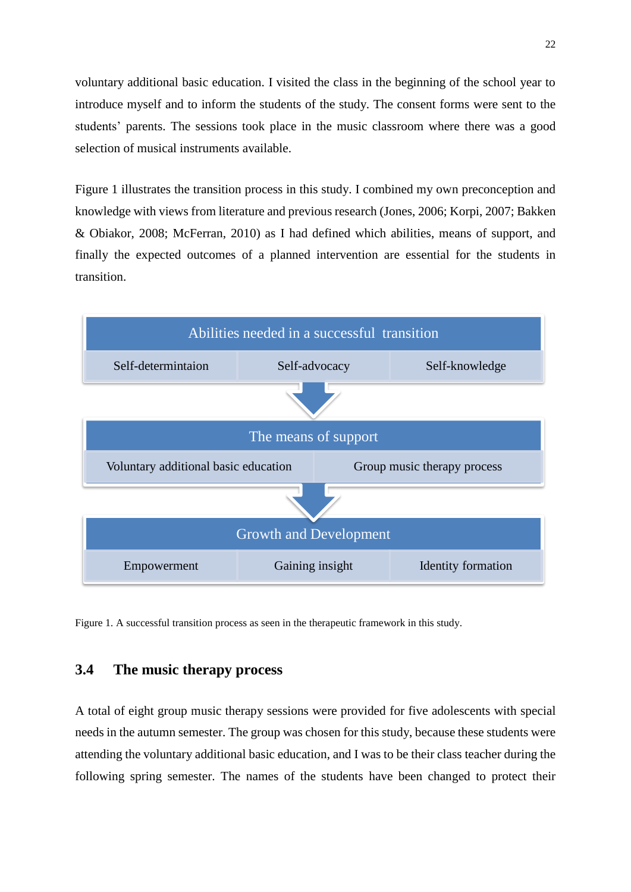voluntary additional basic education. I visited the class in the beginning of the school year to introduce myself and to inform the students of the study. The consent forms were sent to the students' parents. The sessions took place in the music classroom where there was a good selection of musical instruments available.

Figure 1 illustrates the transition process in this study. I combined my own preconception and knowledge with views from literature and previous research (Jones, 2006; Korpi, 2007; Bakken & Obiakor, 2008; McFerran, 2010) as I had defined which abilities, means of support, and finally the expected outcomes of a planned intervention are essential for the students in transition.

| Abilities needed in a successful transition | | |
|---|---|---|
| Self-determintaion | Self-advocacy | Self-knowledge |

↓

| The means of support | |
|---|---|
| Voluntary additional basic education | Group music therapy process |

↓

| Growth and Development | | |
|---|---|---|
| Empowerment | Gaining insight | Identity formation |

Figure 1. A successful transition process as seen in the therapeutic framework in this study.

## 3.4 The music therapy process

A total of eight group music therapy sessions were provided for five adolescents with special needs in the autumn semester. The group was chosen for this study, because these students were attending the voluntary additional basic education, and I was to be their class teacher during the following spring semester. The names of the students have been changed to protect their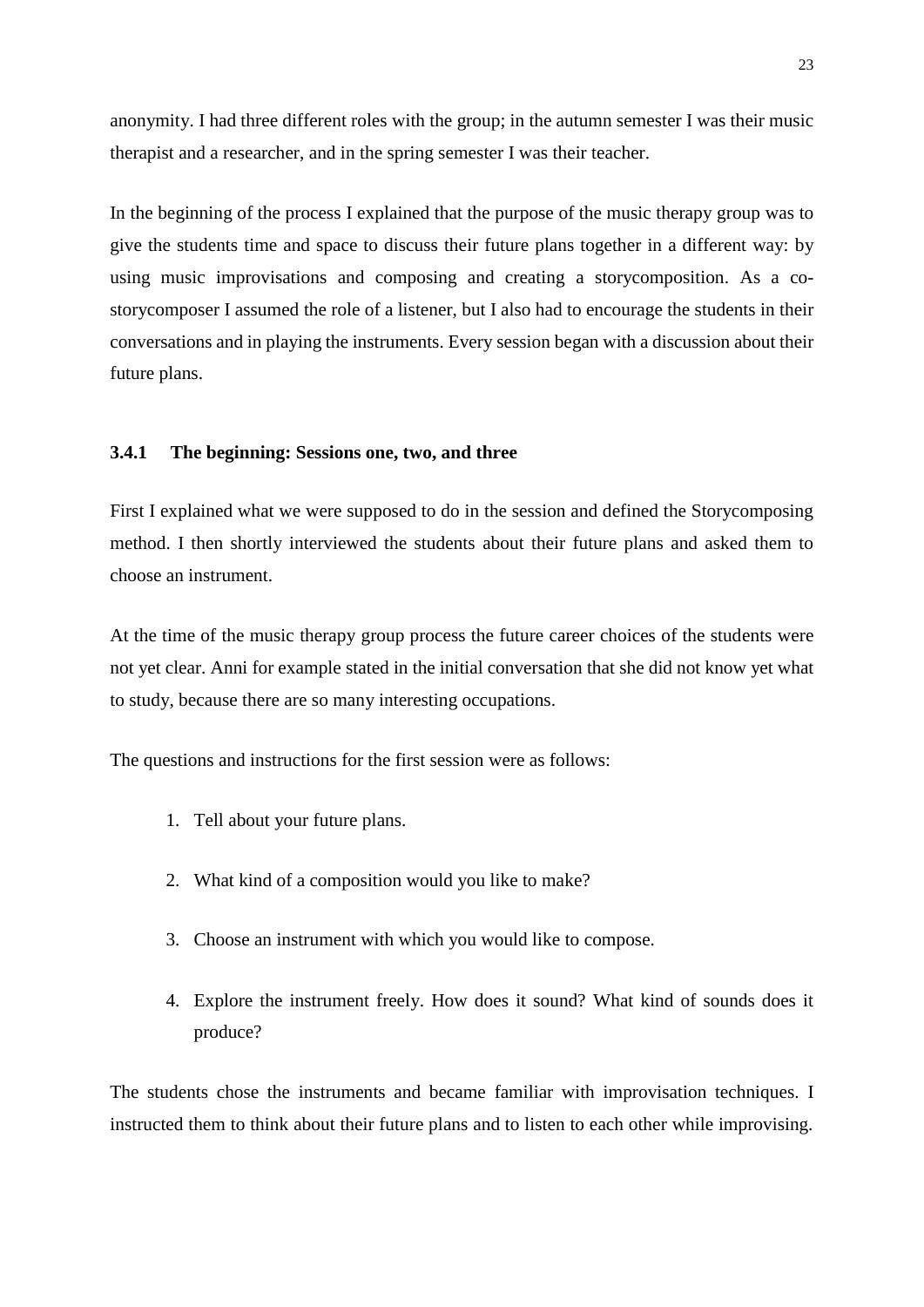anonymity. I had three different roles with the group; in the autumn semester I was their music therapist and a researcher, and in the spring semester I was their teacher.

In the beginning of the process I explained that the purpose of the music therapy group was to give the students time and space to discuss their future plans together in a different way: by using music improvisations and composing and creating a storycomposition. As a co-storycomposer I assumed the role of a listener, but I also had to encourage the students in their conversations and in playing the instruments. Every session began with a discussion about their future plans.

### 3.4.1 The beginning: Sessions one, two, and three

First I explained what we were supposed to do in the session and defined the Storycomposing method. I then shortly interviewed the students about their future plans and asked them to choose an instrument.

At the time of the music therapy group process the future career choices of the students were not yet clear. Anni for example stated in the initial conversation that she did not know yet what to study, because there are so many interesting occupations.

The questions and instructions for the first session were as follows:

1. Tell about your future plans.
2. What kind of a composition would you like to make?
3. Choose an instrument with which you would like to compose.
4. Explore the instrument freely. How does it sound? What kind of sounds does it produce?

The students chose the instruments and became familiar with improvisation techniques. I instructed them to think about their future plans and to listen to each other while improvising.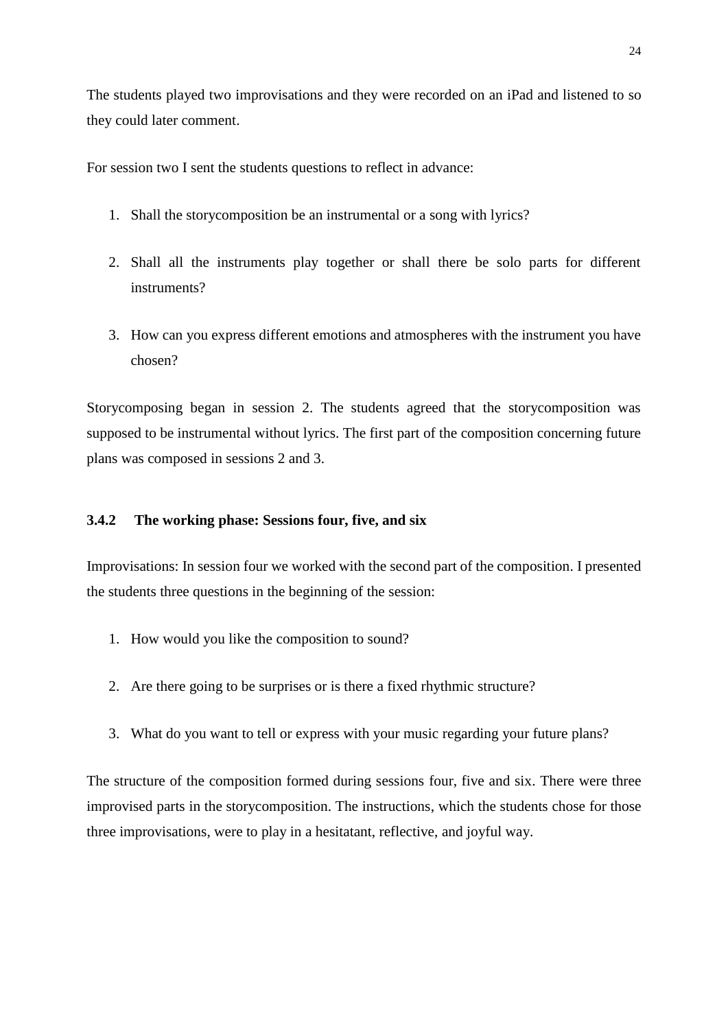The students played two improvisations and they were recorded on an iPad and listened to so they could later comment.

For session two I sent the students questions to reflect in advance:

1. Shall the storycomposition be an instrumental or a song with lyrics?
2. Shall all the instruments play together or shall there be solo parts for different instruments?
3. How can you express different emotions and atmospheres with the instrument you have chosen?

Storycomposing began in session 2. The students agreed that the storycomposition was supposed to be instrumental without lyrics. The first part of the composition concerning future plans was composed in sessions 2 and 3.

### 3.4.2 The working phase: Sessions four, five, and six

Improvisations: In session four we worked with the second part of the composition. I presented the students three questions in the beginning of the session:

1. How would you like the composition to sound?
2. Are there going to be surprises or is there a fixed rhythmic structure?
3. What do you want to tell or express with your music regarding your future plans?

The structure of the composition formed during sessions four, five and six. There were three improvised parts in the storycomposition. The instructions, which the students chose for those three improvisations, were to play in a hesitatant, reflective, and joyful way.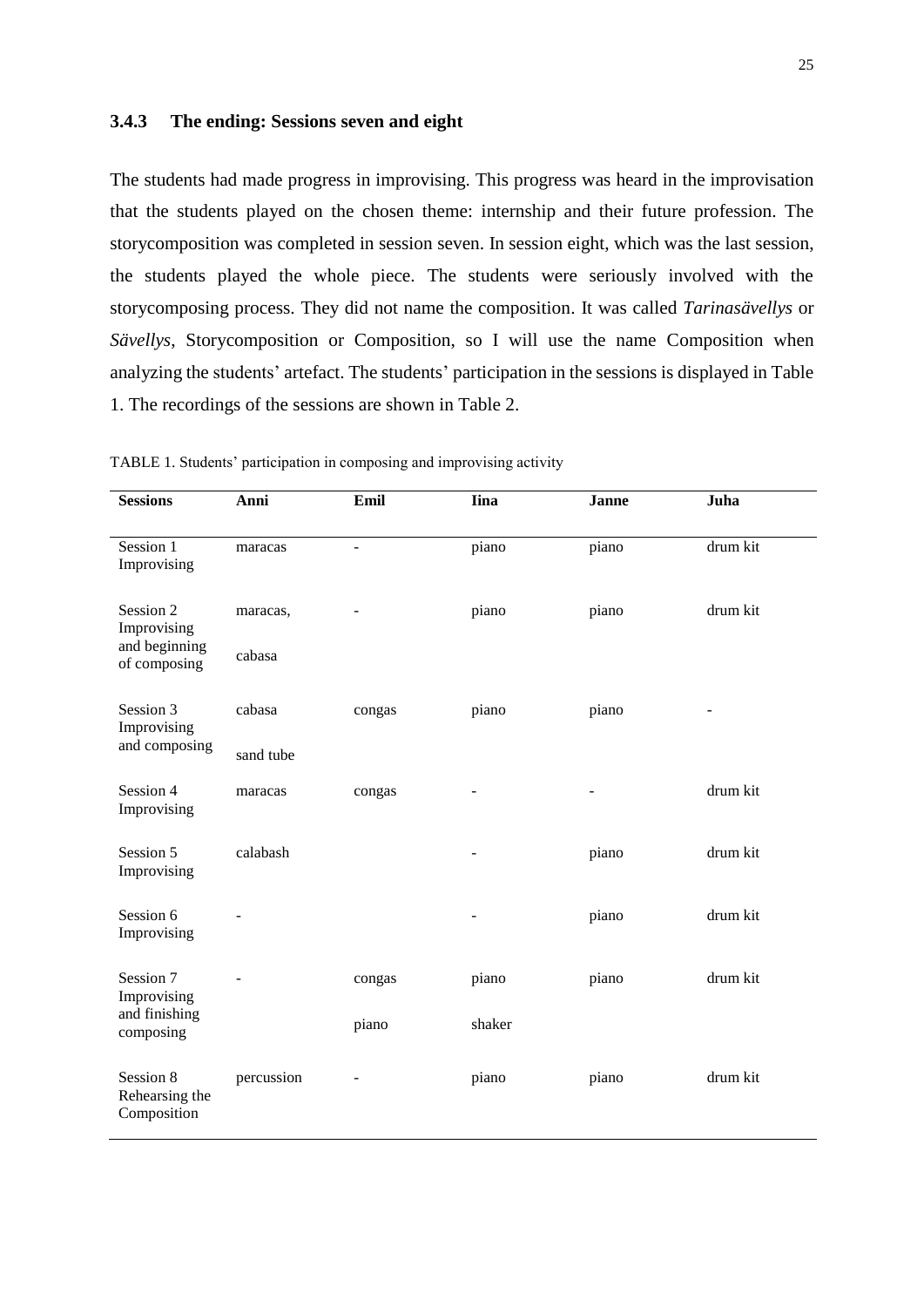### 3.4.3 The ending: Sessions seven and eight

The students had made progress in improvising. This progress was heard in the improvisation that the students played on the chosen theme: internship and their future profession. The storycomposition was completed in session seven. In session eight, which was the last session, the students played the whole piece. The students were seriously involved with the storycomposing process. They did not name the composition. It was called *Tarinasävellys* or *Sävellys*, Storycomposition or Composition, so I will use the name Composition when analyzing the students' artefact. The students' participation in the sessions is displayed in Table 1. The recordings of the sessions are shown in Table 2.

TABLE 1. Students' participation in composing and improvising activity

| Sessions | Anni | Emil | Iina | Janne | Juha |
|---|---|---|---|---|---|
| Session 1 Improvising | maracas | - | piano | piano | drum kit |
| Session 2 Improvising and beginning of composing | maracas, cabasa | - | piano | piano | drum kit |
| Session 3 Improvising and composing | cabasa sand tube | congas | piano | piano | - |
| Session 4 Improvising | maracas | congas | - | - | drum kit |
| Session 5 Improvising | calabash | | - | piano | drum kit |
| Session 6 Improvising | - | | - | piano | drum kit |
| Session 7 Improvising and finishing composing | - | congas piano | piano shaker | piano | drum kit |
| Session 8 Rehearsing the Composition | percussion | - | piano | piano | drum kit |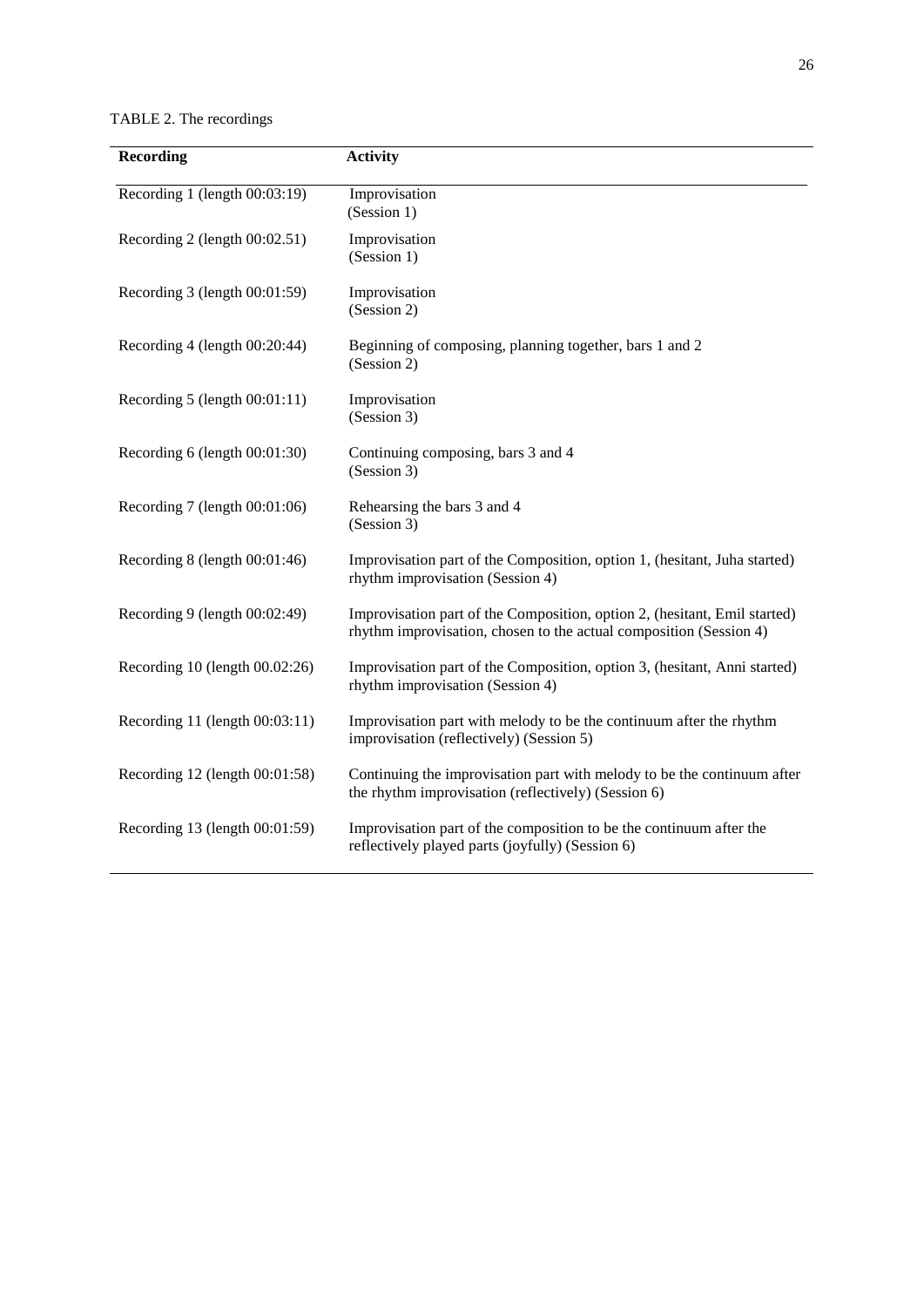TABLE 2. The recordings

| Recording | Activity |
|---|---|
| Recording 1 (length 00:03:19) | Improvisation (Session 1) |
| Recording 2 (length 00:02.51) | Improvisation (Session 1) |
| Recording 3 (length 00:01:59) | Improvisation (Session 2) |
| Recording 4 (length 00:20:44) | Beginning of composing, planning together, bars 1 and 2 (Session 2) |
| Recording 5 (length 00:01:11) | Improvisation (Session 3) |
| Recording 6 (length 00:01:30) | Continuing composing, bars 3 and 4 (Session 3) |
| Recording 7 (length 00:01:06) | Rehearsing the bars 3 and 4 (Session 3) |
| Recording 8 (length 00:01:46) | Improvisation part of the Composition, option 1, (hesitant, Juha started) rhythm improvisation (Session 4) |
| Recording 9 (length 00:02:49) | Improvisation part of the Composition, option 2, (hesitant, Emil started) rhythm improvisation, chosen to the actual composition (Session 4) |
| Recording 10 (length 00.02:26) | Improvisation part of the Composition, option 3, (hesitant, Anni started) rhythm improvisation (Session 4) |
| Recording 11 (length 00:03:11) | Improvisation part with melody to be the continuum after the rhythm improvisation (reflectively) (Session 5) |
| Recording 12 (length 00:01:58) | Continuing the improvisation part with melody to be the continuum after the rhythm improvisation (reflectively) (Session 6) |
| Recording 13 (length 00:01:59) | Improvisation part of the composition to be the continuum after the reflectively played parts (joyfully) (Session 6) |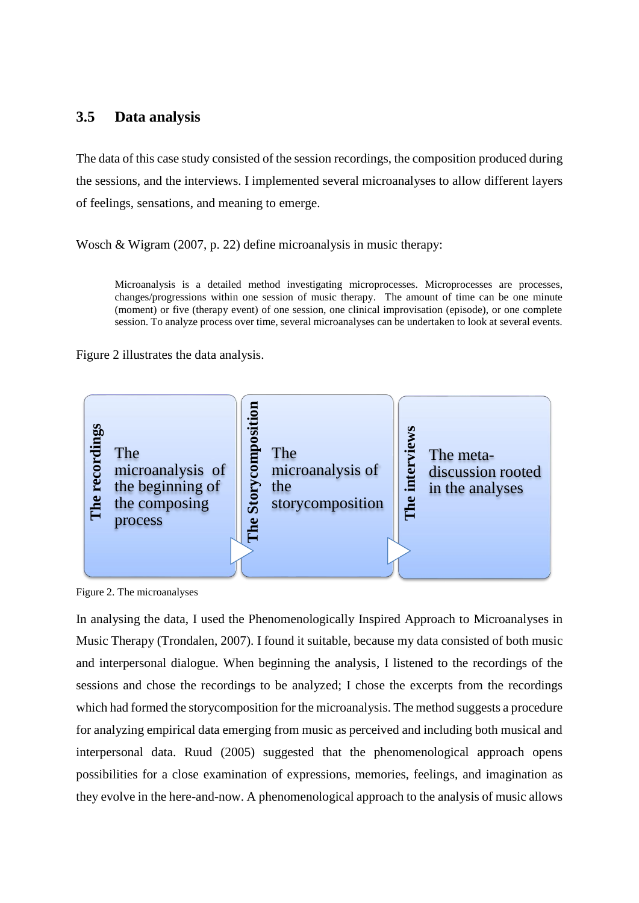### 3.5 Data analysis

The data of this case study consisted of the session recordings, the composition produced during the sessions, and the interviews. I implemented several microanalyses to allow different layers of feelings, sensations, and meaning to emerge.

Wosch & Wigram (2007, p. 22) define microanalysis in music therapy:

> Microanalysis is a detailed method investigating microprocesses. Microprocesses are processes, changes/progressions within one session of music therapy. The amount of time can be one minute (moment) or five (therapy event) of one session, one clinical improvisation (episode), or one complete session. To analyze process over time, several microanalyses can be undertaken to look at several events.

Figure 2 illustrates the data analysis.

| The recordings | The Storycomposition | The interviews |
| --- | --- | --- |
| The microanalysis of the beginning of the composing process | The microanalysis of the storycomposition | The meta-discussion rooted in the analyses |

Figure 2. The microanalyses

In analysing the data, I used the Phenomenologically Inspired Approach to Microanalyses in Music Therapy (Trondalen, 2007). I found it suitable, because my data consisted of both music and interpersonal dialogue. When beginning the analysis, I listened to the recordings of the sessions and chose the recordings to be analyzed; I chose the excerpts from the recordings which had formed the storycomposition for the microanalysis. The method suggests a procedure for analyzing empirical data emerging from music as perceived and including both musical and interpersonal data. Ruud (2005) suggested that the phenomenological approach opens possibilities for a close examination of expressions, memories, feelings, and imagination as they evolve in the here-and-now. A phenomenological approach to the analysis of music allows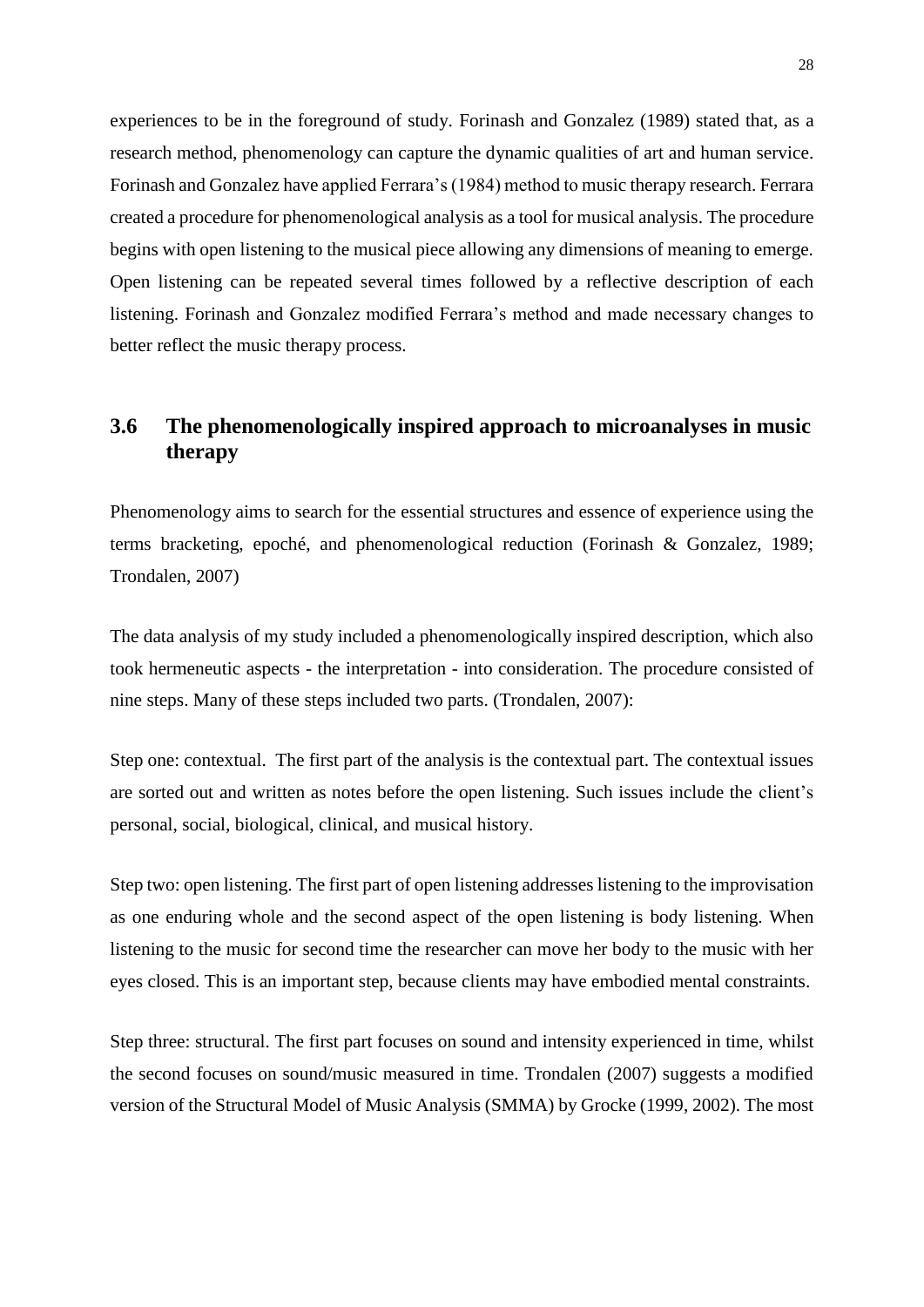experiences to be in the foreground of study. Forinash and Gonzalez (1989) stated that, as a research method, phenomenology can capture the dynamic qualities of art and human service. Forinash and Gonzalez have applied Ferrara's (1984) method to music therapy research. Ferrara created a procedure for phenomenological analysis as a tool for musical analysis. The procedure begins with open listening to the musical piece allowing any dimensions of meaning to emerge. Open listening can be repeated several times followed by a reflective description of each listening. Forinash and Gonzalez modified Ferrara's method and made necessary changes to better reflect the music therapy process.

## 3.6 The phenomenologically inspired approach to microanalyses in music therapy

Phenomenology aims to search for the essential structures and essence of experience using the terms bracketing, epoché, and phenomenological reduction (Forinash & Gonzalez, 1989; Trondalen, 2007)

The data analysis of my study included a phenomenologically inspired description, which also took hermeneutic aspects - the interpretation - into consideration. The procedure consisted of nine steps. Many of these steps included two parts. (Trondalen, 2007):

Step one: contextual. The first part of the analysis is the contextual part. The contextual issues are sorted out and written as notes before the open listening. Such issues include the client's personal, social, biological, clinical, and musical history.

Step two: open listening. The first part of open listening addresses listening to the improvisation as one enduring whole and the second aspect of the open listening is body listening. When listening to the music for second time the researcher can move her body to the music with her eyes closed. This is an important step, because clients may have embodied mental constraints.

Step three: structural. The first part focuses on sound and intensity experienced in time, whilst the second focuses on sound/music measured in time. Trondalen (2007) suggests a modified version of the Structural Model of Music Analysis (SMMA) by Grocke (1999, 2002). The most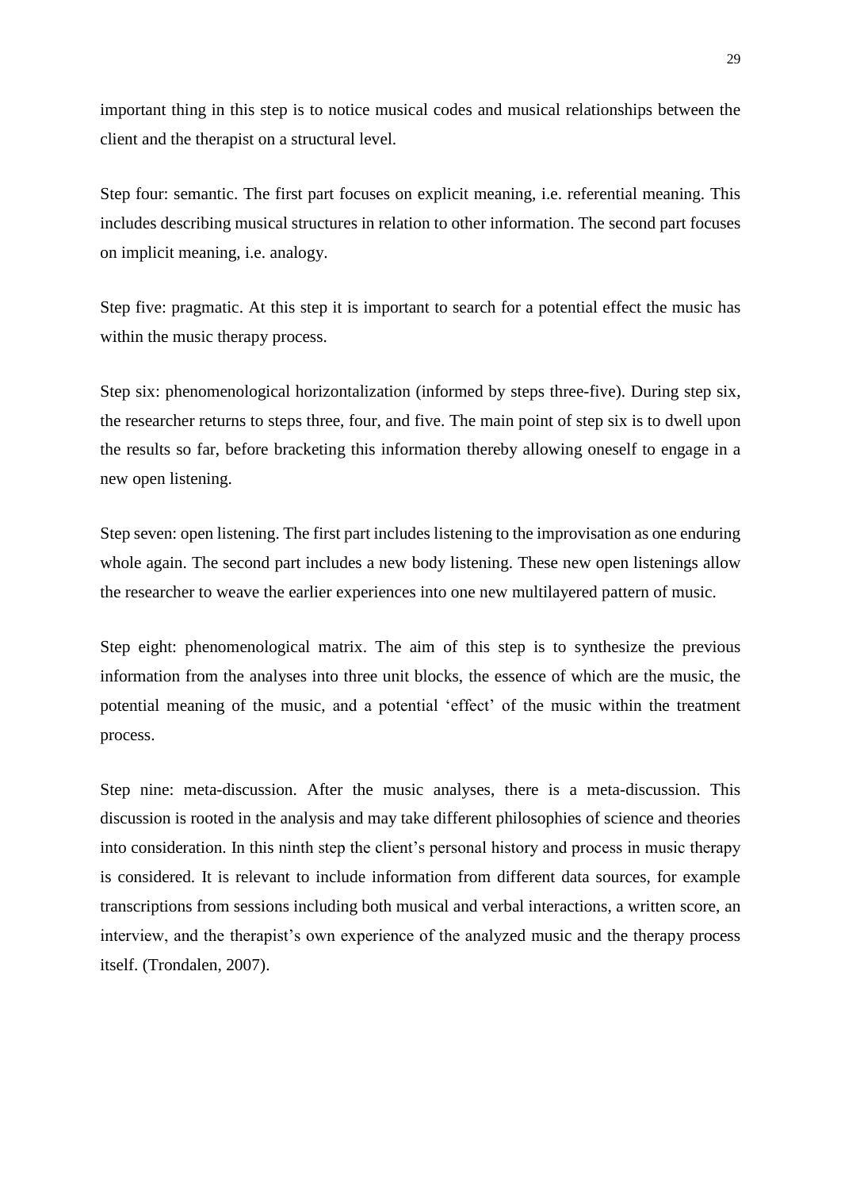important thing in this step is to notice musical codes and musical relationships between the client and the therapist on a structural level.

Step four: semantic. The first part focuses on explicit meaning, i.e. referential meaning. This includes describing musical structures in relation to other information. The second part focuses on implicit meaning, i.e. analogy.

Step five: pragmatic. At this step it is important to search for a potential effect the music has within the music therapy process.

Step six: phenomenological horizontalization (informed by steps three-five). During step six, the researcher returns to steps three, four, and five. The main point of step six is to dwell upon the results so far, before bracketing this information thereby allowing oneself to engage in a new open listening.

Step seven: open listening. The first part includes listening to the improvisation as one enduring whole again. The second part includes a new body listening. These new open listenings allow the researcher to weave the earlier experiences into one new multilayered pattern of music.

Step eight: phenomenological matrix. The aim of this step is to synthesize the previous information from the analyses into three unit blocks, the essence of which are the music, the potential meaning of the music, and a potential 'effect' of the music within the treatment process.

Step nine: meta-discussion. After the music analyses, there is a meta-discussion. This discussion is rooted in the analysis and may take different philosophies of science and theories into consideration. In this ninth step the client's personal history and process in music therapy is considered. It is relevant to include information from different data sources, for example transcriptions from sessions including both musical and verbal interactions, a written score, an interview, and the therapist's own experience of the analyzed music and the therapy process itself. (Trondalen, 2007).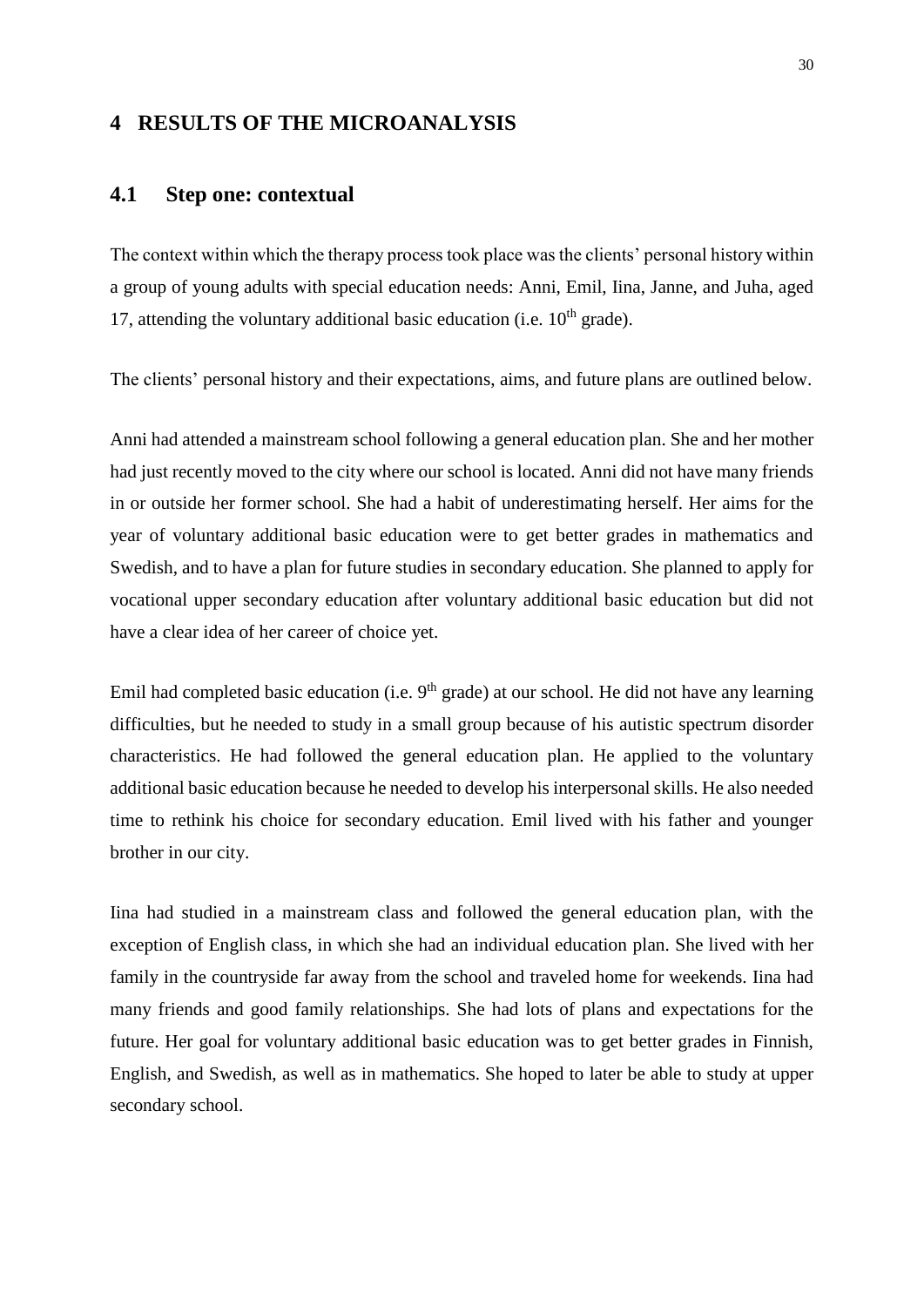# 4 RESULTS OF THE MICROANALYSIS

## 4.1 Step one: contextual

The context within which the therapy process took place was the clients' personal history within a group of young adults with special education needs: Anni, Emil, Iina, Janne, and Juha, aged 17, attending the voluntary additional basic education (i.e. 10$^{th}$ grade).

The clients' personal history and their expectations, aims, and future plans are outlined below.

Anni had attended a mainstream school following a general education plan. She and her mother had just recently moved to the city where our school is located. Anni did not have many friends in or outside her former school. She had a habit of underestimating herself. Her aims for the year of voluntary additional basic education were to get better grades in mathematics and Swedish, and to have a plan for future studies in secondary education. She planned to apply for vocational upper secondary education after voluntary additional basic education but did not have a clear idea of her career of choice yet.

Emil had completed basic education (i.e. 9$^{th}$ grade) at our school. He did not have any learning difficulties, but he needed to study in a small group because of his autistic spectrum disorder characteristics. He had followed the general education plan. He applied to the voluntary additional basic education because he needed to develop his interpersonal skills. He also needed time to rethink his choice for secondary education. Emil lived with his father and younger brother in our city.

Iina had studied in a mainstream class and followed the general education plan, with the exception of English class, in which she had an individual education plan. She lived with her family in the countryside far away from the school and traveled home for weekends. Iina had many friends and good family relationships. She had lots of plans and expectations for the future. Her goal for voluntary additional basic education was to get better grades in Finnish, English, and Swedish, as well as in mathematics. She hoped to later be able to study at upper secondary school.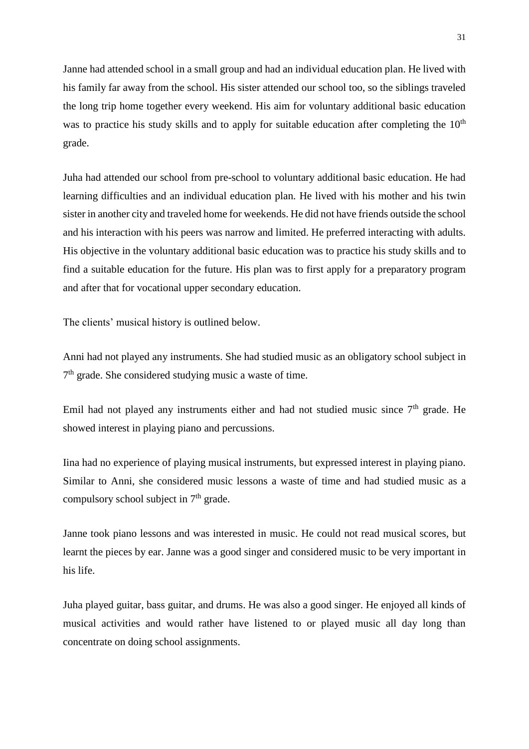Janne had attended school in a small group and had an individual education plan. He lived with his family far away from the school. His sister attended our school too, so the siblings traveled the long trip home together every weekend. His aim for voluntary additional basic education was to practice his study skills and to apply for suitable education after completing the 10th grade.

Juha had attended our school from pre-school to voluntary additional basic education. He had learning difficulties and an individual education plan. He lived with his mother and his twin sister in another city and traveled home for weekends. He did not have friends outside the school and his interaction with his peers was narrow and limited. He preferred interacting with adults. His objective in the voluntary additional basic education was to practice his study skills and to find a suitable education for the future. His plan was to first apply for a preparatory program and after that for vocational upper secondary education.

The clients' musical history is outlined below.

Anni had not played any instruments. She had studied music as an obligatory school subject in 7th grade. She considered studying music a waste of time.

Emil had not played any instruments either and had not studied music since 7th grade. He showed interest in playing piano and percussions.

Iina had no experience of playing musical instruments, but expressed interest in playing piano. Similar to Anni, she considered music lessons a waste of time and had studied music as a compulsory school subject in 7th grade.

Janne took piano lessons and was interested in music. He could not read musical scores, but learnt the pieces by ear. Janne was a good singer and considered music to be very important in his life.

Juha played guitar, bass guitar, and drums. He was also a good singer. He enjoyed all kinds of musical activities and would rather have listened to or played music all day long than concentrate on doing school assignments.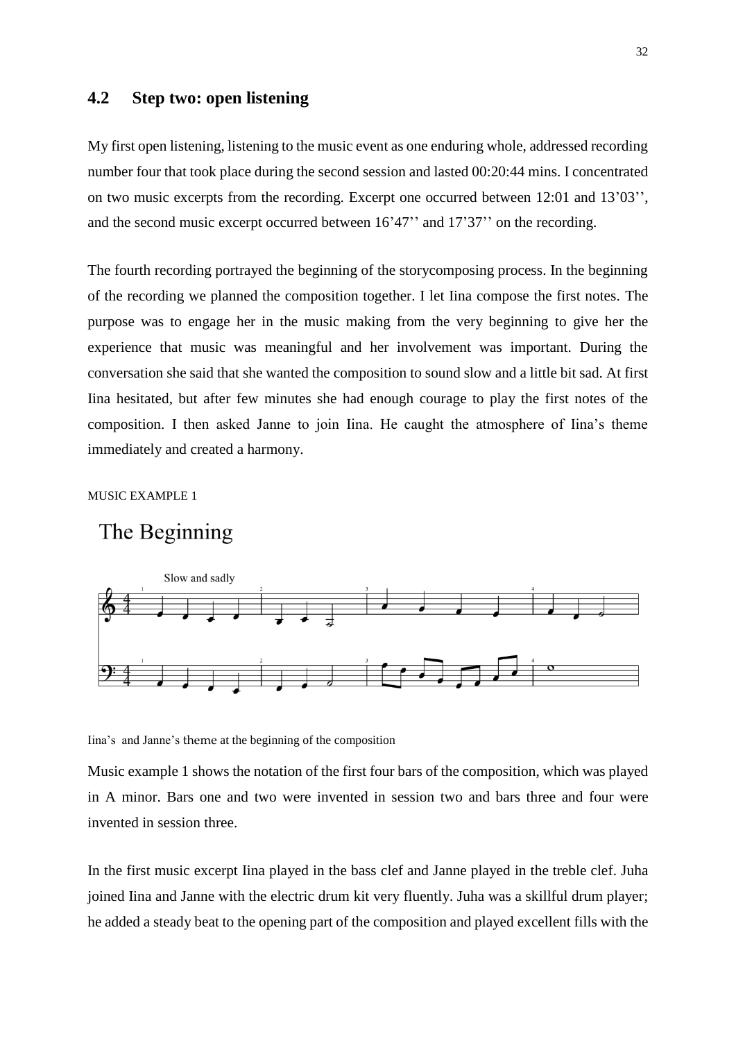## 4.2 Step two: open listening

My first open listening, listening to the music event as one enduring whole, addressed recording number four that took place during the second session and lasted 00:20:44 mins. I concentrated on two music excerpts from the recording. Excerpt one occurred between 12:01 and 13'03'', and the second music excerpt occurred between 16'47'' and 17'37'' on the recording.

The fourth recording portrayed the beginning of the storycomposing process. In the beginning of the recording we planned the composition together. I let Iina compose the first notes. The purpose was to engage her in the music making from the very beginning to give her the experience that music was meaningful and her involvement was important. During the conversation she said that she wanted the composition to sound slow and a little bit sad. At first Iina hesitated, but after few minutes she had enough courage to play the first notes of the composition. I then asked Janne to join Iina. He caught the atmosphere of Iina's theme immediately and created a harmony.

MUSIC EXAMPLE 1

The Beginning

Slow and sadly

Iina's and Janne's theme at the beginning of the composition

Music example 1 shows the notation of the first four bars of the composition, which was played in A minor. Bars one and two were invented in session two and bars three and four were invented in session three.

In the first music excerpt Iina played in the bass clef and Janne played in the treble clef. Juha joined Iina and Janne with the electric drum kit very fluently. Juha was a skillful drum player; he added a steady beat to the opening part of the composition and played excellent fills with the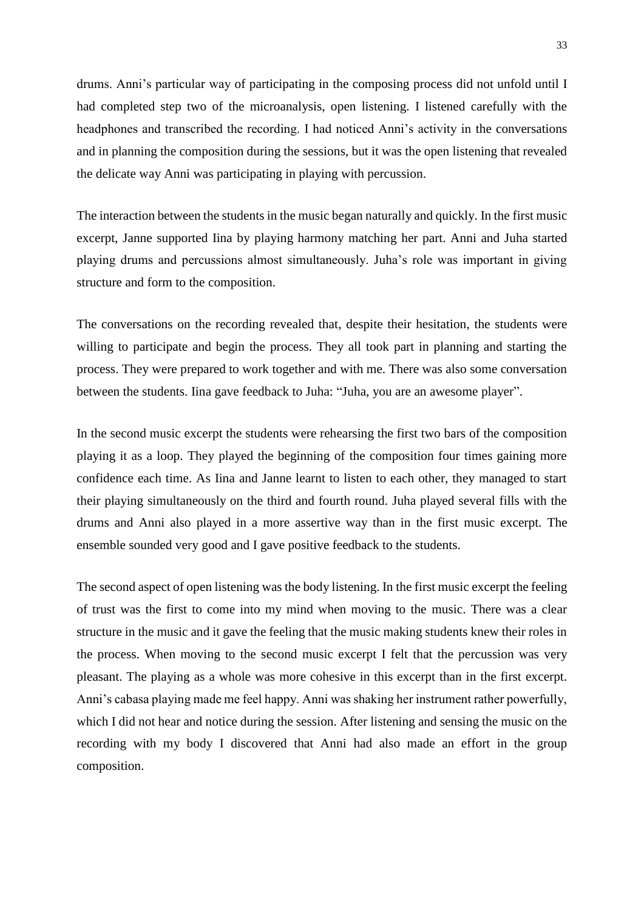drums. Anni's particular way of participating in the composing process did not unfold until I had completed step two of the microanalysis, open listening. I listened carefully with the headphones and transcribed the recording. I had noticed Anni's activity in the conversations and in planning the composition during the sessions, but it was the open listening that revealed the delicate way Anni was participating in playing with percussion.

The interaction between the students in the music began naturally and quickly. In the first music excerpt, Janne supported Iina by playing harmony matching her part. Anni and Juha started playing drums and percussions almost simultaneously. Juha's role was important in giving structure and form to the composition.

The conversations on the recording revealed that, despite their hesitation, the students were willing to participate and begin the process. They all took part in planning and starting the process. They were prepared to work together and with me. There was also some conversation between the students. Iina gave feedback to Juha: "Juha, you are an awesome player".

In the second music excerpt the students were rehearsing the first two bars of the composition playing it as a loop. They played the beginning of the composition four times gaining more confidence each time. As Iina and Janne learnt to listen to each other, they managed to start their playing simultaneously on the third and fourth round. Juha played several fills with the drums and Anni also played in a more assertive way than in the first music excerpt. The ensemble sounded very good and I gave positive feedback to the students.

The second aspect of open listening was the body listening. In the first music excerpt the feeling of trust was the first to come into my mind when moving to the music. There was a clear structure in the music and it gave the feeling that the music making students knew their roles in the process. When moving to the second music excerpt I felt that the percussion was very pleasant. The playing as a whole was more cohesive in this excerpt than in the first excerpt. Anni's cabasa playing made me feel happy. Anni was shaking her instrument rather powerfully, which I did not hear and notice during the session. After listening and sensing the music on the recording with my body I discovered that Anni had also made an effort in the group composition.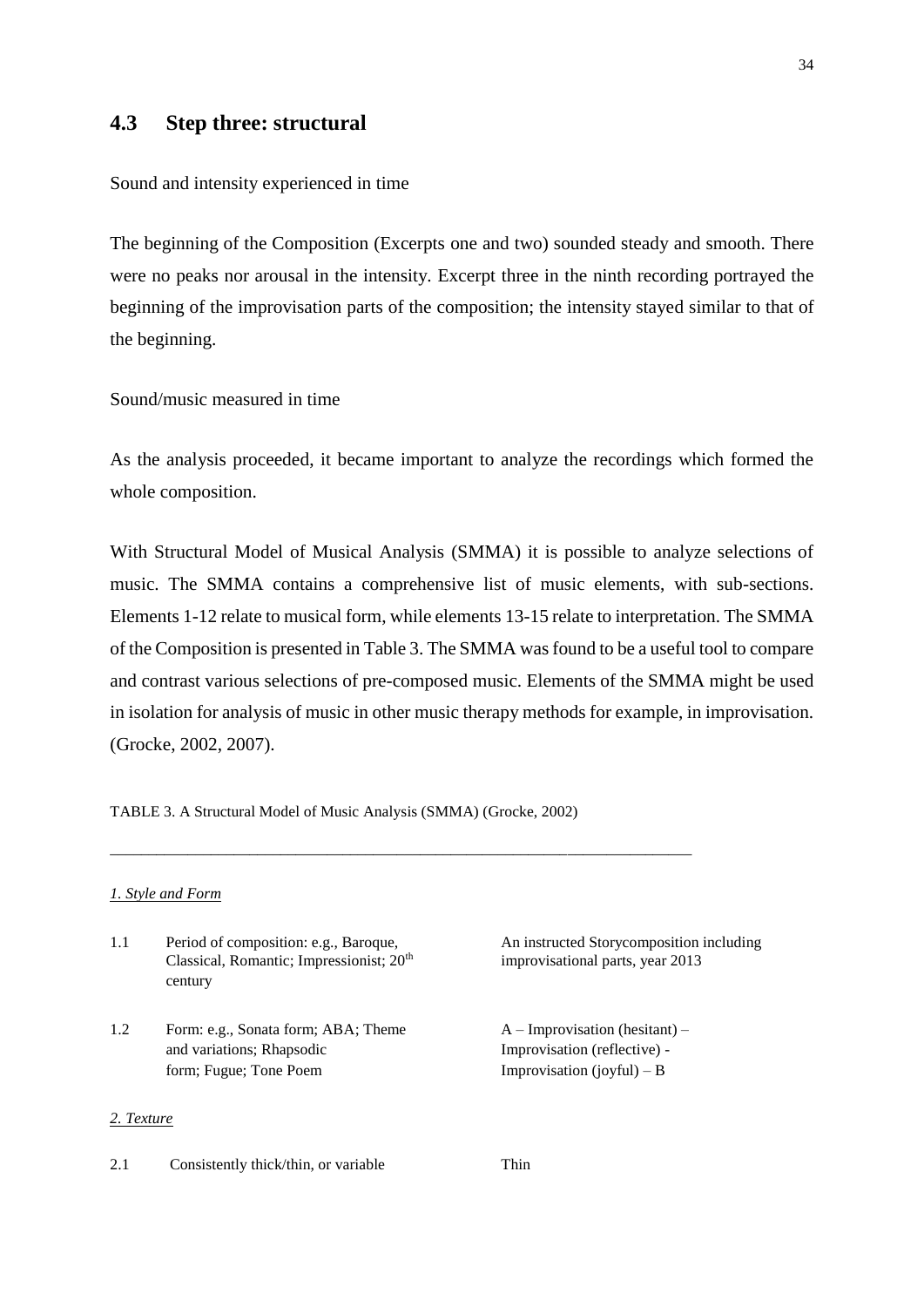## 4.3 Step three: structural

Sound and intensity experienced in time

The beginning of the Composition (Excerpts one and two) sounded steady and smooth. There were no peaks nor arousal in the intensity. Excerpt three in the ninth recording portrayed the beginning of the improvisation parts of the composition; the intensity stayed similar to that of the beginning.

Sound/music measured in time

As the analysis proceeded, it became important to analyze the recordings which formed the whole composition.

With Structural Model of Musical Analysis (SMMA) it is possible to analyze selections of music. The SMMA contains a comprehensive list of music elements, with sub-sections. Elements 1-12 relate to musical form, while elements 13-15 relate to interpretation. The SMMA of the Composition is presented in Table 3. The SMMA was found to be a useful tool to compare and contrast various selections of pre-composed music. Elements of the SMMA might be used in isolation for analysis of music in other music therapy methods for example, in improvisation. (Grocke, 2002, 2007).

TABLE 3. A Structural Model of Music Analysis (SMMA) (Grocke, 2002)

*1. Style and Form*

| | | |
|---|---|---|
| 1.1 | Period of composition: e.g., Baroque, Classical, Romantic; Impressionist; 20th century | An instructed Storycomposition including improvisational parts, year 2013 |
| 1.2 | Form: e.g., Sonata form; ABA; Theme and variations; Rhapsodic form; Fugue; Tone Poem | A – Improvisation (hesitant) – Improvisation (reflective) - Improvisation (joyful) – B |

*2. Texture*

| | | |
|---|---|---|
| 2.1 | Consistently thick/thin, or variable | Thin |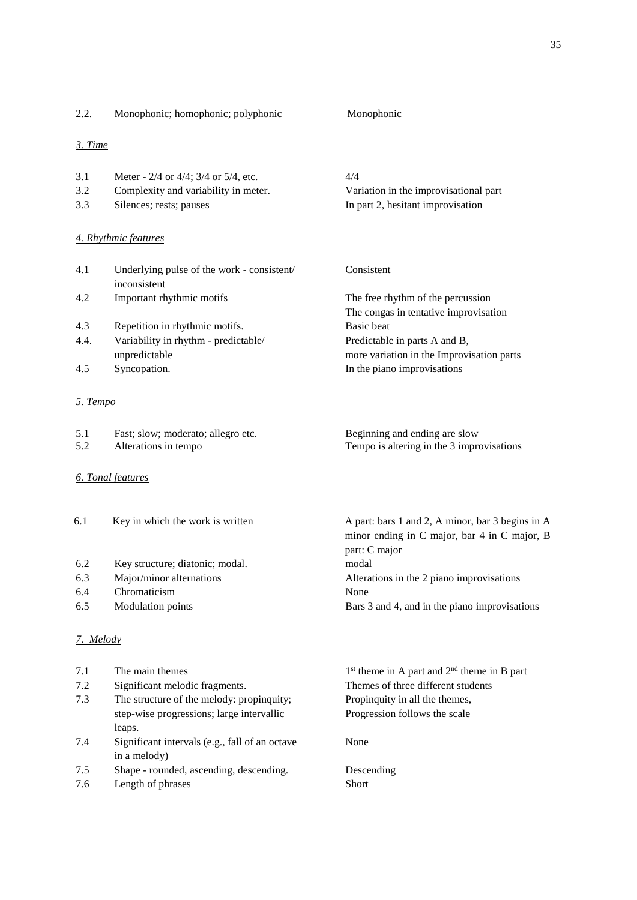| | | |
|---|---|---|
| 2.2. | Monophonic; homophonic; polyphonic | Monophonic |

*3. Time*

| | | |
|---|---|---|
| 3.1 | Meter - 2/4 or 4/4; 3/4 or 5/4, etc. | 4/4 |
| 3.2 | Complexity and variability in meter. | Variation in the improvisational part |
| 3.3 | Silences; rests; pauses | In part 2, hesitant improvisation |

*4. Rhythmic features*

| | | |
|---|---|---|
| 4.1 | Underlying pulse of the work - consistent/ inconsistent | Consistent |
| 4.2 | Important rhythmic motifs | The free rhythm of the percussion The congas in tentative improvisation |
| 4.3 | Repetition in rhythmic motifs. | Basic beat |
| 4.4. | Variability in rhythm - predictable/ unpredictable | Predictable in parts A and B, more variation in the Improvisation parts |
| 4.5 | Syncopation. | In the piano improvisations |

*5. Tempo*

| | | |
|---|---|---|
| 5.1 | Fast; slow; moderato; allegro etc. | Beginning and ending are slow |
| 5.2 | Alterations in tempo | Tempo is altering in the 3 improvisations |

*6. Tonal features*

| | | |
|---|---|---|
| 6.1 | Key in which the work is written | A part: bars 1 and 2, A minor, bar 3 begins in A minor ending in C major, bar 4 in C major, B part: C major |
| 6.2 | Key structure; diatonic; modal. | modal |
| 6.3 | Major/minor alternations | Alterations in the 2 piano improvisations |
| 6.4 | Chromaticism | None |
| 6.5 | Modulation points | Bars 3 and 4, and in the piano improvisations |

*7. Melody*

| | | |
|---|---|---|
| 7.1 | The main themes | 1st theme in A part and 2nd theme in B part |
| 7.2 | Significant melodic fragments. | Themes of three different students |
| 7.3 | The structure of the melody: propinquity; step-wise progressions; large intervallic leaps. | Propinquity in all the themes, Progression follows the scale |
| 7.4 | Significant intervals (e.g., fall of an octave in a melody) | None |
| 7.5 | Shape - rounded, ascending, descending. | Descending |
| 7.6 | Length of phrases | Short |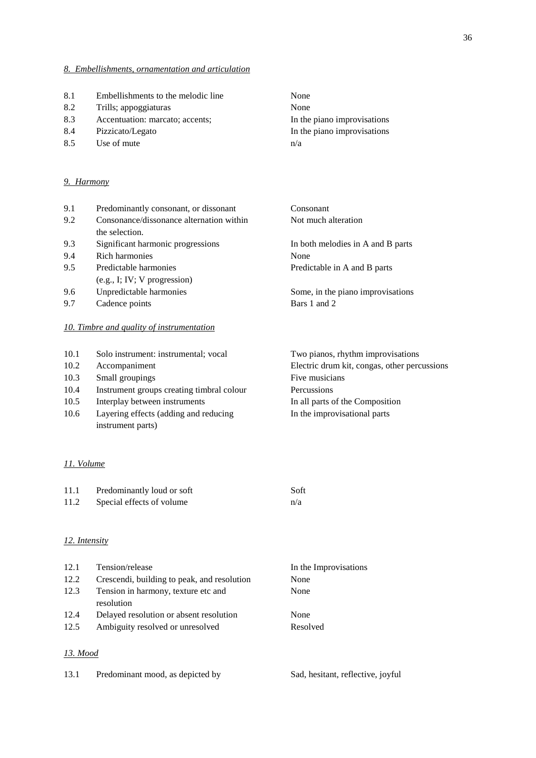*8. Embellishments, ornamentation and articulation*

| | | |
|---|---|---|
| 8.1 | Embellishments to the melodic line | None |
| 8.2 | Trills; appoggiaturas | None |
| 8.3 | Accentuation: marcato; accents; | In the piano improvisations |
| 8.4 | Pizzicato/Legato | In the piano improvisations |
| 8.5 | Use of mute | n/a |

*9. Harmony*

| | | |
|---|---|---|
| 9.1 | Predominantly consonant, or dissonant | Consonant |
| 9.2 | Consonance/dissonance alternation within the selection. | Not much alteration |
| 9.3 | Significant harmonic progressions | In both melodies in A and B parts |
| 9.4 | Rich harmonies | None |
| 9.5 | Predictable harmonies (e.g., I; IV; V progression) | Predictable in A and B parts |
| 9.6 | Unpredictable harmonies | Some, in the piano improvisations |
| 9.7 | Cadence points | Bars 1 and 2 |

*10. Timbre and quality of instrumentation*

| | | |
|---|---|---|
| 10.1 | Solo instrument: instrumental; vocal | Two pianos, rhythm improvisations |
| 10.2 | Accompaniment | Electric drum kit, congas, other percussions |
| 10.3 | Small groupings | Five musicians |
| 10.4 | Instrument groups creating timbral colour | Percussions |
| 10.5 | Interplay between instruments | In all parts of the Composition |
| 10.6 | Layering effects (adding and reducing instrument parts) | In the improvisational parts |

*11. Volume*

| | | |
|---|---|---|
| 11.1 | Predominantly loud or soft | Soft |
| 11.2 | Special effects of volume | n/a |

*12. Intensity*

| | | |
|---|---|---|
| 12.1 | Tension/release | In the Improvisations |
| 12.2 | Crescendi, building to peak, and resolution | None |
| 12.3 | Tension in harmony, texture etc and resolution | None |
| 12.4 | Delayed resolution or absent resolution | None |
| 12.5 | Ambiguity resolved or unresolved | Resolved |

*13. Mood*

| | | |
|---|---|---|
| 13.1 | Predominant mood, as depicted by | Sad, hesitant, reflective, joyful |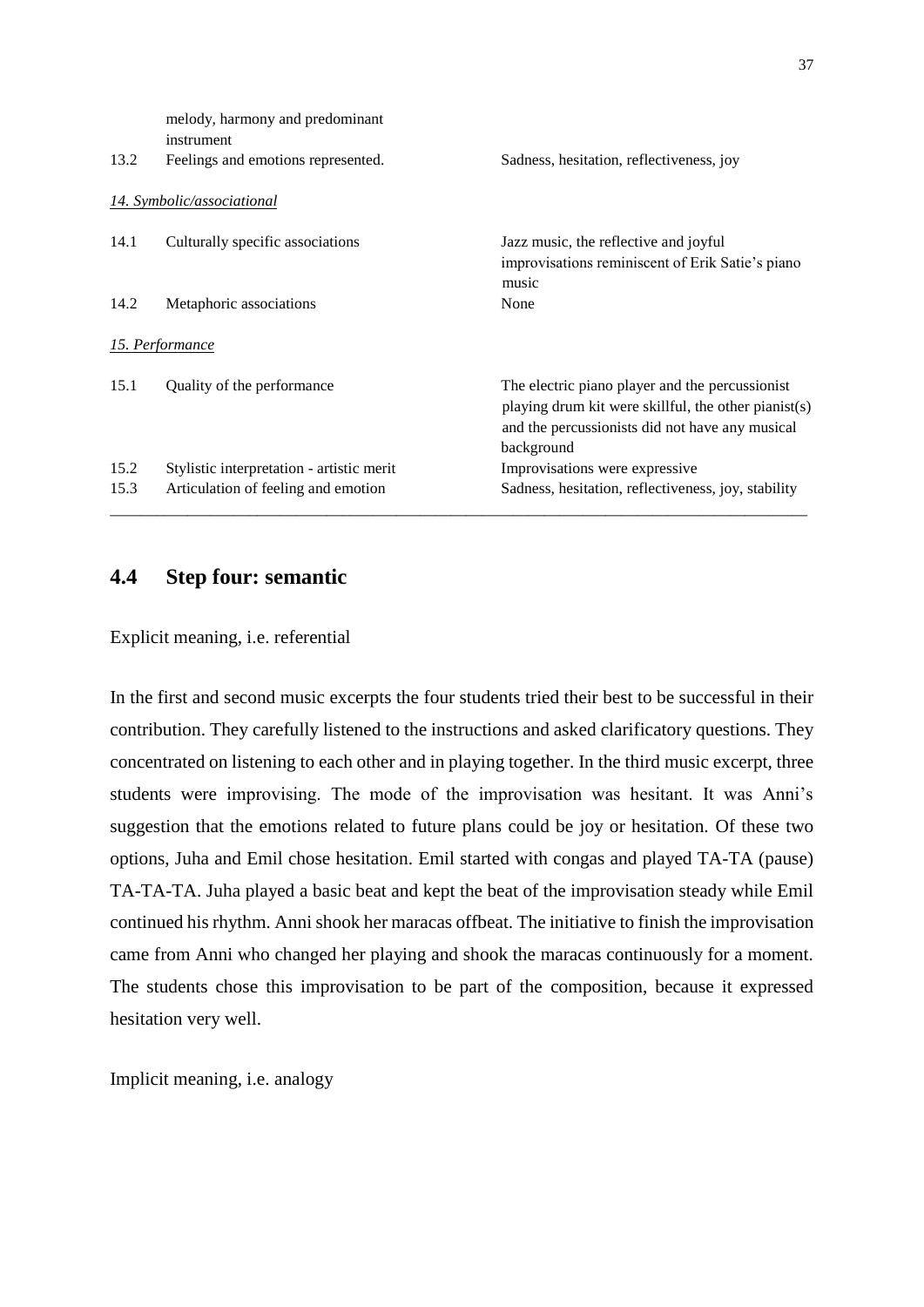| | | |
|---|---|---|
| | melody, harmony and predominant instrument | |
| 13.2 | Feelings and emotions represented. | Sadness, hesitation, reflectiveness, joy |
| *14. Symbolic/associational* | | |
| 14.1 | Culturally specific associations | Jazz music, the reflective and joyful improvisations reminiscent of Erik Satie's piano music |
| 14.2 | Metaphoric associations | None |
| *15. Performance* | | |
| 15.1 | Quality of the performance | The electric piano player and the percussionist playing drum kit were skillful, the other pianist(s) and the percussionists did not have any musical background |
| 15.2 | Stylistic interpretation - artistic merit | Improvisations were expressive |
| 15.3 | Articulation of feeling and emotion | Sadness, hesitation, reflectiveness, joy, stability |

## 4.4 Step four: semantic

Explicit meaning, i.e. referential

In the first and second music excerpts the four students tried their best to be successful in their contribution. They carefully listened to the instructions and asked clarificatory questions. They concentrated on listening to each other and in playing together. In the third music excerpt, three students were improvising. The mode of the improvisation was hesitant. It was Anni's suggestion that the emotions related to future plans could be joy or hesitation. Of these two options, Juha and Emil chose hesitation. Emil started with congas and played TA-TA (pause) TA-TA-TA. Juha played a basic beat and kept the beat of the improvisation steady while Emil continued his rhythm. Anni shook her maracas offbeat. The initiative to finish the improvisation came from Anni who changed her playing and shook the maracas continuously for a moment. The students chose this improvisation to be part of the composition, because it expressed hesitation very well.

Implicit meaning, i.e. analogy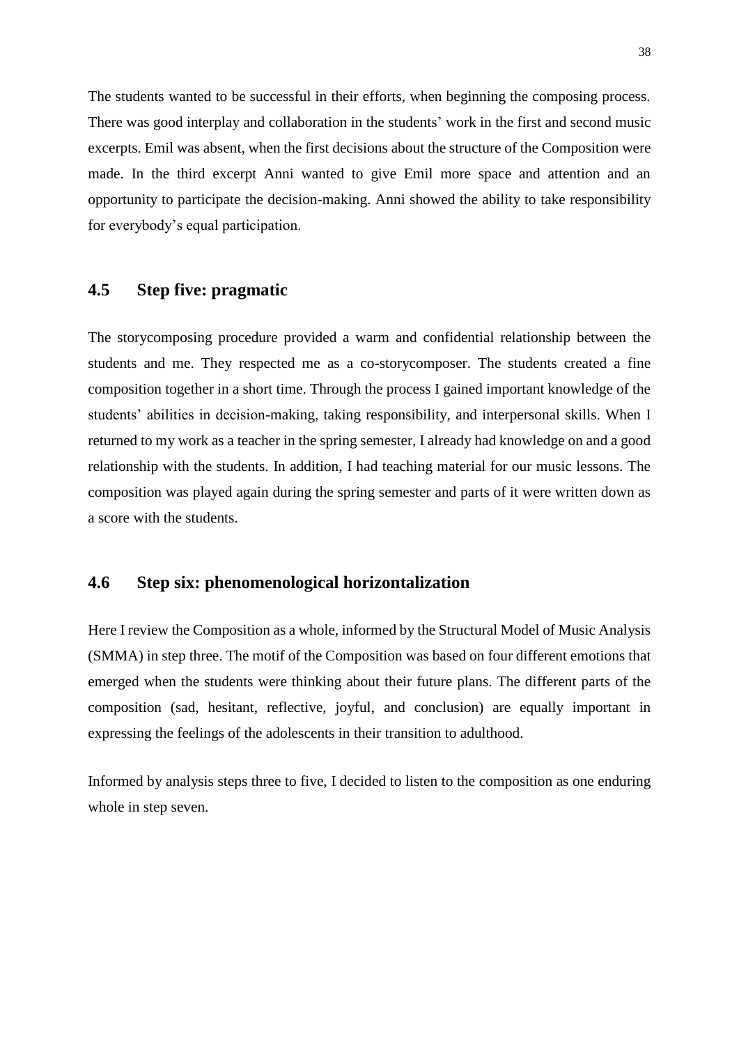The students wanted to be successful in their efforts, when beginning the composing process. There was good interplay and collaboration in the students' work in the first and second music excerpts. Emil was absent, when the first decisions about the structure of the Composition were made. In the third excerpt Anni wanted to give Emil more space and attention and an opportunity to participate the decision-making. Anni showed the ability to take responsibility for everybody's equal participation.

## 4.5 Step five: pragmatic

The storycomposing procedure provided a warm and confidential relationship between the students and me. They respected me as a co-storycomposer. The students created a fine composition together in a short time. Through the process I gained important knowledge of the students' abilities in decision-making, taking responsibility, and interpersonal skills. When I returned to my work as a teacher in the spring semester, I already had knowledge on and a good relationship with the students. In addition, I had teaching material for our music lessons. The composition was played again during the spring semester and parts of it were written down as a score with the students.

## 4.6 Step six: phenomenological horizontalization

Here I review the Composition as a whole, informed by the Structural Model of Music Analysis (SMMA) in step three. The motif of the Composition was based on four different emotions that emerged when the students were thinking about their future plans. The different parts of the composition (sad, hesitant, reflective, joyful, and conclusion) are equally important in expressing the feelings of the adolescents in their transition to adulthood.

Informed by analysis steps three to five, I decided to listen to the composition as one enduring whole in step seven.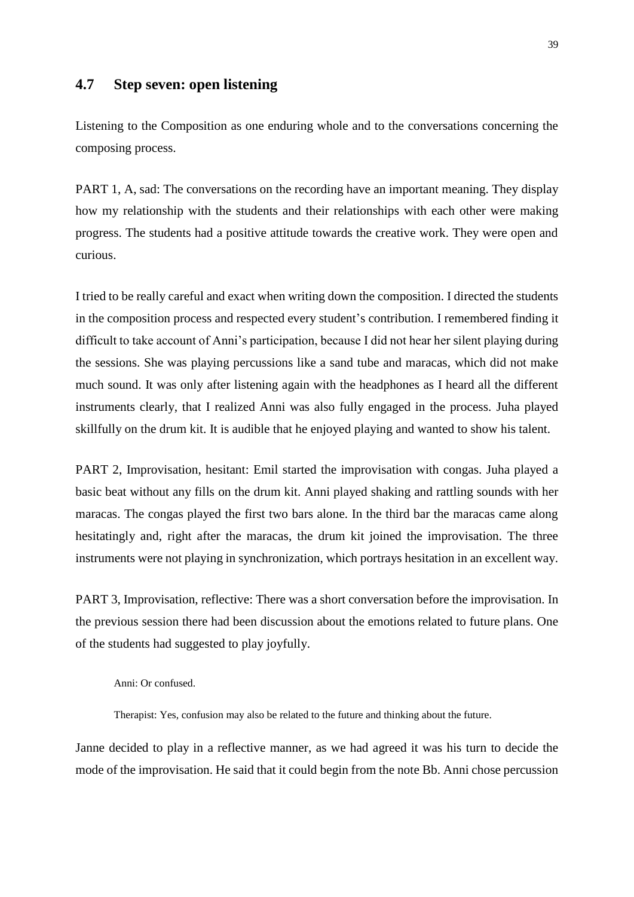## 4.7 Step seven: open listening

Listening to the Composition as one enduring whole and to the conversations concerning the composing process.

PART 1, A, sad: The conversations on the recording have an important meaning. They display how my relationship with the students and their relationships with each other were making progress. The students had a positive attitude towards the creative work. They were open and curious.

I tried to be really careful and exact when writing down the composition. I directed the students in the composition process and respected every student's contribution. I remembered finding it difficult to take account of Anni's participation, because I did not hear her silent playing during the sessions. She was playing percussions like a sand tube and maracas, which did not make much sound. It was only after listening again with the headphones as I heard all the different instruments clearly, that I realized Anni was also fully engaged in the process. Juha played skillfully on the drum kit. It is audible that he enjoyed playing and wanted to show his talent.

PART 2, Improvisation, hesitant: Emil started the improvisation with congas. Juha played a basic beat without any fills on the drum kit. Anni played shaking and rattling sounds with her maracas. The congas played the first two bars alone. In the third bar the maracas came along hesitatingly and, right after the maracas, the drum kit joined the improvisation. The three instruments were not playing in synchronization, which portrays hesitation in an excellent way.

PART 3, Improvisation, reflective: There was a short conversation before the improvisation. In the previous session there had been discussion about the emotions related to future plans. One of the students had suggested to play joyfully.

> Anni: Or confused.
>
> Therapist: Yes, confusion may also be related to the future and thinking about the future.

Janne decided to play in a reflective manner, as we had agreed it was his turn to decide the mode of the improvisation. He said that it could begin from the note Bb. Anni chose percussion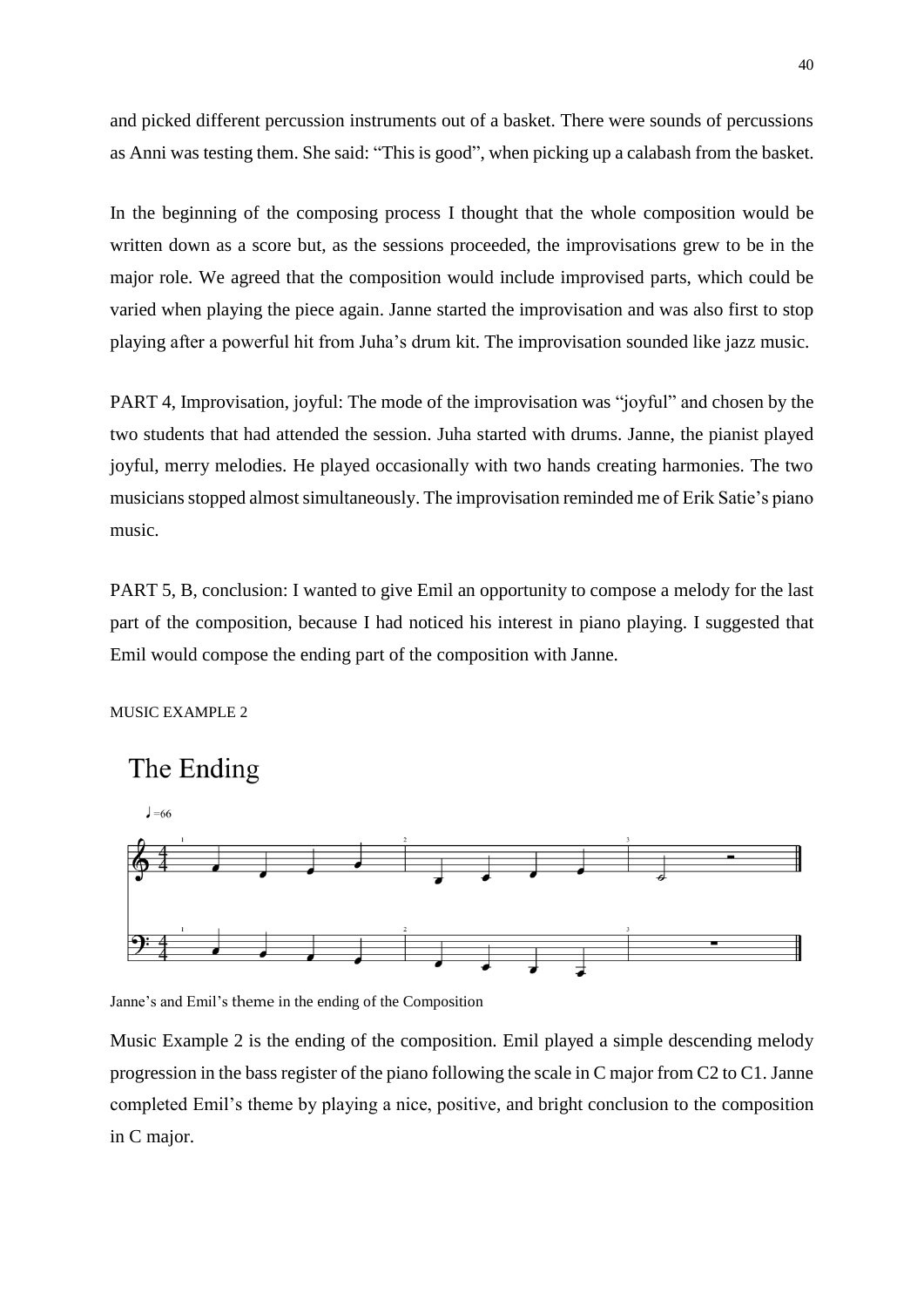and picked different percussion instruments out of a basket. There were sounds of percussions as Anni was testing them. She said: "This is good", when picking up a calabash from the basket.

In the beginning of the composing process I thought that the whole composition would be written down as a score but, as the sessions proceeded, the improvisations grew to be in the major role. We agreed that the composition would include improvised parts, which could be varied when playing the piece again. Janne started the improvisation and was also first to stop playing after a powerful hit from Juha's drum kit. The improvisation sounded like jazz music.

PART 4, Improvisation, joyful: The mode of the improvisation was "joyful" and chosen by the two students that had attended the session. Juha started with drums. Janne, the pianist played joyful, merry melodies. He played occasionally with two hands creating harmonies. The two musicians stopped almost simultaneously. The improvisation reminded me of Erik Satie's piano music.

PART 5, B, conclusion: I wanted to give Emil an opportunity to compose a melody for the last part of the composition, because I had noticed his interest in piano playing. I suggested that Emil would compose the ending part of the composition with Janne.

MUSIC EXAMPLE 2

The Ending

♩=66

Janne's and Emil's theme in the ending of the Composition

Music Example 2 is the ending of the composition. Emil played a simple descending melody progression in the bass register of the piano following the scale in C major from C2 to C1. Janne completed Emil's theme by playing a nice, positive, and bright conclusion to the composition in C major.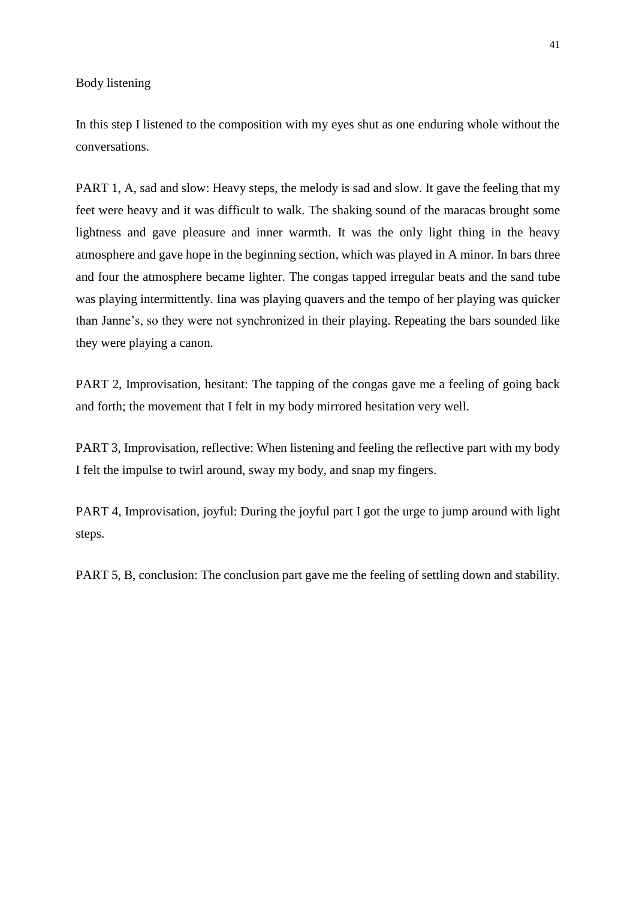Body listening

In this step I listened to the composition with my eyes shut as one enduring whole without the conversations.

PART 1, A, sad and slow: Heavy steps, the melody is sad and slow. It gave the feeling that my feet were heavy and it was difficult to walk. The shaking sound of the maracas brought some lightness and gave pleasure and inner warmth. It was the only light thing in the heavy atmosphere and gave hope in the beginning section, which was played in A minor. In bars three and four the atmosphere became lighter. The congas tapped irregular beats and the sand tube was playing intermittently. Iina was playing quavers and the tempo of her playing was quicker than Janne's, so they were not synchronized in their playing. Repeating the bars sounded like they were playing a canon.

PART 2, Improvisation, hesitant: The tapping of the congas gave me a feeling of going back and forth; the movement that I felt in my body mirrored hesitation very well.

PART 3, Improvisation, reflective: When listening and feeling the reflective part with my body I felt the impulse to twirl around, sway my body, and snap my fingers.

PART 4, Improvisation, joyful: During the joyful part I got the urge to jump around with light steps.

PART 5, B, conclusion: The conclusion part gave me the feeling of settling down and stability.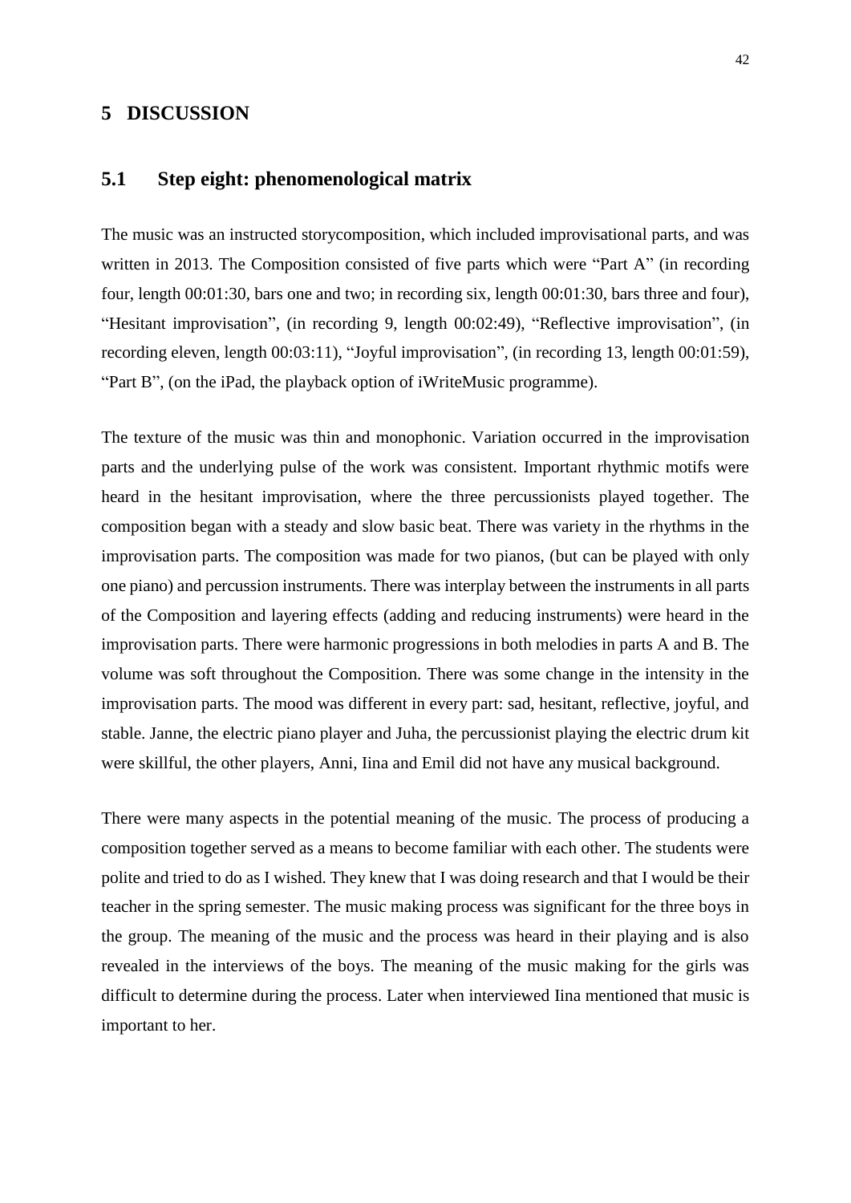# 5 DISCUSSION

## 5.1 Step eight: phenomenological matrix

The music was an instructed storycomposition, which included improvisational parts, and was written in 2013. The Composition consisted of five parts which were “Part A” (in recording four, length 00:01:30, bars one and two; in recording six, length 00:01:30, bars three and four), “Hesitant improvisation”, (in recording 9, length 00:02:49), “Reflective improvisation”, (in recording eleven, length 00:03:11), “Joyful improvisation”, (in recording 13, length 00:01:59), “Part B”, (on the iPad, the playback option of iWriteMusic programme).

The texture of the music was thin and monophonic. Variation occurred in the improvisation parts and the underlying pulse of the work was consistent. Important rhythmic motifs were heard in the hesitant improvisation, where the three percussionists played together. The composition began with a steady and slow basic beat. There was variety in the rhythms in the improvisation parts. The composition was made for two pianos, (but can be played with only one piano) and percussion instruments. There was interplay between the instruments in all parts of the Composition and layering effects (adding and reducing instruments) were heard in the improvisation parts. There were harmonic progressions in both melodies in parts A and B. The volume was soft throughout the Composition. There was some change in the intensity in the improvisation parts. The mood was different in every part: sad, hesitant, reflective, joyful, and stable. Janne, the electric piano player and Juha, the percussionist playing the electric drum kit were skillful, the other players, Anni, Iina and Emil did not have any musical background.

There were many aspects in the potential meaning of the music. The process of producing a composition together served as a means to become familiar with each other. The students were polite and tried to do as I wished. They knew that I was doing research and that I would be their teacher in the spring semester. The music making process was significant for the three boys in the group. The meaning of the music and the process was heard in their playing and is also revealed in the interviews of the boys. The meaning of the music making for the girls was difficult to determine during the process. Later when interviewed Iina mentioned that music is important to her.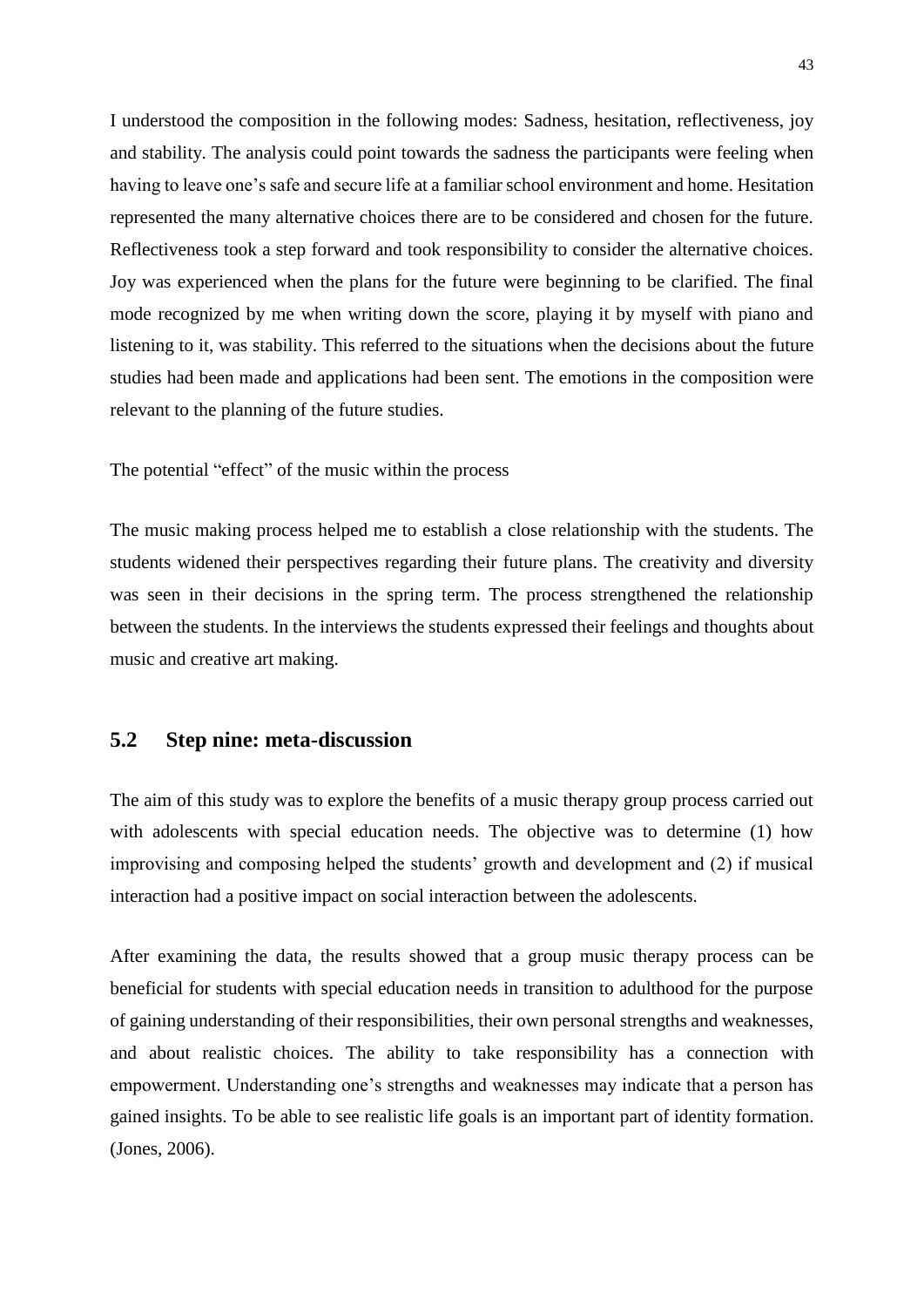I understood the composition in the following modes: Sadness, hesitation, reflectiveness, joy and stability. The analysis could point towards the sadness the participants were feeling when having to leave one's safe and secure life at a familiar school environment and home. Hesitation represented the many alternative choices there are to be considered and chosen for the future. Reflectiveness took a step forward and took responsibility to consider the alternative choices. Joy was experienced when the plans for the future were beginning to be clarified. The final mode recognized by me when writing down the score, playing it by myself with piano and listening to it, was stability. This referred to the situations when the decisions about the future studies had been made and applications had been sent. The emotions in the composition were relevant to the planning of the future studies.

The potential "effect" of the music within the process

The music making process helped me to establish a close relationship with the students. The students widened their perspectives regarding their future plans. The creativity and diversity was seen in their decisions in the spring term. The process strengthened the relationship between the students. In the interviews the students expressed their feelings and thoughts about music and creative art making.

## 5.2 Step nine: meta-discussion

The aim of this study was to explore the benefits of a music therapy group process carried out with adolescents with special education needs. The objective was to determine (1) how improvising and composing helped the students' growth and development and (2) if musical interaction had a positive impact on social interaction between the adolescents.

After examining the data, the results showed that a group music therapy process can be beneficial for students with special education needs in transition to adulthood for the purpose of gaining understanding of their responsibilities, their own personal strengths and weaknesses, and about realistic choices. The ability to take responsibility has a connection with empowerment. Understanding one's strengths and weaknesses may indicate that a person has gained insights. To be able to see realistic life goals is an important part of identity formation. (Jones, 2006).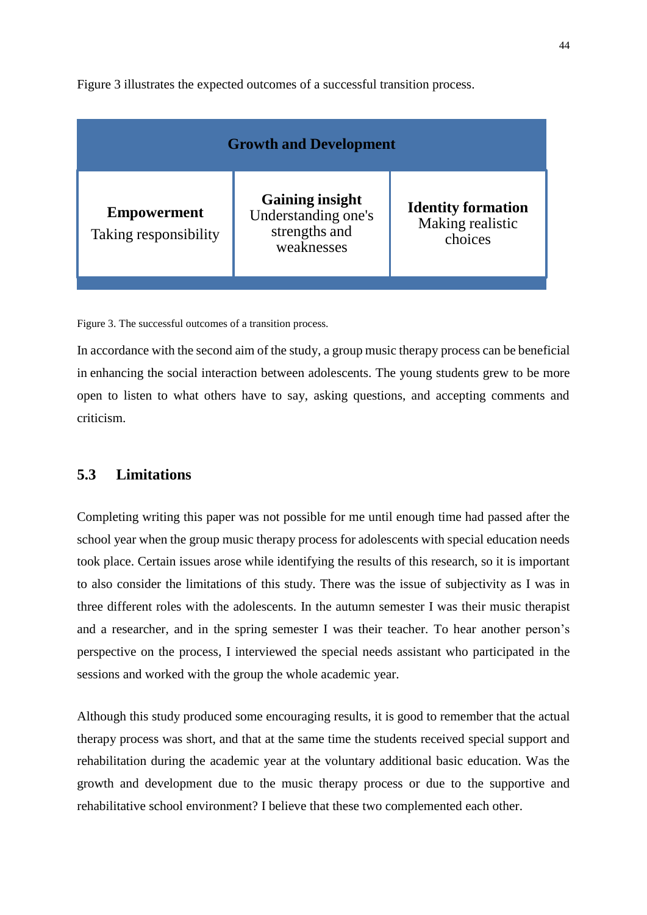Figure 3 illustrates the expected outcomes of a successful transition process.

| Growth and Development | | |
|---|---|---|
| **Empowerment** Taking responsibility | **Gaining insight** Understanding one's strengths and weaknesses | **Identity formation** Making realistic choices |

Figure 3. The successful outcomes of a transition process.

In accordance with the second aim of the study, a group music therapy process can be beneficial in enhancing the social interaction between adolescents. The young students grew to be more open to listen to what others have to say, asking questions, and accepting comments and criticism.

## 5.3 Limitations

Completing writing this paper was not possible for me until enough time had passed after the school year when the group music therapy process for adolescents with special education needs took place. Certain issues arose while identifying the results of this research, so it is important to also consider the limitations of this study. There was the issue of subjectivity as I was in three different roles with the adolescents. In the autumn semester I was their music therapist and a researcher, and in the spring semester I was their teacher. To hear another person's perspective on the process, I interviewed the special needs assistant who participated in the sessions and worked with the group the whole academic year.

Although this study produced some encouraging results, it is good to remember that the actual therapy process was short, and that at the same time the students received special support and rehabilitation during the academic year at the voluntary additional basic education. Was the growth and development due to the music therapy process or due to the supportive and rehabilitative school environment? I believe that these two complemented each other.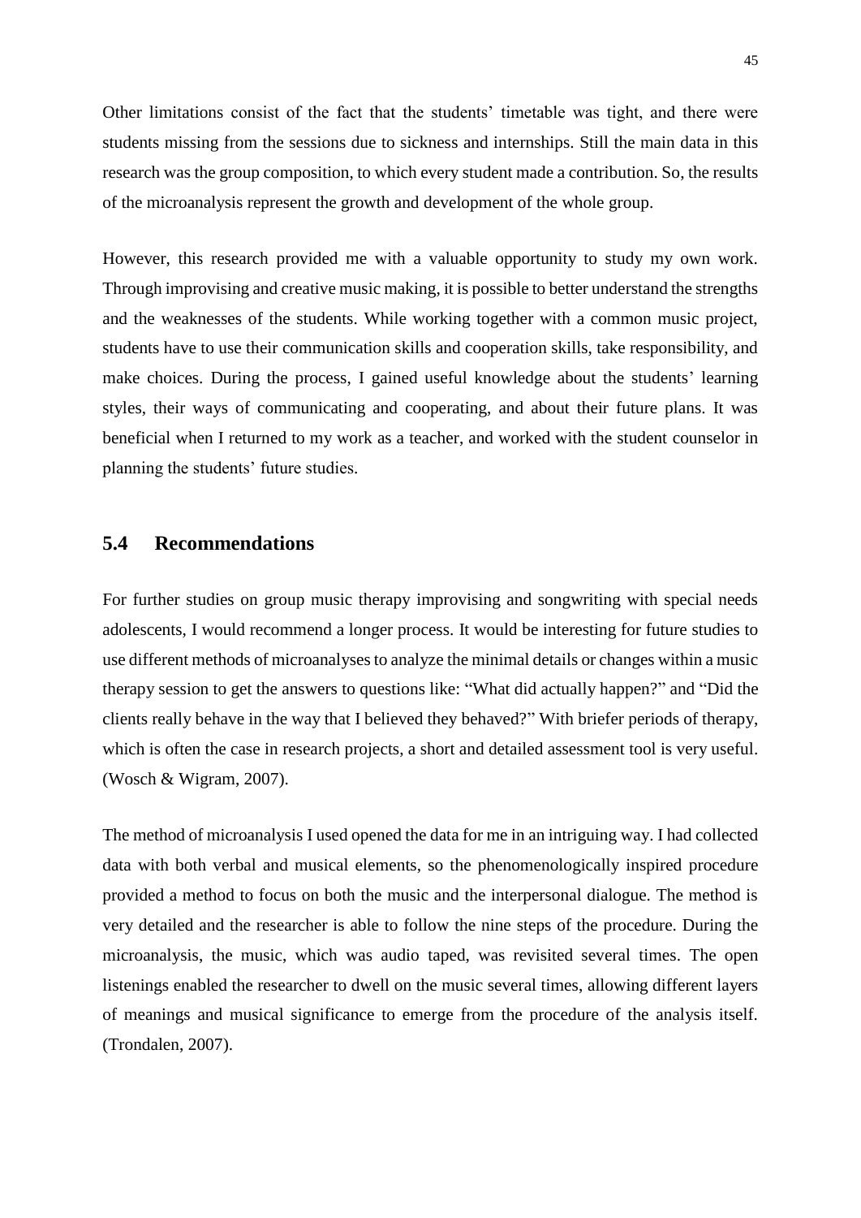Other limitations consist of the fact that the students' timetable was tight, and there were students missing from the sessions due to sickness and internships. Still the main data in this research was the group composition, to which every student made a contribution. So, the results of the microanalysis represent the growth and development of the whole group.

However, this research provided me with a valuable opportunity to study my own work. Through improvising and creative music making, it is possible to better understand the strengths and the weaknesses of the students. While working together with a common music project, students have to use their communication skills and cooperation skills, take responsibility, and make choices. During the process, I gained useful knowledge about the students' learning styles, their ways of communicating and cooperating, and about their future plans. It was beneficial when I returned to my work as a teacher, and worked with the student counselor in planning the students' future studies.

## 5.4 Recommendations

For further studies on group music therapy improvising and songwriting with special needs adolescents, I would recommend a longer process. It would be interesting for future studies to use different methods of microanalyses to analyze the minimal details or changes within a music therapy session to get the answers to questions like: "What did actually happen?" and "Did the clients really behave in the way that I believed they behaved?" With briefer periods of therapy, which is often the case in research projects, a short and detailed assessment tool is very useful. (Wosch & Wigram, 2007).

The method of microanalysis I used opened the data for me in an intriguing way. I had collected data with both verbal and musical elements, so the phenomenologically inspired procedure provided a method to focus on both the music and the interpersonal dialogue. The method is very detailed and the researcher is able to follow the nine steps of the procedure. During the microanalysis, the music, which was audio taped, was revisited several times. The open listenings enabled the researcher to dwell on the music several times, allowing different layers of meanings and musical significance to emerge from the procedure of the analysis itself. (Trondalen, 2007).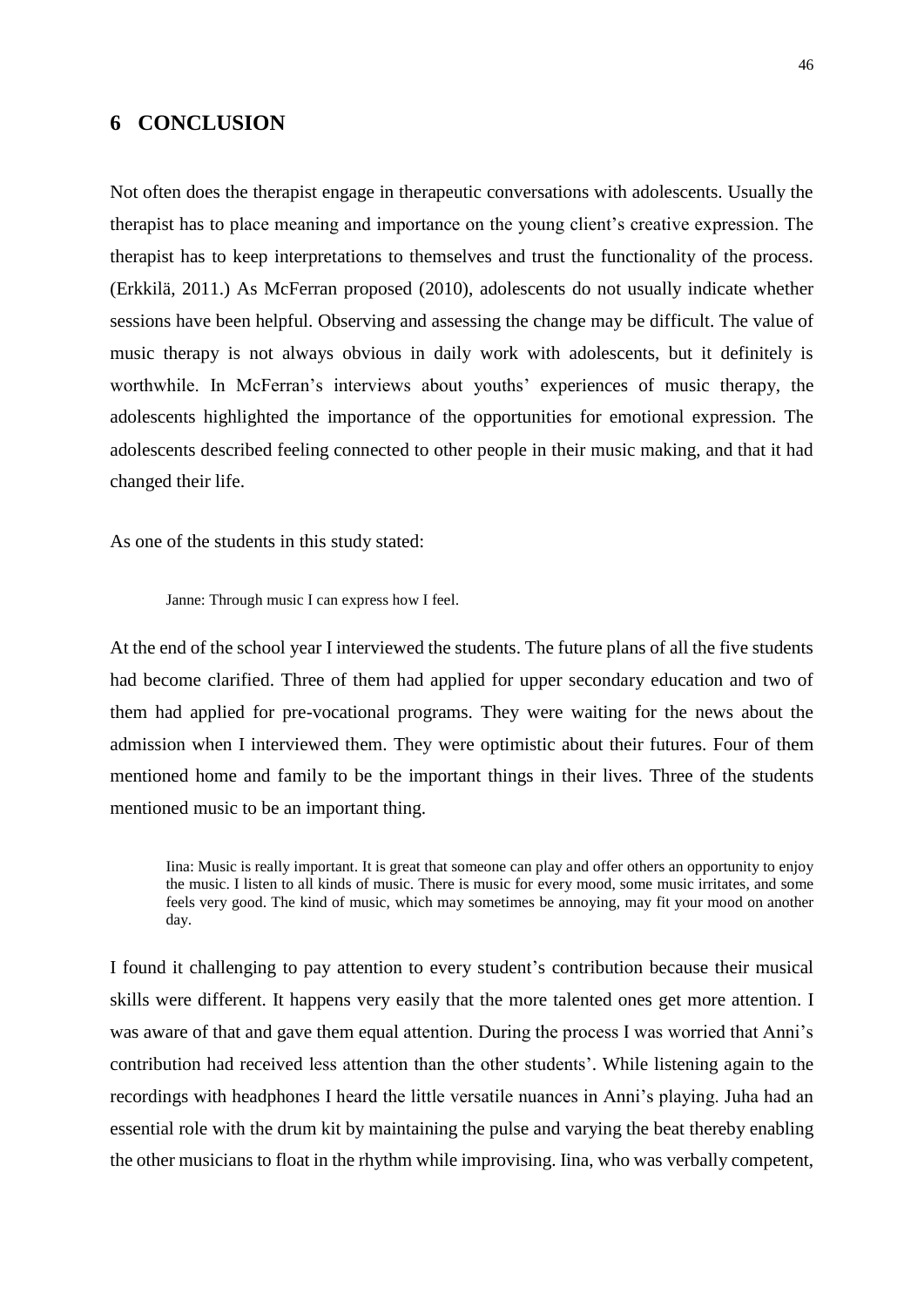# 6 CONCLUSION

Not often does the therapist engage in therapeutic conversations with adolescents. Usually the therapist has to place meaning and importance on the young client's creative expression. The therapist has to keep interpretations to themselves and trust the functionality of the process. (Erkkilä, 2011.) As McFerran proposed (2010), adolescents do not usually indicate whether sessions have been helpful. Observing and assessing the change may be difficult. The value of music therapy is not always obvious in daily work with adolescents, but it definitely is worthwhile. In McFerran's interviews about youths' experiences of music therapy, the adolescents highlighted the importance of the opportunities for emotional expression. The adolescents described feeling connected to other people in their music making, and that it had changed their life.

As one of the students in this study stated:

> Janne: Through music I can express how I feel.

At the end of the school year I interviewed the students. The future plans of all the five students had become clarified. Three of them had applied for upper secondary education and two of them had applied for pre-vocational programs. They were waiting for the news about the admission when I interviewed them. They were optimistic about their futures. Four of them mentioned home and family to be the important things in their lives. Three of the students mentioned music to be an important thing.

> Iina: Music is really important. It is great that someone can play and offer others an opportunity to enjoy the music. I listen to all kinds of music. There is music for every mood, some music irritates, and some feels very good. The kind of music, which may sometimes be annoying, may fit your mood on another day.

I found it challenging to pay attention to every student's contribution because their musical skills were different. It happens very easily that the more talented ones get more attention. I was aware of that and gave them equal attention. During the process I was worried that Anni's contribution had received less attention than the other students'. While listening again to the recordings with headphones I heard the little versatile nuances in Anni's playing. Juha had an essential role with the drum kit by maintaining the pulse and varying the beat thereby enabling the other musicians to float in the rhythm while improvising. Iina, who was verbally competent,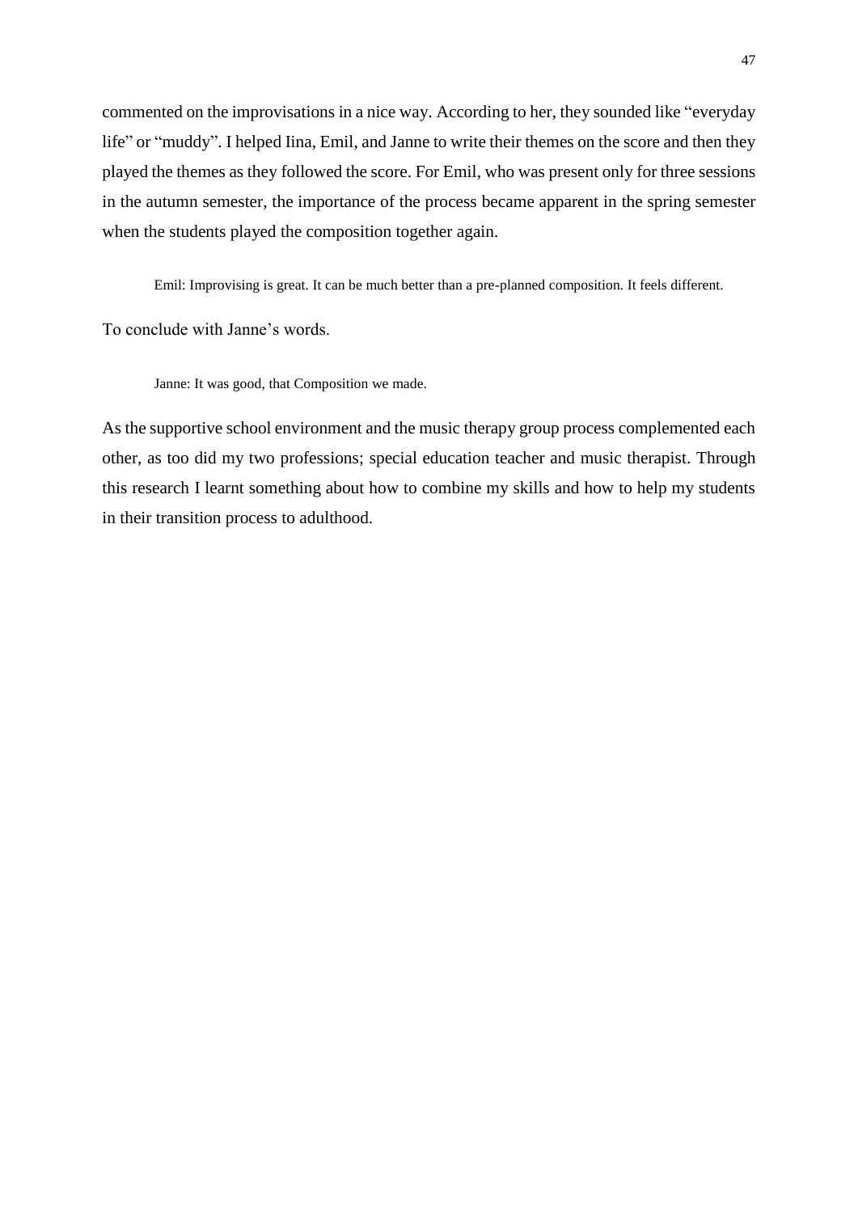commented on the improvisations in a nice way. According to her, they sounded like "everyday life" or "muddy". I helped Iina, Emil, and Janne to write their themes on the score and then they played the themes as they followed the score. For Emil, who was present only for three sessions in the autumn semester, the importance of the process became apparent in the spring semester when the students played the composition together again.

> Emil: Improvising is great. It can be much better than a pre-planned composition. It feels different.

To conclude with Janne's words.

> Janne: It was good, that Composition we made.

As the supportive school environment and the music therapy group process complemented each other, as too did my two professions; special education teacher and music therapist. Through this research I learnt something about how to combine my skills and how to help my students in their transition process to adulthood.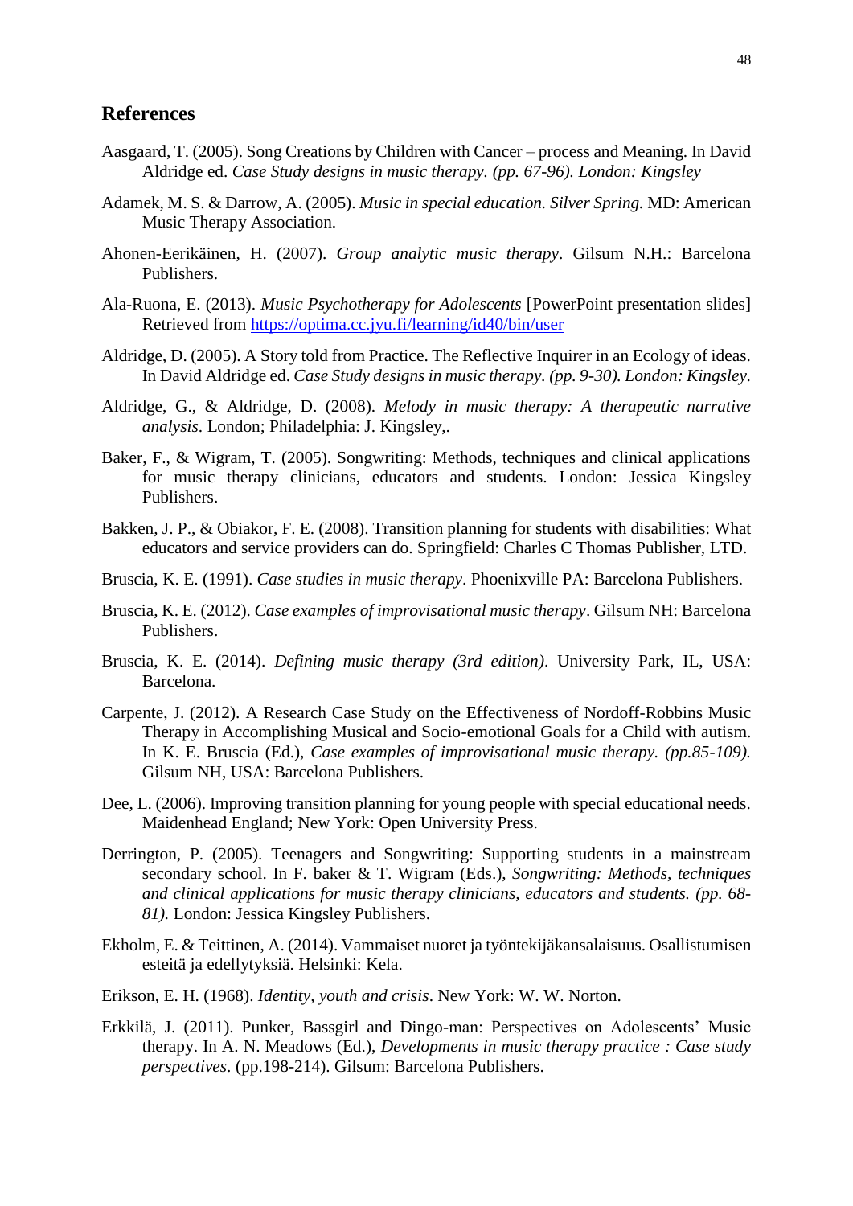## References

Aasgaard, T. (2005). Song Creations by Children with Cancer – process and Meaning. In David Aldridge ed. *Case Study designs in music therapy. (pp. 67-96). London: Kingsley*

Adamek, M. S. & Darrow, A. (2005). *Music in special education. Silver Spring.* MD: American Music Therapy Association.

Ahonen-Eerikäinen, H. (2007). *Group analytic music therapy*. Gilsum N.H.: Barcelona Publishers.

Ala-Ruona, E. (2013). *Music Psychotherapy for Adolescents* [PowerPoint presentation slides] Retrieved from https://optima.cc.jyu.fi/learning/id40/bin/user

Aldridge, D. (2005). A Story told from Practice. The Reflective Inquirer in an Ecology of ideas. In David Aldridge ed. *Case Study designs in music therapy. (pp. 9-30). London: Kingsley.*

Aldridge, G., & Aldridge, D. (2008). *Melody in music therapy: A therapeutic narrative analysis*. London; Philadelphia: J. Kingsley,.

Baker, F., & Wigram, T. (2005). Songwriting: Methods, techniques and clinical applications for music therapy clinicians, educators and students. London: Jessica Kingsley Publishers.

Bakken, J. P., & Obiakor, F. E. (2008). Transition planning for students with disabilities: What educators and service providers can do. Springfield: Charles C Thomas Publisher, LTD.

Bruscia, K. E. (1991). *Case studies in music therapy*. Phoenixville PA: Barcelona Publishers.

Bruscia, K. E. (2012). *Case examples of improvisational music therapy*. Gilsum NH: Barcelona Publishers.

Bruscia, K. E. (2014). *Defining music therapy (3rd edition)*. University Park, IL, USA: Barcelona.

Carpente, J. (2012). A Research Case Study on the Effectiveness of Nordoff-Robbins Music Therapy in Accomplishing Musical and Socio-emotional Goals for a Child with autism. In K. E. Bruscia (Ed.), *Case examples of improvisational music therapy. (pp.85-109).* Gilsum NH, USA: Barcelona Publishers.

Dee, L. (2006). Improving transition planning for young people with special educational needs. Maidenhead England; New York: Open University Press.

Derrington, P. (2005). Teenagers and Songwriting: Supporting students in a mainstream secondary school. In F. baker & T. Wigram (Eds.), *Songwriting: Methods, techniques and clinical applications for music therapy clinicians, educators and students. (pp. 68-81).* London: Jessica Kingsley Publishers.

Ekholm, E. & Teittinen, A. (2014). Vammaiset nuoret ja työntekijäkansalaisuus. Osallistumisen esteitä ja edellytyksiä. Helsinki: Kela.

Erikson, E. H. (1968). *Identity, youth and crisis*. New York: W. W. Norton.

Erkkilä, J. (2011). Punker, Bassgirl and Dingo-man: Perspectives on Adolescents' Music therapy. In A. N. Meadows (Ed.), *Developments in music therapy practice : Case study perspectives*. (pp.198-214). Gilsum: Barcelona Publishers.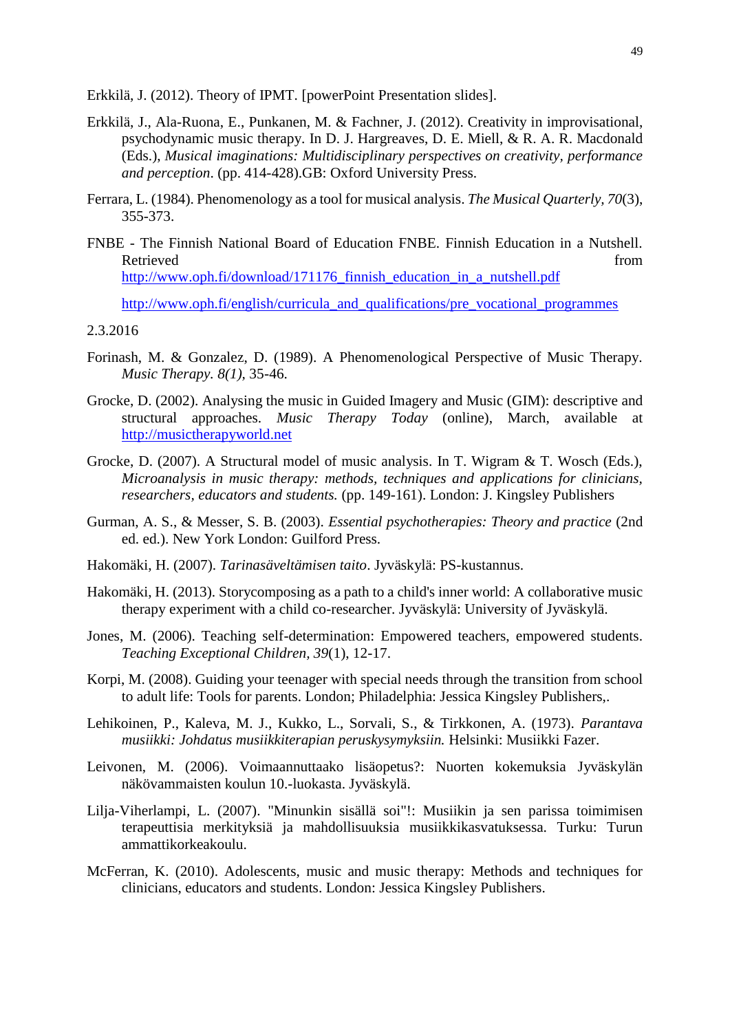Erkkilä, J. (2012). Theory of IPMT. [powerPoint Presentation slides].

Erkkilä, J., Ala-Ruona, E., Punkanen, M. & Fachner, J. (2012). Creativity in improvisational, psychodynamic music therapy. In D. J. Hargreaves, D. E. Miell, & R. A. R. Macdonald (Eds.), *Musical imaginations: Multidisciplinary perspectives on creativity, performance and perception*. (pp. 414-428).GB: Oxford University Press.

Ferrara, L. (1984). Phenomenology as a tool for musical analysis. *The Musical Quarterly, 70*(3), 355-373.

FNBE - The Finnish National Board of Education FNBE. Finnish Education in a Nutshell. Retrieved from http://www.oph.fi/download/171176_finnish_education_in_a_nutshell.pdf

http://www.oph.fi/english/curricula_and_qualifications/pre_vocational_programmes

2.3.2016

Forinash, M. & Gonzalez, D. (1989). A Phenomenological Perspective of Music Therapy. *Music Therapy. 8(1),* 35-46.

Grocke, D. (2002). Analysing the music in Guided Imagery and Music (GIM): descriptive and structural approaches. *Music Therapy Today* (online), March, available at http://musictherapyworld.net

Grocke, D. (2007). A Structural model of music analysis. In T. Wigram & T. Wosch (Eds.), *Microanalysis in music therapy: methods, techniques and applications for clinicians, researchers, educators and students.* (pp. 149-161). London: J. Kingsley Publishers

Gurman, A. S., & Messer, S. B. (2003). *Essential psychotherapies: Theory and practice* (2nd ed. ed.). New York London: Guilford Press.

Hakomäki, H. (2007). *Tarinasäveltämisen taito*. Jyväskylä: PS-kustannus.

Hakomäki, H. (2013). Storycomposing as a path to a child's inner world: A collaborative music therapy experiment with a child co-researcher. Jyväskylä: University of Jyväskylä.

Jones, M. (2006). Teaching self-determination: Empowered teachers, empowered students. *Teaching Exceptional Children, 39*(1), 12-17.

Korpi, M. (2008). Guiding your teenager with special needs through the transition from school to adult life: Tools for parents. London; Philadelphia: Jessica Kingsley Publishers,.

Lehikoinen, P., Kaleva, M. J., Kukko, L., Sorvali, S., & Tirkkonen, A. (1973). *Parantava musiikki: Johdatus musiikkiterapian peruskysymyksiin.* Helsinki: Musiikki Fazer.

Leivonen, M. (2006). Voimaannuttaako lisäopetus?: Nuorten kokemuksia Jyväskylän näkövammaisten koulun 10.-luokasta. Jyväskylä.

Lilja-Viherlampi, L. (2007). "Minunkin sisällä soi"!: Musiikin ja sen parissa toimimisen terapeuttisia merkityksiä ja mahdollisuuksia musiikkikasvatuksessa. Turku: Turun ammattikorkeakoulu.

McFerran, K. (2010). Adolescents, music and music therapy: Methods and techniques for clinicians, educators and students. London: Jessica Kingsley Publishers.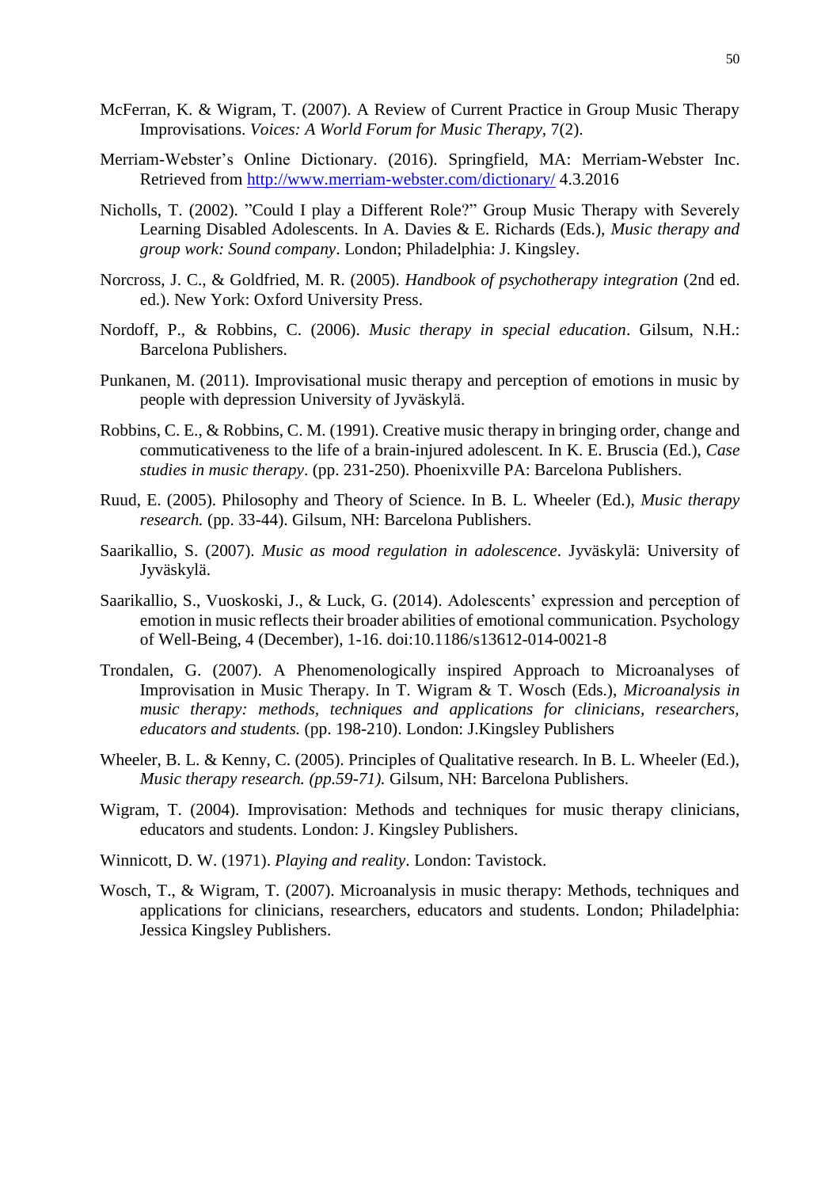McFerran, K. & Wigram, T. (2007). A Review of Current Practice in Group Music Therapy Improvisations. *Voices: A World Forum for Music Therapy*, 7(2).

Merriam-Webster's Online Dictionary. (2016). Springfield, MA: Merriam-Webster Inc. Retrieved from http://www.merriam-webster.com/dictionary/ 4.3.2016

Nicholls, T. (2002). "Could I play a Different Role?" Group Music Therapy with Severely Learning Disabled Adolescents. In A. Davies & E. Richards (Eds.), *Music therapy and group work: Sound company*. London; Philadelphia: J. Kingsley.

Norcross, J. C., & Goldfried, M. R. (2005). *Handbook of psychotherapy integration* (2nd ed. ed.). New York: Oxford University Press.

Nordoff, P., & Robbins, C. (2006). *Music therapy in special education*. Gilsum, N.H.: Barcelona Publishers.

Punkanen, M. (2011). Improvisational music therapy and perception of emotions in music by people with depression University of Jyväskylä.

Robbins, C. E., & Robbins, C. M. (1991). Creative music therapy in bringing order, change and commuticativeness to the life of a brain-injured adolescent. In K. E. Bruscia (Ed.), *Case studies in music therapy*. (pp. 231-250). Phoenixville PA: Barcelona Publishers.

Ruud, E. (2005). Philosophy and Theory of Science. In B. L. Wheeler (Ed.), *Music therapy research.* (pp. 33-44). Gilsum, NH: Barcelona Publishers.

Saarikallio, S. (2007). *Music as mood regulation in adolescence*. Jyväskylä: University of Jyväskylä.

Saarikallio, S., Vuoskoski, J., & Luck, G. (2014). Adolescents' expression and perception of emotion in music reflects their broader abilities of emotional communication. Psychology of Well-Being, 4 (December), 1-16. doi:10.1186/s13612-014-0021-8

Trondalen, G. (2007). A Phenomenologically inspired Approach to Microanalyses of Improvisation in Music Therapy. In T. Wigram & T. Wosch (Eds.), *Microanalysis in music therapy: methods, techniques and applications for clinicians, researchers, educators and students.* (pp. 198-210). London: J.Kingsley Publishers

Wheeler, B. L. & Kenny, C. (2005). Principles of Qualitative research. In B. L. Wheeler (Ed.), *Music therapy research. (pp.59-71).* Gilsum, NH: Barcelona Publishers.

Wigram, T. (2004). Improvisation: Methods and techniques for music therapy clinicians, educators and students. London: J. Kingsley Publishers.

Winnicott, D. W. (1971). *Playing and reality*. London: Tavistock.

Wosch, T., & Wigram, T. (2007). Microanalysis in music therapy: Methods, techniques and applications for clinicians, researchers, educators and students. London; Philadelphia: Jessica Kingsley Publishers.